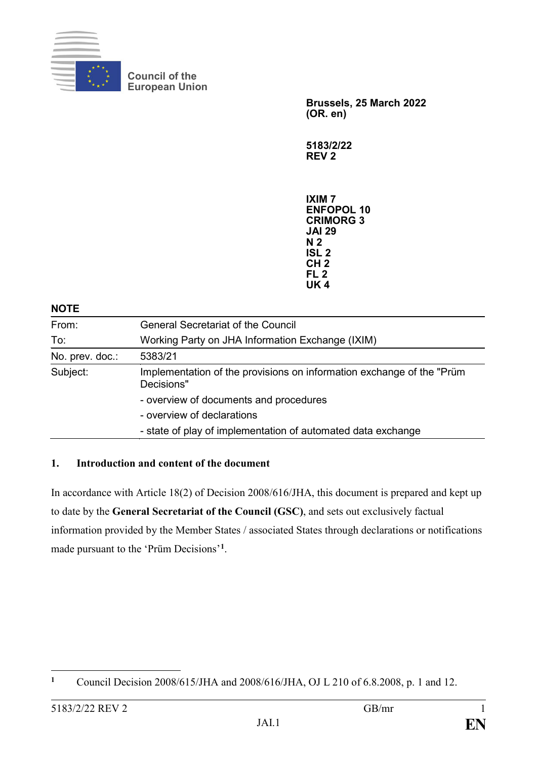Council of the European Union

**Brussels, 25 March 2022**
**(OR. en)**

**5183/2/22**
**REV 2**

**IXIM 7**
**ENFOPOL 10**
**CRIMORG 3**
**JAI 29**
**N 2**
**ISL 2**
**CH 2**
**FL 2**
**UK 4**

**NOTE**

| | |
|---|---|
| From: | General Secretariat of the Council |
| To: | Working Party on JHA Information Exchange (IXIM) |
| No. prev. doc.: | 5383/21 |
| Subject: | Implementation of the provisions on information exchange of the "Prüm Decisions"<br>- overview of documents and procedures<br>- overview of declarations<br>- state of play of implementation of automated data exchange |

## 1. Introduction and content of the document

In accordance with Article 18(2) of Decision 2008/616/JHA, this document is prepared and kept up to date by the **General Secretariat of the Council (GSC)**, and sets out exclusively factual information provided by the Member States / associated States through declarations or notifications made pursuant to the 'Prüm Decisions'[1].

[1] Council Decision 2008/615/JHA and 2008/616/JHA, OJ L 210 of 6.8.2008, p. 1 and 12.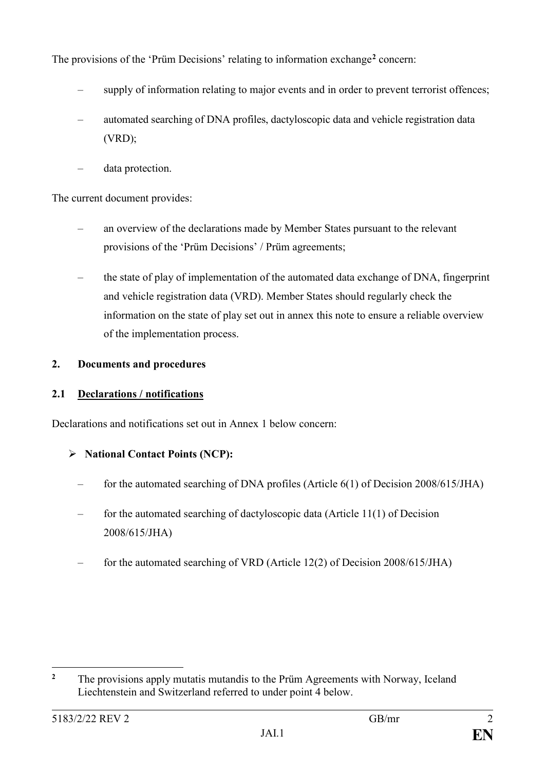The provisions of the 'Prüm Decisions' relating to information exchange[2] concern:

- supply of information relating to major events and in order to prevent terrorist offences;
- automated searching of DNA profiles, dactyloscopic data and vehicle registration data (VRD);
- data protection.

The current document provides:

- an overview of the declarations made by Member States pursuant to the relevant provisions of the 'Prüm Decisions' / Prüm agreements;
- the state of play of implementation of the automated data exchange of DNA, fingerprint and vehicle registration data (VRD). Member States should regularly check the information on the state of play set out in annex this note to ensure a reliable overview of the implementation process.

## 2. Documents and procedures

### 2.1 Declarations / notifications

Declarations and notifications set out in Annex 1 below concern:

- **National Contact Points (NCP):**
  - for the automated searching of DNA profiles (Article 6(1) of Decision 2008/615/JHA)
  - for the automated searching of dactyloscopic data (Article 11(1) of Decision 2008/615/JHA)
  - for the automated searching of VRD (Article 12(2) of Decision 2008/615/JHA)

---

[2] The provisions apply mutatis mutandis to the Prüm Agreements with Norway, Iceland Liechtenstein and Switzerland referred to under point 4 below.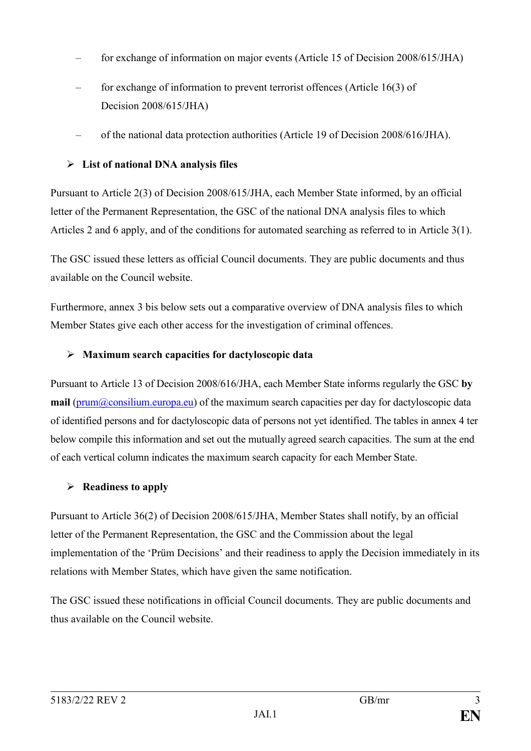– for exchange of information on major events (Article 15 of Decision 2008/615/JHA)

– for exchange of information to prevent terrorist offences (Article 16(3) of Decision 2008/615/JHA)

– of the national data protection authorities (Article 19 of Decision 2008/616/JHA).

- **List of national DNA analysis files**

Pursuant to Article 2(3) of Decision 2008/615/JHA, each Member State informed, by an official letter of the Permanent Representation, the GSC of the national DNA analysis files to which Articles 2 and 6 apply, and of the conditions for automated searching as referred to in Article 3(1).

The GSC issued these letters as official Council documents. They are public documents and thus available on the Council website.

Furthermore, annex 3 bis below sets out a comparative overview of DNA analysis files to which Member States give each other access for the investigation of criminal offences.

- **Maximum search capacities for dactyloscopic data**

Pursuant to Article 13 of Decision 2008/616/JHA, each Member State informs regularly the GSC **by mail** (prum@consilium.europa.eu) of the maximum search capacities per day for dactyloscopic data of identified persons and for dactyloscopic data of persons not yet identified. The tables in annex 4 ter below compile this information and set out the mutually agreed search capacities. The sum at the end of each vertical column indicates the maximum search capacity for each Member State.

- **Readiness to apply**

Pursuant to Article 36(2) of Decision 2008/615/JHA, Member States shall notify, by an official letter of the Permanent Representation, the GSC and the Commission about the legal implementation of the 'Prüm Decisions' and their readiness to apply the Decision immediately in its relations with Member States, which have given the same notification.

The GSC issued these notifications in official Council documents. They are public documents and thus available on the Council website.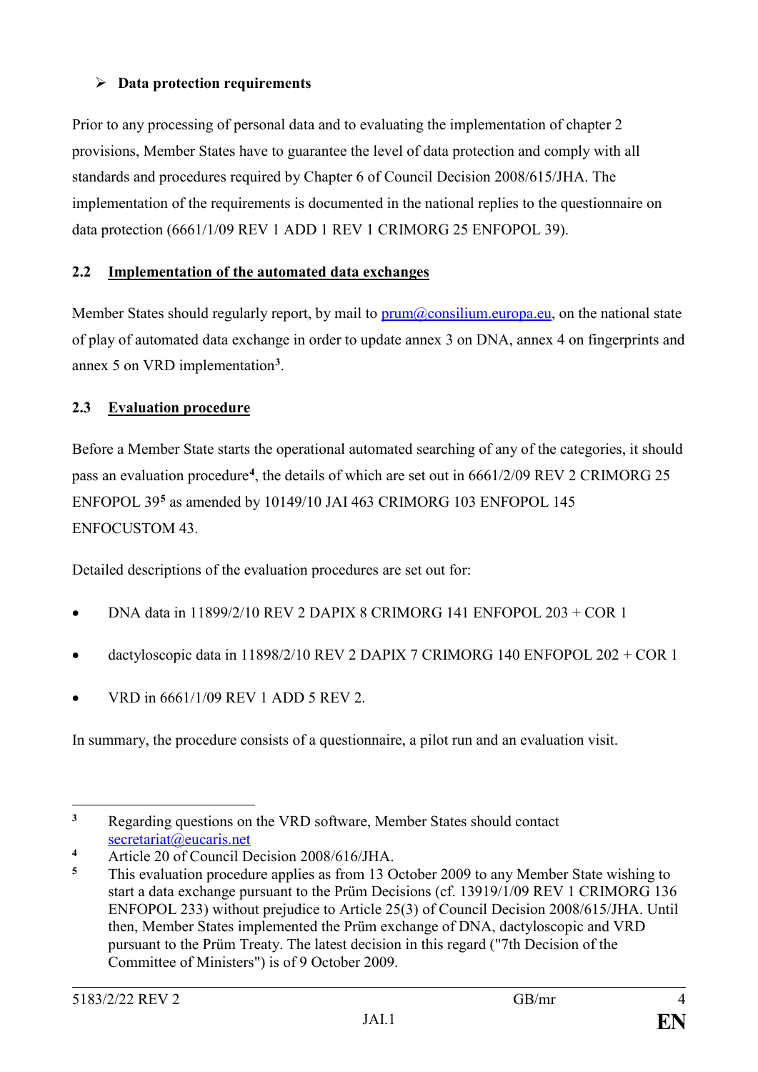- **Data protection requirements**

Prior to any processing of personal data and to evaluating the implementation of chapter 2 provisions, Member States have to guarantee the level of data protection and comply with all standards and procedures required by Chapter 6 of Council Decision 2008/615/JHA. The implementation of the requirements is documented in the national replies to the questionnaire on data protection (6661/1/09 REV 1 ADD 1 REV 1 CRIMORG 25 ENFOPOL 39).

### 2.2 Implementation of the automated data exchanges

Member States should regularly report, by mail to prum@consilium.europa.eu, on the national state of play of automated data exchange in order to update annex 3 on DNA, annex 4 on fingerprints and annex 5 on VRD implementation[3].

### 2.3 Evaluation procedure

Before a Member State starts the operational automated searching of any of the categories, it should pass an evaluation procedure[4], the details of which are set out in 6661/2/09 REV 2 CRIMORG 25 ENFOPOL 39[5] as amended by 10149/10 JAI 463 CRIMORG 103 ENFOPOL 145 ENFOCUSTOM 43.

Detailed descriptions of the evaluation procedures are set out for:

- DNA data in 11899/2/10 REV 2 DAPIX 8 CRIMORG 141 ENFOPOL 203 + COR 1
- dactyloscopic data in 11898/2/10 REV 2 DAPIX 7 CRIMORG 140 ENFOPOL 202 + COR 1
- VRD in 6661/1/09 REV 1 ADD 5 REV 2.

In summary, the procedure consists of a questionnaire, a pilot run and an evaluation visit.

---

[3] Regarding questions on the VRD software, Member States should contact secretariat@eucaris.net

[4] Article 20 of Council Decision 2008/616/JHA.

[5] This evaluation procedure applies as from 13 October 2009 to any Member State wishing to start a data exchange pursuant to the Prüm Decisions (cf. 13919/1/09 REV 1 CRIMORG 136 ENFOPOL 233) without prejudice to Article 25(3) of Council Decision 2008/615/JHA. Until then, Member States implemented the Prüm exchange of DNA, dactyloscopic and VRD pursuant to the Prüm Treaty. The latest decision in this regard ("7th Decision of the Committee of Ministers") is of 9 October 2009.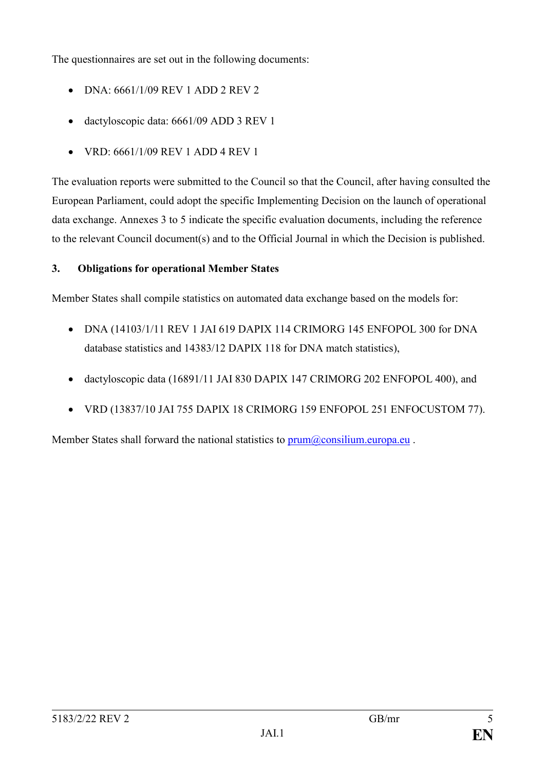The questionnaires are set out in the following documents:

- DNA: 6661/1/09 REV 1 ADD 2 REV 2
- dactyloscopic data: 6661/09 ADD 3 REV 1
- VRD: 6661/1/09 REV 1 ADD 4 REV 1

The evaluation reports were submitted to the Council so that the Council, after having consulted the European Parliament, could adopt the specific Implementing Decision on the launch of operational data exchange. Annexes 3 to 5 indicate the specific evaluation documents, including the reference to the relevant Council document(s) and to the Official Journal in which the Decision is published.

### 3. Obligations for operational Member States

Member States shall compile statistics on automated data exchange based on the models for:

- DNA (14103/1/11 REV 1 JAI 619 DAPIX 114 CRIMORG 145 ENFOPOL 300 for DNA database statistics and 14383/12 DAPIX 118 for DNA match statistics),
- dactyloscopic data (16891/11 JAI 830 DAPIX 147 CRIMORG 202 ENFOPOL 400), and
- VRD (13837/10 JAI 755 DAPIX 18 CRIMORG 159 ENFOPOL 251 ENFOCUSTOM 77).

Member States shall forward the national statistics to prum@consilium.europa.eu .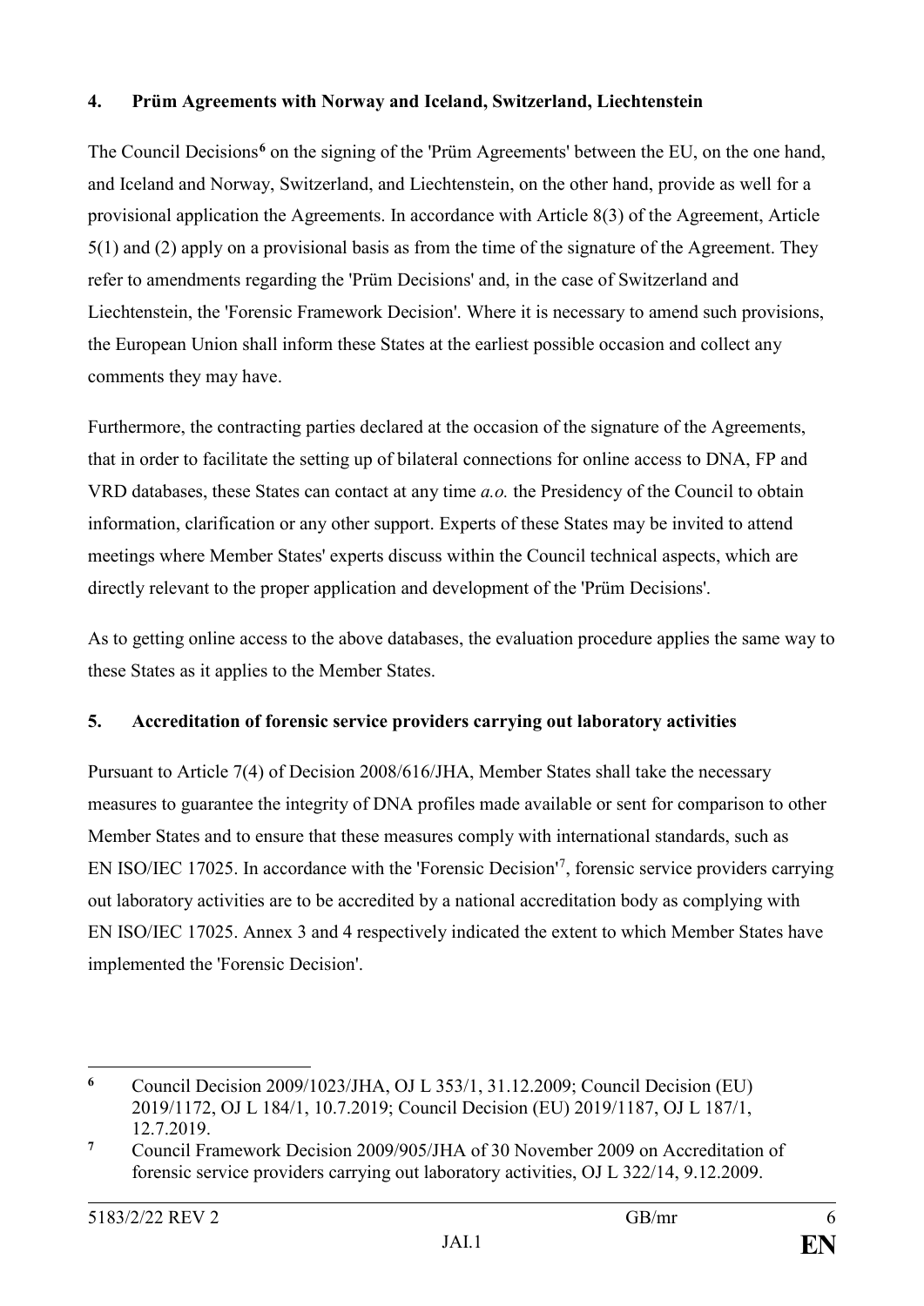## 4. Prüm Agreements with Norway and Iceland, Switzerland, Liechtenstein

The Council Decisions[6] on the signing of the 'Prüm Agreements' between the EU, on the one hand, and Iceland and Norway, Switzerland, and Liechtenstein, on the other hand, provide as well for a provisional application the Agreements. In accordance with Article 8(3) of the Agreement, Article 5(1) and (2) apply on a provisional basis as from the time of the signature of the Agreement. They refer to amendments regarding the 'Prüm Decisions' and, in the case of Switzerland and Liechtenstein, the 'Forensic Framework Decision'. Where it is necessary to amend such provisions, the European Union shall inform these States at the earliest possible occasion and collect any comments they may have.

Furthermore, the contracting parties declared at the occasion of the signature of the Agreements, that in order to facilitate the setting up of bilateral connections for online access to DNA, FP and VRD databases, these States can contact at any time *a.o.* the Presidency of the Council to obtain information, clarification or any other support. Experts of these States may be invited to attend meetings where Member States' experts discuss within the Council technical aspects, which are directly relevant to the proper application and development of the 'Prüm Decisions'.

As to getting online access to the above databases, the evaluation procedure applies the same way to these States as it applies to the Member States.

## 5. Accreditation of forensic service providers carrying out laboratory activities

Pursuant to Article 7(4) of Decision 2008/616/JHA, Member States shall take the necessary measures to guarantee the integrity of DNA profiles made available or sent for comparison to other Member States and to ensure that these measures comply with international standards, such as EN ISO/IEC 17025. In accordance with the 'Forensic Decision'[7], forensic service providers carrying out laboratory activities are to be accredited by a national accreditation body as complying with EN ISO/IEC 17025. Annex 3 and 4 respectively indicated the extent to which Member States have implemented the 'Forensic Decision'.

---

[6] Council Decision 2009/1023/JHA, OJ L 353/1, 31.12.2009; Council Decision (EU) 2019/1172, OJ L 184/1, 10.7.2019; Council Decision (EU) 2019/1187, OJ L 187/1, 12.7.2019.

[7] Council Framework Decision 2009/905/JHA of 30 November 2009 on Accreditation of forensic service providers carrying out laboratory activities, OJ L 322/14, 9.12.2009.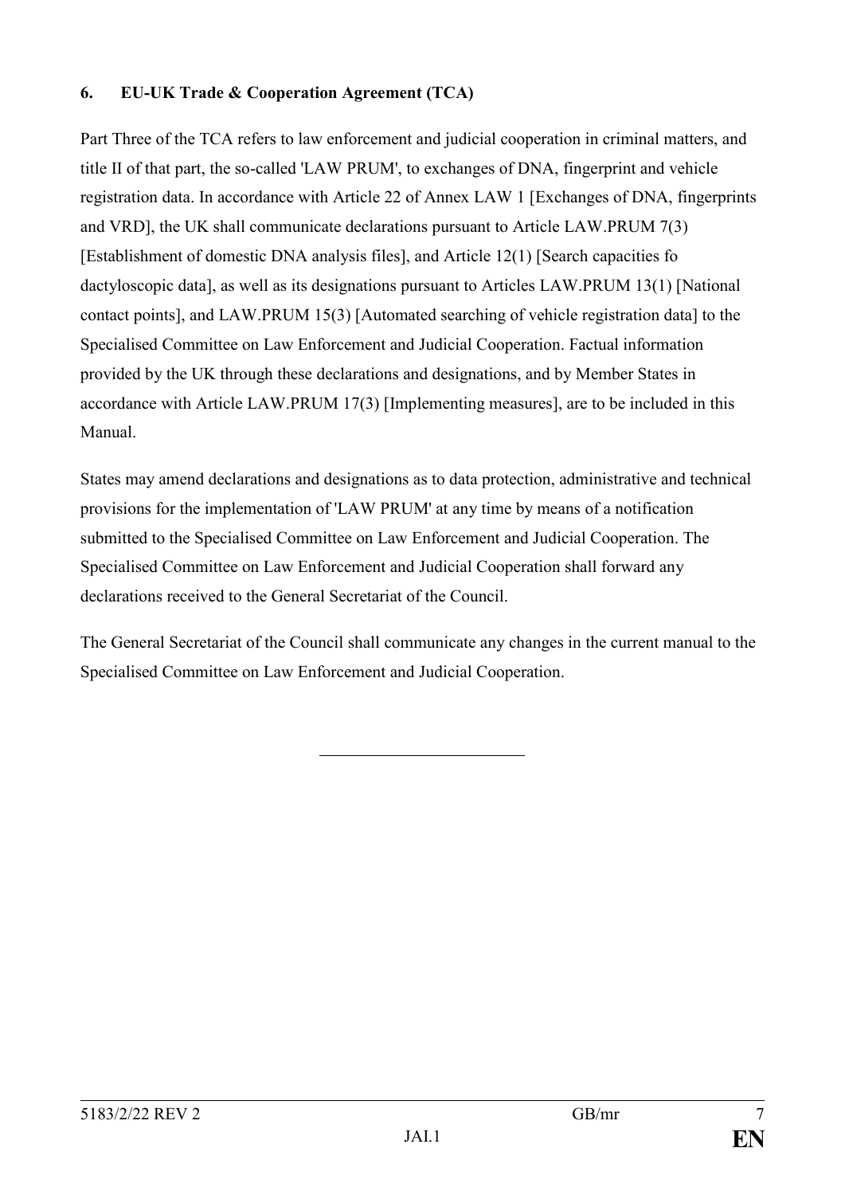## 6. EU-UK Trade & Cooperation Agreement (TCA)

Part Three of the TCA refers to law enforcement and judicial cooperation in criminal matters, and title II of that part, the so-called 'LAW PRUM', to exchanges of DNA, fingerprint and vehicle registration data. In accordance with Article 22 of Annex LAW 1 [Exchanges of DNA, fingerprints and VRD], the UK shall communicate declarations pursuant to Article LAW.PRUM 7(3) [Establishment of domestic DNA analysis files], and Article 12(1) [Search capacities fo dactyloscopic data], as well as its designations pursuant to Articles LAW.PRUM 13(1) [National contact points], and LAW.PRUM 15(3) [Automated searching of vehicle registration data] to the Specialised Committee on Law Enforcement and Judicial Cooperation. Factual information provided by the UK through these declarations and designations, and by Member States in accordance with Article LAW.PRUM 17(3) [Implementing measures], are to be included in this Manual.

States may amend declarations and designations as to data protection, administrative and technical provisions for the implementation of 'LAW PRUM' at any time by means of a notification submitted to the Specialised Committee on Law Enforcement and Judicial Cooperation. The Specialised Committee on Law Enforcement and Judicial Cooperation shall forward any declarations received to the General Secretariat of the Council.

The General Secretariat of the Council shall communicate any changes in the current manual to the Specialised Committee on Law Enforcement and Judicial Cooperation.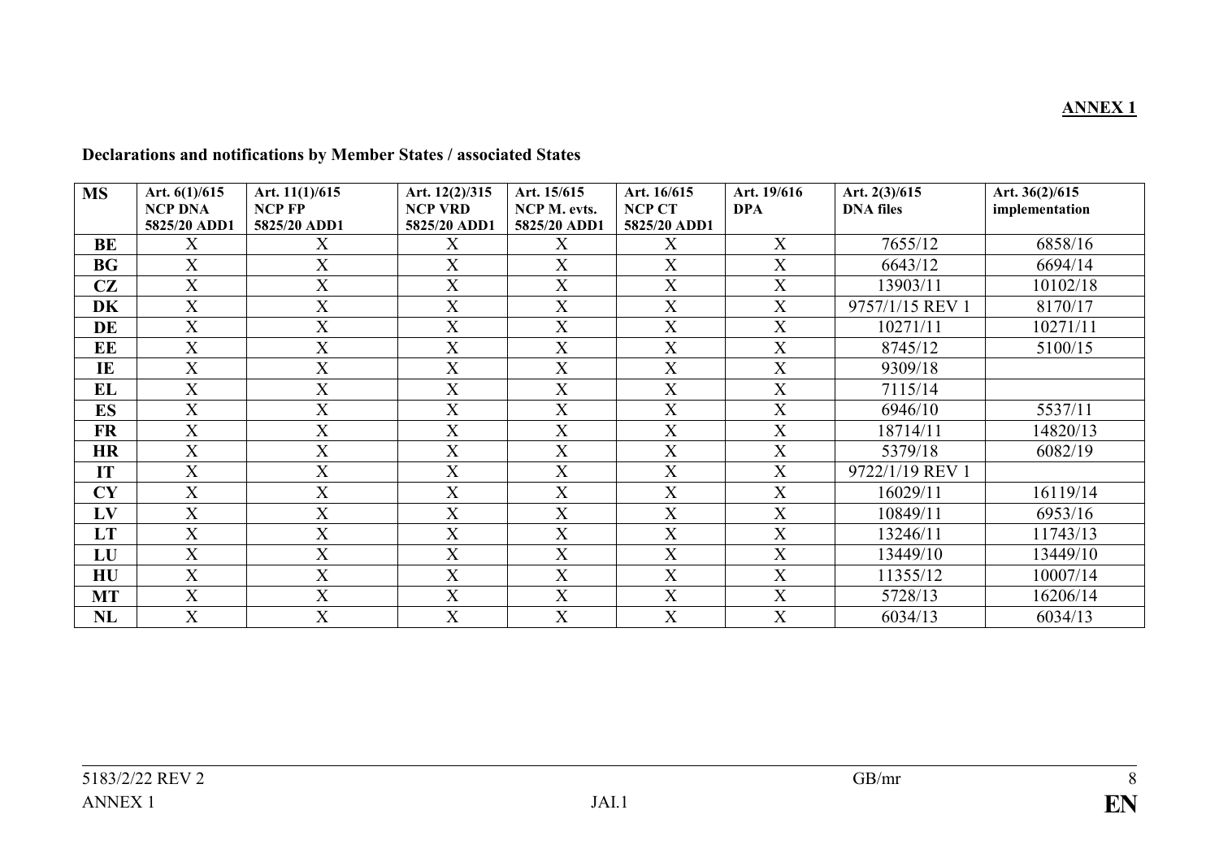**ANNEX 1**

**Declarations and notifications by Member States / associated States**

| MS | Art. 6(1)/615 NCP DNA 5825/20 ADD1 | Art. 11(1)/615 NCP FP 5825/20 ADD1 | Art. 12(2)/315 NCP VRD 5825/20 ADD1 | Art. 15/615 NCP M. evts. 5825/20 ADD1 | Art. 16/615 NCP CT 5825/20 ADD1 | Art. 19/616 DPA | Art. 2(3)/615 DNA files | Art. 36(2)/615 implementation |
|---|---|---|---|---|---|---|---|---|
| **BE** | X | X | X | X | X | X | 7655/12 | 6858/16 |
| **BG** | X | X | X | X | X | X | 6643/12 | 6694/14 |
| **CZ** | X | X | X | X | X | X | 13903/11 | 10102/18 |
| **DK** | X | X | X | X | X | X | 9757/1/15 REV 1 | 8170/17 |
| **DE** | X | X | X | X | X | X | 10271/11 | 10271/11 |
| **EE** | X | X | X | X | X | X | 8745/12 | 5100/15 |
| **IE** | X | X | X | X | X | X | 9309/18 | |
| **EL** | X | X | X | X | X | X | 7115/14 | |
| **ES** | X | X | X | X | X | X | 6946/10 | 5537/11 |
| **FR** | X | X | X | X | X | X | 18714/11 | 14820/13 |
| **HR** | X | X | X | X | X | X | 5379/18 | 6082/19 |
| **IT** | X | X | X | X | X | X | 9722/1/19 REV 1 | |
| **CY** | X | X | X | X | X | X | 16029/11 | 16119/14 |
| **LV** | X | X | X | X | X | X | 10849/11 | 6953/16 |
| **LT** | X | X | X | X | X | X | 13246/11 | 11743/13 |
| **LU** | X | X | X | X | X | X | 13449/10 | 13449/10 |
| **HU** | X | X | X | X | X | X | 11355/12 | 10007/14 |
| **MT** | X | X | X | X | X | X | 5728/13 | 16206/14 |
| **NL** | X | X | X | X | X | X | 6034/13 | 6034/13 |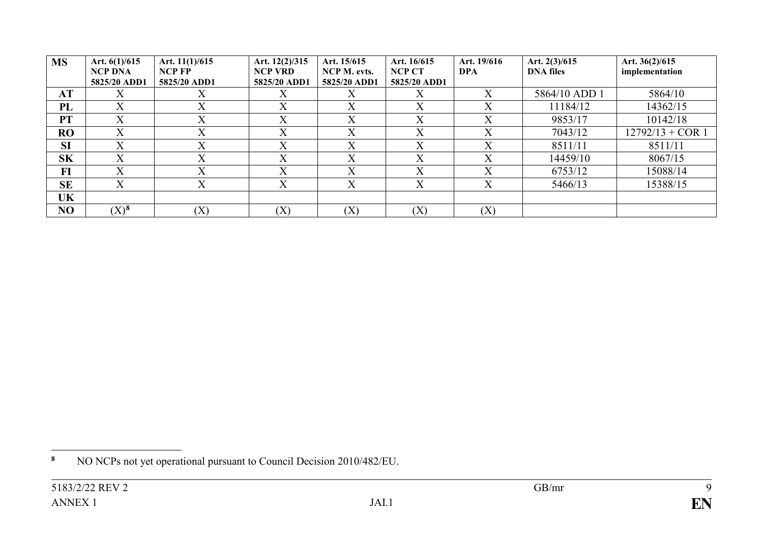| MS | Art. 6(1)/615 NCP DNA 5825/20 ADD1 | Art. 11(1)/615 NCP FP 5825/20 ADD1 | Art. 12(2)/315 NCP VRD 5825/20 ADD1 | Art. 15/615 NCP M. evts. 5825/20 ADD1 | Art. 16/615 NCP CT 5825/20 ADD1 | Art. 19/616 DPA | Art. 2(3)/615 DNA files | Art. 36(2)/615 implementation |
|---|---|---|---|---|---|---|---|---|
| **AT** | X | X | X | X | X | X | 5864/10 ADD 1 | 5864/10 |
| **PL** | X | X | X | X | X | X | 11184/12 | 14362/15 |
| **PT** | X | X | X | X | X | X | 9853/17 | 10142/18 |
| **RO** | X | X | X | X | X | X | 7043/12 | 12792/13 + COR 1 |
| **SI** | X | X | X | X | X | X | 8511/11 | 8511/11 |
| **SK** | X | X | X | X | X | X | 14459/10 | 8067/15 |
| **FI** | X | X | X | X | X | X | 6753/12 | 15088/14 |
| **SE** | X | X | X | X | X | X | 5466/13 | 15388/15 |
| **UK** | | | | | | | | |
| **NO** | (X)[8] | (X) | (X) | (X) | (X) | (X) | | |

[8] NO NCPs not yet operational pursuant to Council Decision 2010/482/EU.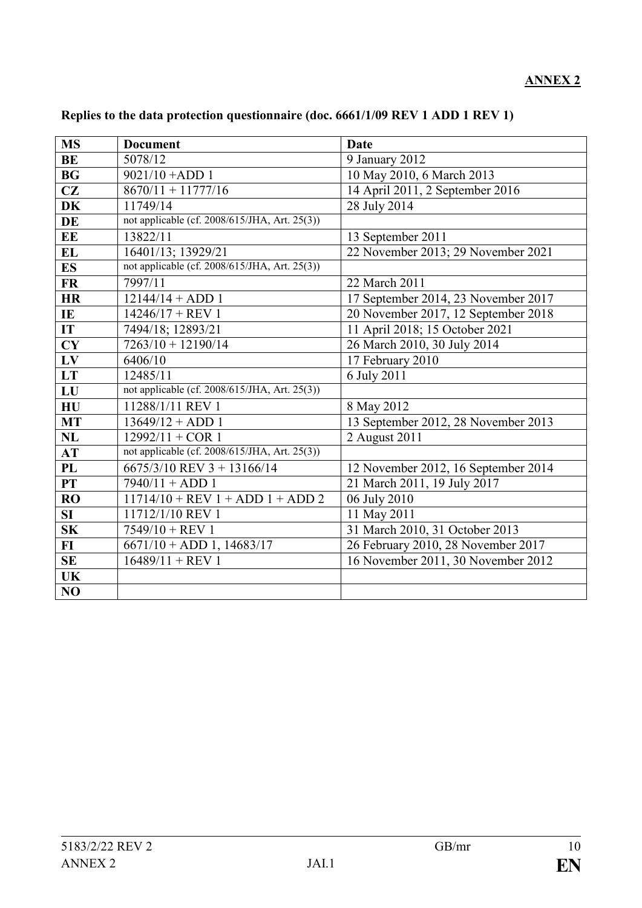**ANNEX 2**

**Replies to the data protection questionnaire (doc. 6661/1/09 REV 1 ADD 1 REV 1)**

| MS | Document | Date |
|---|---|---|
| BE | 5078/12 | 9 January 2012 |
| BG | 9021/10 +ADD 1 | 10 May 2010, 6 March 2013 |
| CZ | 8670/11 + 11777/16 | 14 April 2011, 2 September 2016 |
| DK | 11749/14 | 28 July 2014 |
| DE | not applicable (cf. 2008/615/JHA, Art. 25(3)) | |
| EE | 13822/11 | 13 September 2011 |
| EL | 16401/13; 13929/21 | 22 November 2013; 29 November 2021 |
| ES | not applicable (cf. 2008/615/JHA, Art. 25(3)) | |
| FR | 7997/11 | 22 March 2011 |
| HR | 12144/14 + ADD 1 | 17 September 2014, 23 November 2017 |
| IE | 14246/17 + REV 1 | 20 November 2017, 12 September 2018 |
| IT | 7494/18; 12893/21 | 11 April 2018; 15 October 2021 |
| CY | 7263/10 + 12190/14 | 26 March 2010, 30 July 2014 |
| LV | 6406/10 | 17 February 2010 |
| LT | 12485/11 | 6 July 2011 |
| LU | not applicable (cf. 2008/615/JHA, Art. 25(3)) | |
| HU | 11288/1/11 REV 1 | 8 May 2012 |
| MT | 13649/12 + ADD 1 | 13 September 2012, 28 November 2013 |
| NL | 12992/11 + COR 1 | 2 August 2011 |
| AT | not applicable (cf. 2008/615/JHA, Art. 25(3)) | |
| PL | 6675/3/10 REV 3 + 13166/14 | 12 November 2012, 16 September 2014 |
| PT | 7940/11 + ADD 1 | 21 March 2011, 19 July 2017 |
| RO | 11714/10 + REV 1 + ADD 1 + ADD 2 | 06 July 2010 |
| SI | 11712/1/10 REV 1 | 11 May 2011 |
| SK | 7549/10 + REV 1 | 31 March 2010, 31 October 2013 |
| FI | 6671/10 + ADD 1, 14683/17 | 26 February 2010, 28 November 2017 |
| SE | 16489/11 + REV 1 | 16 November 2011, 30 November 2012 |
| UK | | |
| NO | | |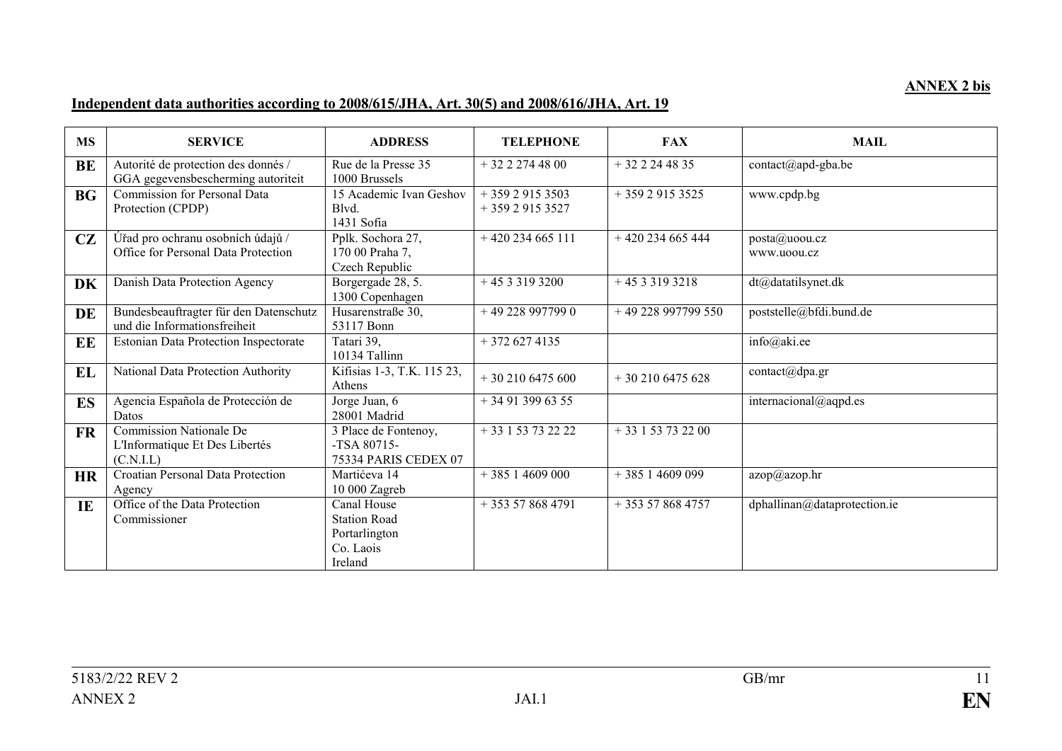**ANNEX 2 bis**

**Independent data authorities according to 2008/615/JHA, Art. 30(5) and 2008/616/JHA, Art. 19**

| MS | SERVICE | ADDRESS | TELEPHONE | FAX | MAIL |
|---|---|---|---|---|---|
| **BE** | Autorité de protection des donnés / GGA gegevensbescherming autoriteit | Rue de la Presse 35 1000 Brussels | + 32 2 274 48 00 | + 32 2 24 48 35 | contact@apd-gba.be |
| **BG** | Commission for Personal Data Protection (CPDP) | 15 Academic Ivan Geshov Blvd. 1431 Sofia | + 359 2 915 3503 + 359 2 915 3527 | + 359 2 915 3525 | www.cpdp.bg |
| **CZ** | Úřad pro ochranu osobních údajů / Office for Personal Data Protection | Pplk. Sochora 27, 170 00 Praha 7, Czech Republic | + 420 234 665 111 | + 420 234 665 444 | posta@uoou.cz www.uoou.cz |
| **DK** | Danish Data Protection Agency | Borgergade 28, 5. 1300 Copenhagen | + 45 3 319 3200 | + 45 3 319 3218 | dt@datatilsynet.dk |
| **DE** | Bundesbeauftragter für den Datenschutz und die Informationsfreiheit | Husarenstraße 30, 53117 Bonn | + 49 228 997799 0 | + 49 228 997799 550 | poststelle@bfdi.bund.de |
| **EE** | Estonian Data Protection Inspectorate | Tatari 39, 10134 Tallinn | + 372 627 4135 | | info@aki.ee |
| **EL** | National Data Protection Authority | Kifisias 1-3, T.K. 115 23, Athens | + 30 210 6475 600 | + 30 210 6475 628 | contact@dpa.gr |
| **ES** | Agencia Española de Protección de Datos | Jorge Juan, 6 28001 Madrid | + 34 91 399 63 55 | | internacional@aqpd.es |
| **FR** | Commission Nationale De L'Informatique Et Des Libertés (C.N.I.L) | 3 Place de Fontenoy, -TSA 80715- 75334 PARIS CEDEX 07 | + 33 1 53 73 22 22 | + 33 1 53 73 22 00 | |
| **HR** | Croatian Personal Data Protection Agency | Martićeva 14 10 000 Zagreb | + 385 1 4609 000 | + 385 1 4609 099 | azop@azop.hr |
| **IE** | Office of the Data Protection Commissioner | Canal House Station Road Portarlington Co. Laois Ireland | + 353 57 868 4791 | + 353 57 868 4757 | dphallinan@dataprotection.ie |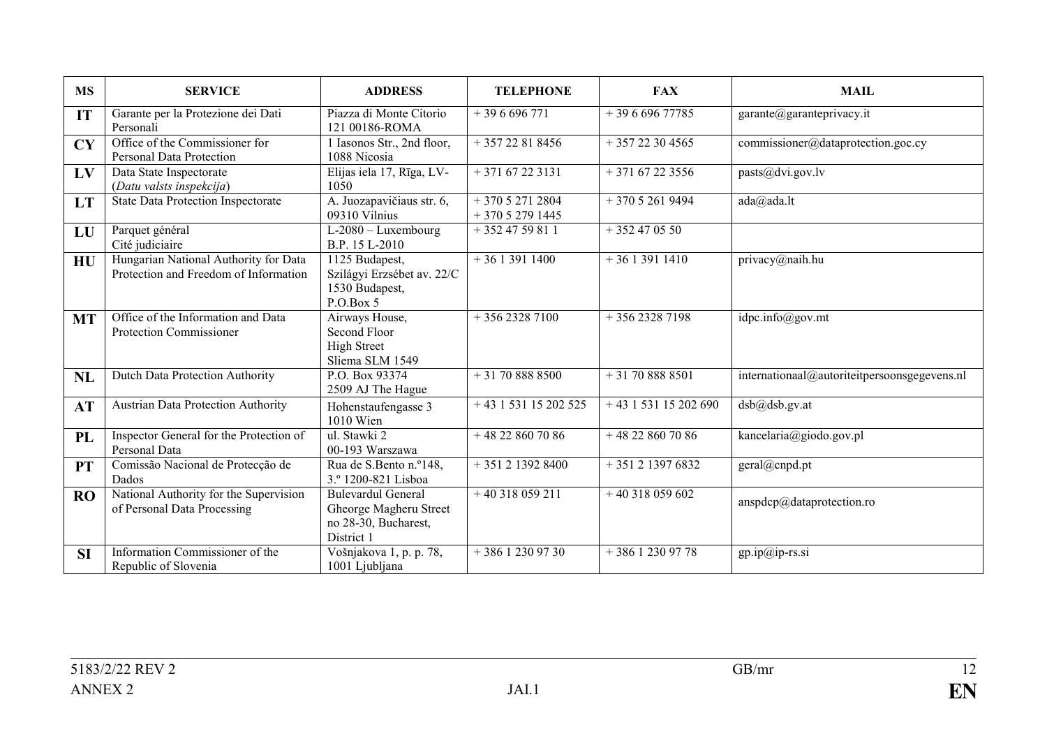| MS | SERVICE | ADDRESS | TELEPHONE | FAX | MAIL |
|---|---|---|---|---|---|
| **IT** | Garante per la Protezione dei Dati Personali | Piazza di Monte Citorio 121 00186-ROMA | + 39 6 696 771 | + 39 6 696 77785 | garante@garanteprivacy.it |
| **CY** | Office of the Commissioner for Personal Data Protection | 1 Iasonos Str., 2nd floor, 1088 Nicosia | + 357 22 81 8456 | + 357 22 30 4565 | commissioner@dataprotection.goc.cy |
| **LV** | Data State Inspectorate (*Datu valsts inspekcija*) | Elijas iela 17, Rīga, LV-1050 | + 371 67 22 3131 | + 371 67 22 3556 | pasts@dvi.gov.lv |
| **LT** | State Data Protection Inspectorate | A. Juozapavičiaus str. 6, 09310 Vilnius | + 370 5 271 2804<br>+ 370 5 279 1445 | + 370 5 261 9494 | ada@ada.lt |
| **LU** | Parquet général<br>Cité judiciaire | L-2080 – Luxembourg<br>B.P. 15 L-2010 | + 352 47 59 81 1 | + 352 47 05 50 | |
| **HU** | Hungarian National Authority for Data Protection and Freedom of Information | 1125 Budapest, Szilágyi Erzsébet av. 22/C<br>1530 Budapest, P.O.Box 5 | + 36 1 391 1400 | + 36 1 391 1410 | privacy@naih.hu |
| **MT** | Office of the Information and Data Protection Commissioner | Airways House, Second Floor<br>High Street<br>Sliema SLM 1549 | + 356 2328 7100 | + 356 2328 7198 | idpc.info@gov.mt |
| **NL** | Dutch Data Protection Authority | P.O. Box 93374<br>2509 AJ The Hague | + 31 70 888 8500 | + 31 70 888 8501 | internationaal@autoriteitpersoonsgegevens.nl |
| **AT** | Austrian Data Protection Authority | Hohenstaufengasse 3<br>1010 Wien | + 43 1 531 15 202 525 | + 43 1 531 15 202 690 | dsb@dsb.gv.at |
| **PL** | Inspector General for the Protection of Personal Data | ul. Stawki 2<br>00-193 Warszawa | + 48 22 860 70 86 | + 48 22 860 70 86 | kancelaria@giodo.gov.pl |
| **PT** | Comissão Nacional de Protecção de Dados | Rua de S.Bento n.º148, 3.º 1200-821 Lisboa | + 351 2 1392 8400 | + 351 2 1397 6832 | geral@cnpd.pt |
| **RO** | National Authority for the Supervision of Personal Data Processing | Bulevardul General Gheorge Magheru Street no 28-30, Bucharest, District 1 | + 40 318 059 211 | + 40 318 059 602 | anspdcp@dataprotection.ro |
| **SI** | Information Commissioner of the Republic of Slovenia | Vošnjakova 1, p. p. 78, 1001 Ljubljana | + 386 1 230 97 30 | + 386 1 230 97 78 | gp.ip@ip-rs.si |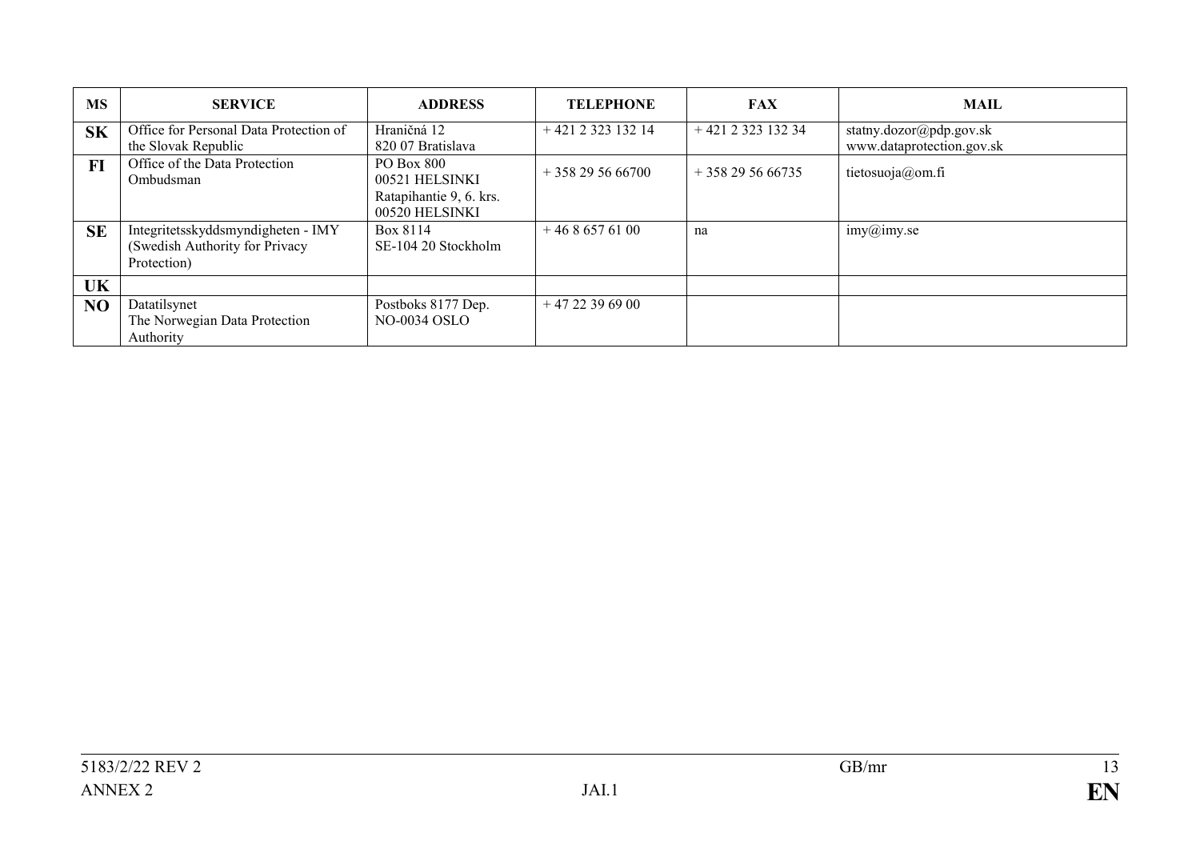| MS | SERVICE | ADDRESS | TELEPHONE | FAX | MAIL |
|---|---|---|---|---|---|
| **SK** | Office for Personal Data Protection of the Slovak Republic | Hraničná 12<br>820 07 Bratislava | + 421 2 323 132 14 | + 421 2 323 132 34 | statny.dozor@pdp.gov.sk<br>www.dataprotection.gov.sk |
| **FI** | Office of the Data Protection Ombudsman | PO Box 800<br>00521 HELSINKI<br>Ratapihantie 9, 6. krs.<br>00520 HELSINKI | + 358 29 56 66700 | + 358 29 56 66735 | tietosuoja@om.fi |
| **SE** | Integritetsskyddsmyndigheten - IMY (Swedish Authority for Privacy Protection) | Box 8114<br>SE-104 20 Stockholm | + 46 8 657 61 00 | na | imy@imy.se |
| **UK** | | | | | |
| **NO** | Datatilsynet<br>The Norwegian Data Protection Authority | Postboks 8177 Dep.<br>NO-0034 OSLO | + 47 22 39 69 00 | | |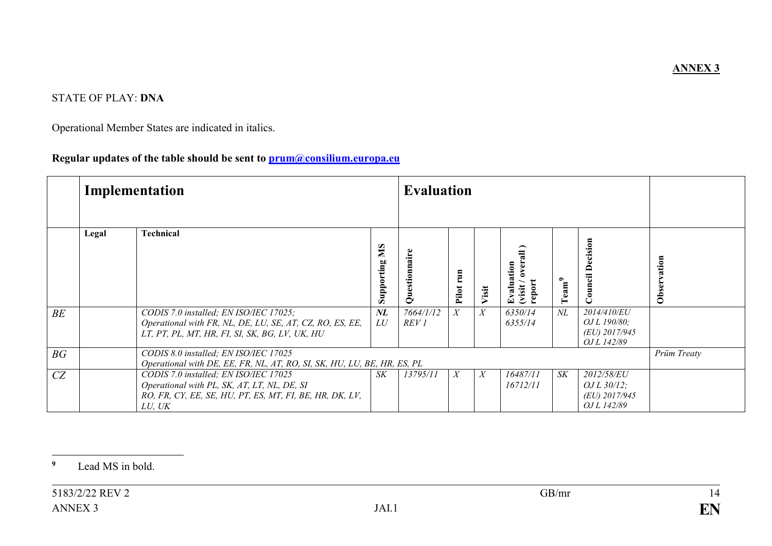**ANNEX 3**

STATE OF PLAY: **DNA**

Operational Member States are indicated in italics.

**Regular updates of the table should be sent to [prum@consilium.europa.eu](mailto:prum@consilium.europa.eu)**

| | **Implementation** | | **Evaluation** | | | | | | | **Observation** |
|---|---|---|---|---|---|---|---|---|---|---|
| | **Legal** | **Technical** | **Supporting MS** | **Questionnaire** | **Pilot run** | **Visit** | **Evaluation (visit / overall ) report** | **Team**[9] | **Council Decision** | |
| *BE* | | *CODIS 7.0 installed; EN ISO/IEC 17025; Operational with FR, NL, DE, LU, SE, AT, CZ, RO, ES, EE, LT, PT, PL, MT, HR, FI, SI, SK, BG, LV, UK, HU* | ***NL*** *LU* | *7664/1/12 REV 1* | *X* | *X* | *6350/14 6355/14* | *NL* | *2014/410/EU OJ L 190/80; (EU) 2017/945 OJ L 142/89* | |
| *BG* | | *CODIS 8.0 installed; EN ISO/IEC 17025 Operational with DE, EE, FR, NL, AT, RO, SI, SK, HU, LU, BE, HR, ES, PL* | | | | | | | | *Prüm Treaty* |
| *CZ* | | *CODIS 7.0 installed; EN ISO/IEC 17025 Operational with PL, SK, AT, LT, NL, DE, SI RO, FR, CY, EE, SE, HU, PT, ES, MT, FI, BE, HR, DK, LV, LU, UK* | *SK* | *13795/11* | *X* | *X* | *16487/11 16712/11* | *SK* | *2012/58/EU OJ L 30/12; (EU) 2017/945 OJ L 142/89* | |

[9] Lead MS in bold.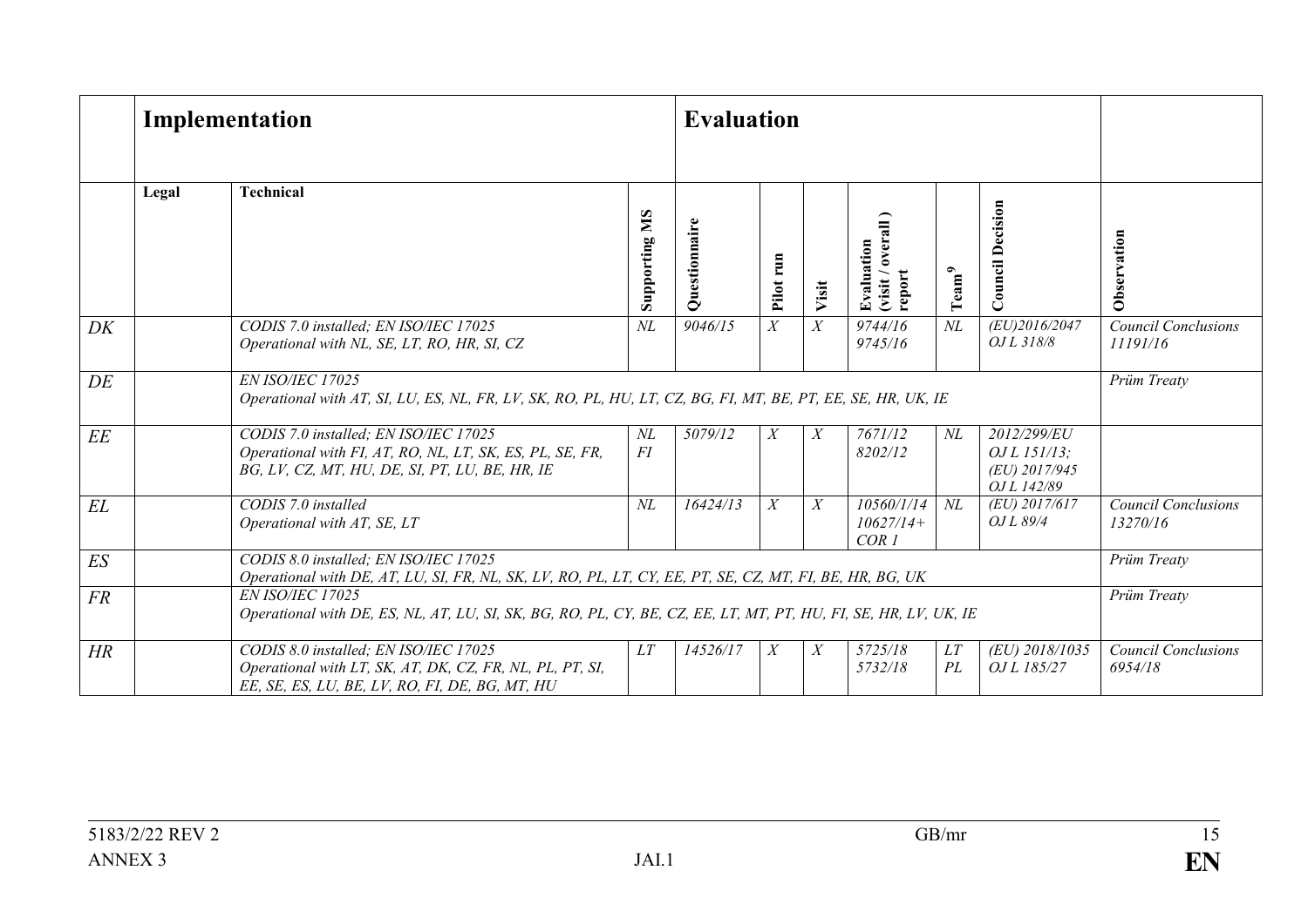| | Implementation | | Evaluation | | | | | | | |
|---|---|---|---|---|---|---|---|---|---|---|
| | Legal | Technical | Supporting MS | Questionnaire | Pilot run | Visit | Evaluation (visit / overall ) report | Team[9] | Council Decision | Observation |
| *DK* | | *CODIS 7.0 installed; EN ISO/IEC 17025*<br>*Operational with NL, SE, LT, RO, HR, SI, CZ* | *NL* | *9046/15* | *X* | *X* | *9744/16*<br>*9745/16* | *NL* | *(EU)2016/2047*<br>*OJ L 318/8* | *Council Conclusions 11191/16* |
| *DE* | | *EN ISO/IEC 17025*<br>*Operational with AT, SI, LU, ES, NL, FR, LV, SK, RO, PL, HU, LT, CZ, BG, FI, MT, BE, PT, EE, SE, HR, UK, IE* | | | | | | | | *Prüm Treaty* |
| *EE* | | *CODIS 7.0 installed; EN ISO/IEC 17025*<br>*Operational with FI, AT, RO, NL, LT, SK, ES, PL, SE, FR, BG, LV, CZ, MT, HU, DE, SI, PT, LU, BE, HR, IE* | *NL*<br>*FI* | *5079/12* | *X* | *X* | *7671/12*<br>*8202/12* | *NL* | *2012/299/EU*<br>*OJ L 151/13;*<br>*(EU) 2017/945*<br>*OJ L 142/89* | |
| *EL* | | *CODIS 7.0 installed*<br>*Operational with AT, SE, LT* | *NL* | *16424/13* | *X* | *X* | *10560/1/14*<br>*10627/14+*<br>*COR 1* | *NL* | *(EU) 2017/617*<br>*OJ L 89/4* | *Council Conclusions 13270/16* |
| *ES* | | *CODIS 8.0 installed; EN ISO/IEC 17025*<br>*Operational with DE, AT, LU, SI, FR, NL, SK, LV, RO, PL, LT, CY, EE, PT, SE, CZ, MT, FI, BE, HR, BG, UK* | | | | | | | | *Prüm Treaty* |
| *FR* | | *EN ISO/IEC 17025*<br>*Operational with DE, ES, NL, AT, LU, SI, SK, BG, RO, PL, CY, BE, CZ, EE, LT, MT, PT, HU, FI, SE, HR, LV, UK, IE* | | | | | | | | *Prüm Treaty* |
| *HR* | | *CODIS 8.0 installed; EN ISO/IEC 17025*<br>*Operational with LT, SK, AT, DK, CZ, FR, NL, PL, PT, SI, EE, SE, ES, LU, BE, LV, RO, FI, DE, BG, MT, HU* | *LT* | *14526/17* | *X* | *X* | *5725/18*<br>*5732/18* | *LT*<br>*PL* | *(EU) 2018/1035*<br>*OJ L 185/27* | *Council Conclusions 6954/18* |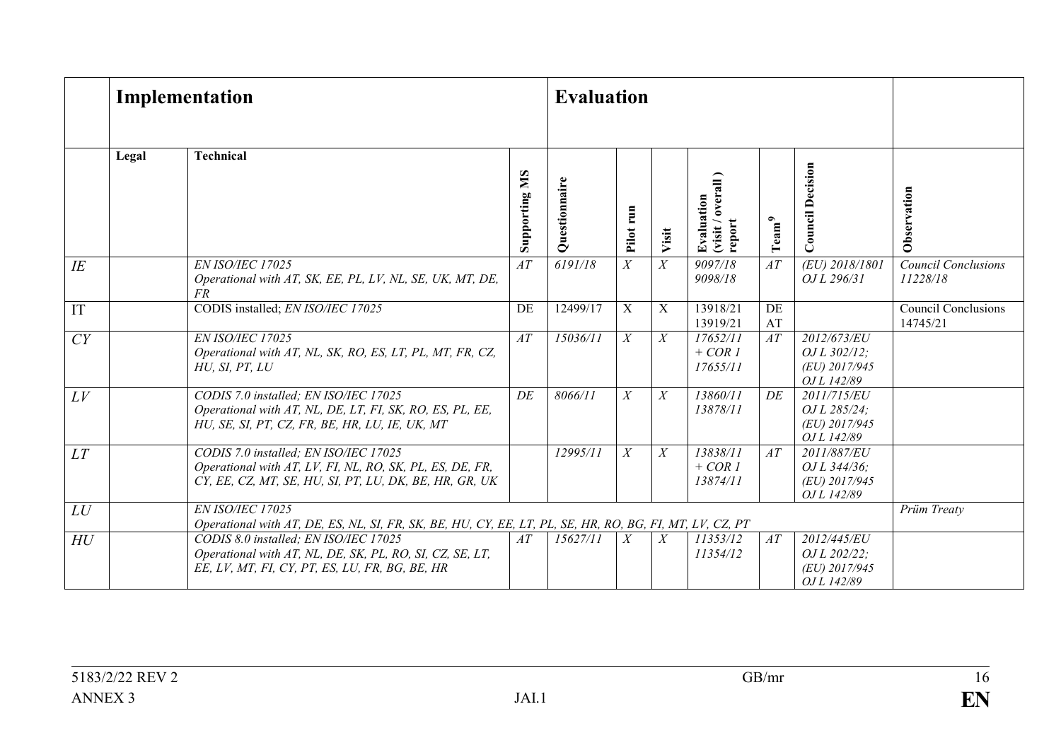| | Implementation | | Evaluation | | | | | | | |
|---|---|---|---|---|---|---|---|---|---|---|
| | Legal | Technical | Supporting MS | Questionnaire | Pilot run | Visit | Evaluation (visit / overall ) report | Team[9] | Council Decision | Observation |
| *IE* | | *EN ISO/IEC 17025*<br>*Operational with AT, SK, EE, PL, LV, NL, SE, UK, MT, DE, FR* | *AT* | *6191/18* | *X* | *X* | *9097/18*<br>*9098/18* | *AT* | *(EU) 2018/1801*<br>*OJ L 296/31* | *Council Conclusions 11228/18* |
| IT | | CODIS installed; *EN ISO/IEC 17025* | DE | 12499/17 | X | X | 13918/21<br>13919/21 | DE<br>AT | | Council Conclusions 14745/21 |
| *CY* | | *EN ISO/IEC 17025*<br>*Operational with AT, NL, SK, RO, ES, LT, PL, MT, FR, CZ, HU, SI, PT, LU* | *AT* | *15036/11* | *X* | *X* | *17652/11*<br>*+ COR 1*<br>*17655/11* | *AT* | *2012/673/EU*<br>*OJ L 302/12;*<br>*(EU) 2017/945*<br>*OJ L 142/89* | |
| *LV* | | *CODIS 7.0 installed; EN ISO/IEC 17025*<br>*Operational with AT, NL, DE, LT, FI, SK, RO, ES, PL, EE, HU, SE, SI, PT, CZ, FR, BE, HR, LU, IE, UK, MT* | *DE* | *8066/11* | *X* | *X* | *13860/11*<br>*13878/11* | *DE* | *2011/715/EU*<br>*OJ L 285/24;*<br>*(EU) 2017/945*<br>*OJ L 142/89* | |
| *LT* | | *CODIS 7.0 installed; EN ISO/IEC 17025*<br>*Operational with AT, LV, FI, NL, RO, SK, PL, ES, DE, FR, CY, EE, CZ, MT, SE, HU, SI, PT, LU, DK, BE, HR, GR, UK* | | *12995/11* | *X* | *X* | *13838/11*<br>*+ COR 1*<br>*13874/11* | *AT* | *2011/887/EU*<br>*OJ L 344/36;*<br>*(EU) 2017/945*<br>*OJ L 142/89* | |
| *LU* | | *EN ISO/IEC 17025*<br>*Operational with AT, DE, ES, NL, SI, FR, SK, BE, HU, CY, EE, LT, PL, SE, HR, RO, BG, FI, MT, LV, CZ, PT* | | | | | | | | *Prüm Treaty* |
| *HU* | | *CODIS 8.0 installed; EN ISO/IEC 17025*<br>*Operational with AT, NL, DE, SK, PL, RO, SI, CZ, SE, LT, EE, LV, MT, FI, CY, PT, ES, LU, FR, BG, BE, HR* | *AT* | *15627/11* | *X* | *X* | *11353/12*<br>*11354/12* | *AT* | *2012/445/EU*<br>*OJ L 202/22;*<br>*(EU) 2017/945*<br>*OJ L 142/89* | |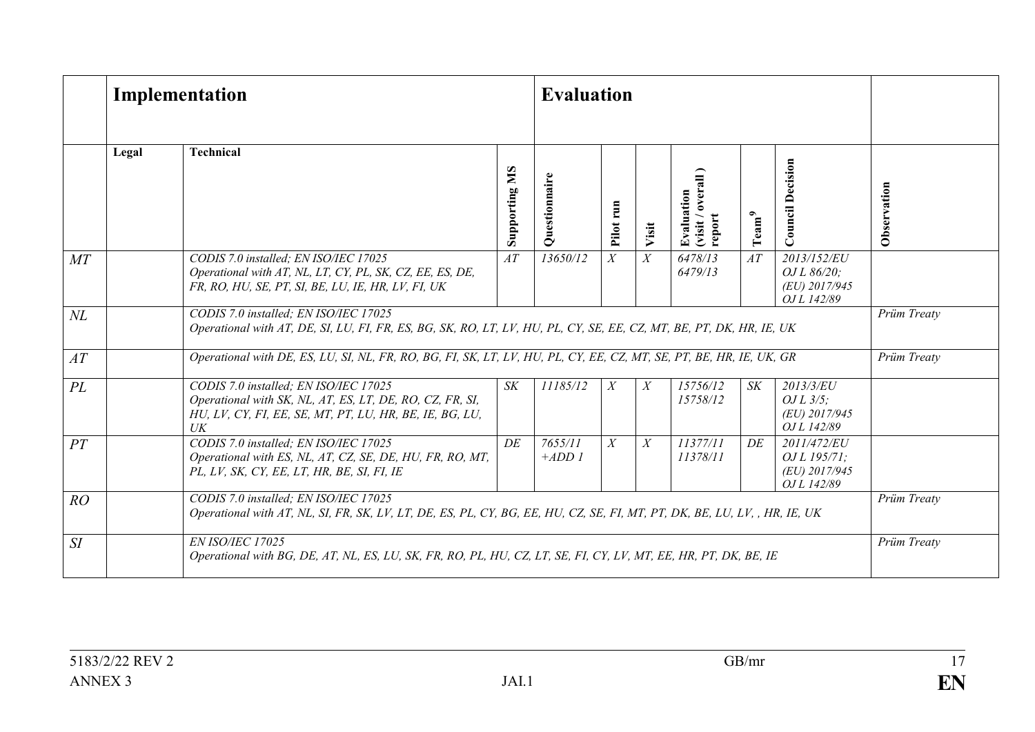| | Implementation | | Evaluation | | | | | | | |
|---|---|---|---|---|---|---|---|---|---|---|
| | Legal | Technical | Supporting MS | Questionnaire | Pilot run | Visit | Evaluation (visit / overall ) report | Team[9] | Council Decision | Observation |
| *MT* | | *CODIS 7.0 installed; EN ISO/IEC 17025 Operational with AT, NL, LT, CY, PL, SK, CZ, EE, ES, DE, FR, RO, HU, SE, PT, SI, BE, LU, IE, HR, LV, FI, UK* | *AT* | *13650/12* | *X* | *X* | *6478/13 6479/13* | *AT* | *2013/152/EU OJ L 86/20; (EU) 2017/945 OJ L 142/89* | |
| *NL* | | *CODIS 7.0 installed; EN ISO/IEC 17025 Operational with AT, DE, SI, LU, FI, FR, ES, BG, SK, RO, LT, LV, HU, PL, CY, SE, EE, CZ, MT, BE, PT, DK, HR, IE, UK* | | | | | | | | *Prüm Treaty* |
| *AT* | | *Operational with DE, ES, LU, SI, NL, FR, RO, BG, FI, SK, LT, LV, HU, PL, CY, EE, CZ, MT, SE, PT, BE, HR, IE, UK, GR* | | | | | | | | *Prüm Treaty* |
| *PL* | | *CODIS 7.0 installed; EN ISO/IEC 17025 Operational with SK, NL, AT, ES, LT, DE, RO, CZ, FR, SI, HU, LV, CY, FI, EE, SE, MT, PT, LU, HR, BE, IE, BG, LU, UK* | *SK* | *11185/12* | *X* | *X* | *15756/12 15758/12* | *SK* | *2013/3/EU OJ L 3/5; (EU) 2017/945 OJ L 142/89* | |
| *PT* | | *CODIS 7.0 installed; EN ISO/IEC 17025 Operational with ES, NL, AT, CZ, SE, DE, HU, FR, RO, MT, PL, LV, SK, CY, EE, LT, HR, BE, SI, FI, IE* | *DE* | *7655/11 +ADD 1* | *X* | *X* | *11377/11 11378/11* | *DE* | *2011/472/EU OJ L 195/71; (EU) 2017/945 OJ L 142/89* | |
| *RO* | | *CODIS 7.0 installed; EN ISO/IEC 17025 Operational with AT, NL, SI, FR, SK, LV, LT, DE, ES, PL, CY, BG, EE, HU, CZ, SE, FI, MT, PT, DK, BE, LU, LV, , HR, IE, UK* | | | | | | | | *Prüm Treaty* |
| *SI* | | *EN ISO/IEC 17025 Operational with BG, DE, AT, NL, ES, LU, SK, FR, RO, PL, HU, CZ, LT, SE, FI, CY, LV, MT, EE, HR, PT, DK, BE, IE* | | | | | | | | *Prüm Treaty* |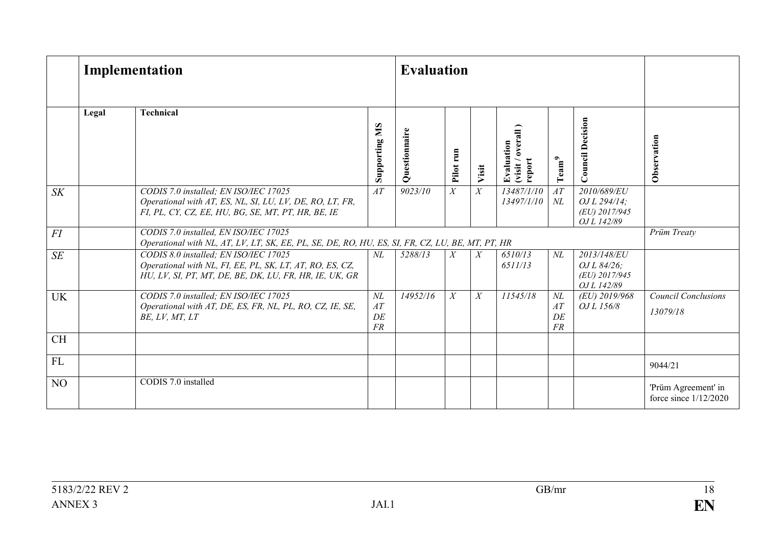| | Implementation | | Evaluation | | | | | | | |
|---|---|---|---|---|---|---|---|---|---|---|
| | Legal | Technical | Supporting MS | Questionnaire | Pilot run | Visit | Evaluation (visit / overall ) report | Team[9] | Council Decision | Observation |
| *SK* | | *CODIS 7.0 installed; EN ISO/IEC 17025 Operational with AT, ES, NL, SI, LU, LV, DE, RO, LT, FR, FI, PL, CY, CZ, EE, HU, BG, SE, MT, PT, HR, BE, IE* | *AT* | *9023/10* | *X* | *X* | *13487/1/10 13497/1/10* | *AT NL* | *2010/689/EU OJ L 294/14; (EU) 2017/945 OJ L 142/89* | |
| *FI* | | *CODIS 7.0 installed, EN ISO/IEC 17025 Operational with NL, AT, LV, LT, SK, EE, PL, SE, DE, RO, HU, ES, SI, FR, CZ, LU, BE, MT, PT, HR* | | | | | | | | *Prüm Treaty* |
| *SE* | | *CODIS 8.0 installed; EN ISO/IEC 17025 Operational with NL, FI, EE, PL, SK, LT, AT, RO, ES, CZ, HU, LV, SI, PT, MT, DE, BE, DK, LU, FR, HR, IE, UK, GR* | *NL* | *5288/13* | *X* | *X* | *6510/13 6511/13* | *NL* | *2013/148/EU OJ L 84/26; (EU) 2017/945 OJ L 142/89* | |
| UK | | *CODIS 7.0 installed; EN ISO/IEC 17025 Operational with AT, DE, ES, FR, NL, PL, RO, CZ, IE, SE, BE, LV, MT, LT* | *NL AT DE FR* | *14952/16* | *X* | *X* | *11545/18* | *NL AT DE FR* | *(EU) 2019/968 OJ L 156/8* | *Council Conclusions 13079/18* |
| CH | | | | | | | | | | |
| FL | | | | | | | | | | 9044/21 |
| NO | | CODIS 7.0 installed | | | | | | | | 'Prüm Agreement' in force since 1/12/2020 |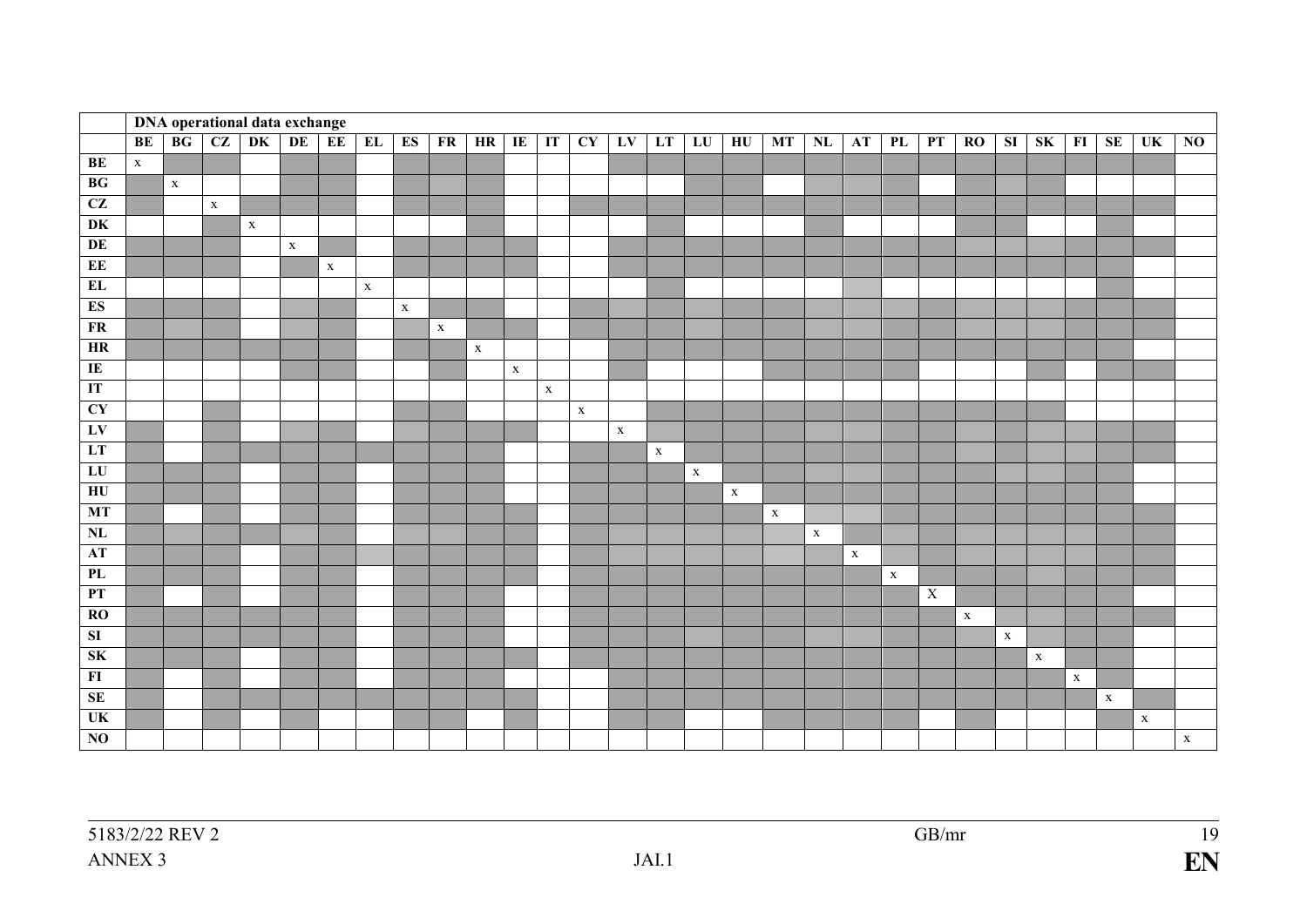| | DNA operational data exchange | | | | | | | | | | | | | | | | | | | | | | | | | | | | |
|---|---|---|---|---|---|---|---|---|---|---|---|---|---|---|---|---|---|---|---|---|---|---|---|---|---|---|---|---|---|
| | BE | BG | CZ | DK | DE | EE | EL | ES | FR | HR | IE | IT | CY | LV | LT | LU | HU | MT | NL | AT | PL | PT | RO | SI | SK | FI | SE | UK | NO |
| BE | x | | | | | | | | | | | | | | | | | | | | | | | | | | | | |
| BG | | x | | | | | | | | | | | | | | | | | | | | | | | | | | | |
| CZ | | | x | | | | | | | | | | | | | | | | | | | | | | | | | | |
| DK | | | | x | | | | | | | | | | | | | | | | | | | | | | | | | |
| DE | | | | | x | | | | | | | | | | | | | | | | | | | | | | | | |
| EE | | | | | | x | | | | | | | | | | | | | | | | | | | | | | | |
| EL | | | | | | | x | | | | | | | | | | | | | | | | | | | | | | |
| ES | | | | | | | | x | | | | | | | | | | | | | | | | | | | | | |
| FR | | | | | | | | | x | | | | | | | | | | | | | | | | | | | | |
| HR | | | | | | | | | | x | | | | | | | | | | | | | | | | | | | |
| IE | | | | | | | | | | | x | | | | | | | | | | | | | | | | | | |
| IT | | | | | | | | | | | | x | | | | | | | | | | | | | | | | | |
| CY | | | | | | | | | | | | | x | | | | | | | | | | | | | | | | |
| LV | | | | | | | | | | | | | | x | | | | | | | | | | | | | | | |
| LT | | | | | | | | | | | | | | | x | | | | | | | | | | | | | | |
| LU | | | | | | | | | | | | | | | | x | | | | | | | | | | | | | |
| HU | | | | | | | | | | | | | | | | | x | | | | | | | | | | | | |
| MT | | | | | | | | | | | | | | | | | | x | | | | | | | | | | | |
| NL | | | | | | | | | | | | | | | | | | | x | | | | | | | | | | |
| AT | | | | | | | | | | | | | | | | | | | | x | | | | | | | | | |
| PL | | | | | | | | | | | | | | | | | | | | | x | | | | | | | | |
| PT | | | | | | | | | | | | | | | | | | | | | | X | | | | | | | |
| RO | | | | | | | | | | | | | | | | | | | | | | | x | | | | | | |
| SI | | | | | | | | | | | | | | | | | | | | | | | | x | | | | | |
| SK | | | | | | | | | | | | | | | | | | | | | | | | | x | | | | |
| FI | | | | | | | | | | | | | | | | | | | | | | | | | | x | | | |
| SE | | | | | | | | | | | | | | | | | | | | | | | | | | | x | | |
| UK | | | | | | | | | | | | | | | | | | | | | | | | | | | | x | |
| NO | | | | | | | | | | | | | | | | | | | | | | | | | | | | | x |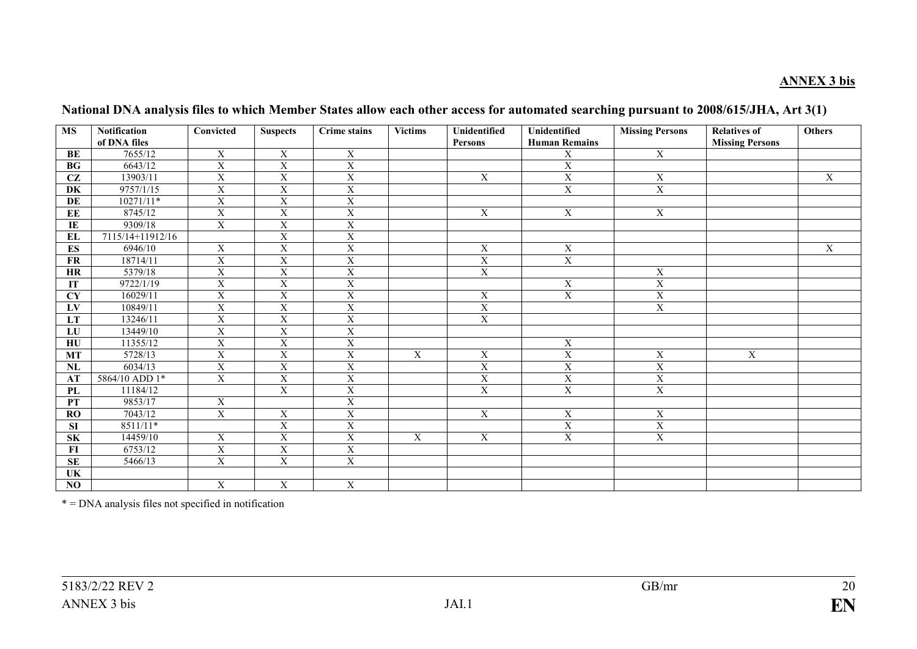**ANNEX 3 bis**

**National DNA analysis files to which Member States allow each other access for automated searching pursuant to 2008/615/JHA, Art 3(1)**

| MS | Notification of DNA files | Convicted | Suspects | Crime stains | Victims | Unidentified Persons | Unidentified Human Remains | Missing Persons | Relatives of Missing Persons | Others |
|---|---|---|---|---|---|---|---|---|---|---|
| BE | 7655/12 | X | X | X | | | X | X | | |
| BG | 6643/12 | X | X | X | | | X | | | |
| CZ | 13903/11 | X | X | X | | X | X | X | | X |
| DK | 9757/1/15 | X | X | X | | | X | X | | |
| DE | 10271/11* | X | X | X | | | | | | |
| EE | 8745/12 | X | X | X | | X | X | X | | |
| IE | 9309/18 | X | X | X | | | | | | |
| EL | 7115/14+11912/16 | | X | X | | | | | | |
| ES | 6946/10 | X | X | X | | X | X | | | X |
| FR | 18714/11 | X | X | X | | X | X | | | |
| HR | 5379/18 | X | X | X | | X | | X | | |
| IT | 9722/1/19 | X | X | X | | | X | X | | |
| CY | 16029/11 | X | X | X | | X | X | X | | |
| LV | 10849/11 | X | X | X | | X | | X | | |
| LT | 13246/11 | X | X | X | | X | | | | |
| LU | 13449/10 | X | X | X | | | | | | |
| HU | 11355/12 | X | X | X | | | X | | | |
| MT | 5728/13 | X | X | X | X | X | X | X | X | |
| NL | 6034/13 | X | X | X | | X | X | X | | |
| AT | 5864/10 ADD 1* | X | X | X | | X | X | X | | |
| PL | 11184/12 | | X | X | | X | X | X | | |
| PT | 9853/17 | X | | X | | | | | | |
| RO | 7043/12 | X | X | X | | X | X | X | | |
| SI | 8511/11* | | X | X | | | X | X | | |
| SK | 14459/10 | X | X | X | X | X | X | X | | |
| FI | 6753/12 | X | X | X | | | | | | |
| SE | 5466/13 | X | X | X | | | | | | |
| UK | | | | | | | | | | |
| NO | | X | X | X | | | | | | |

* = DNA analysis files not specified in notification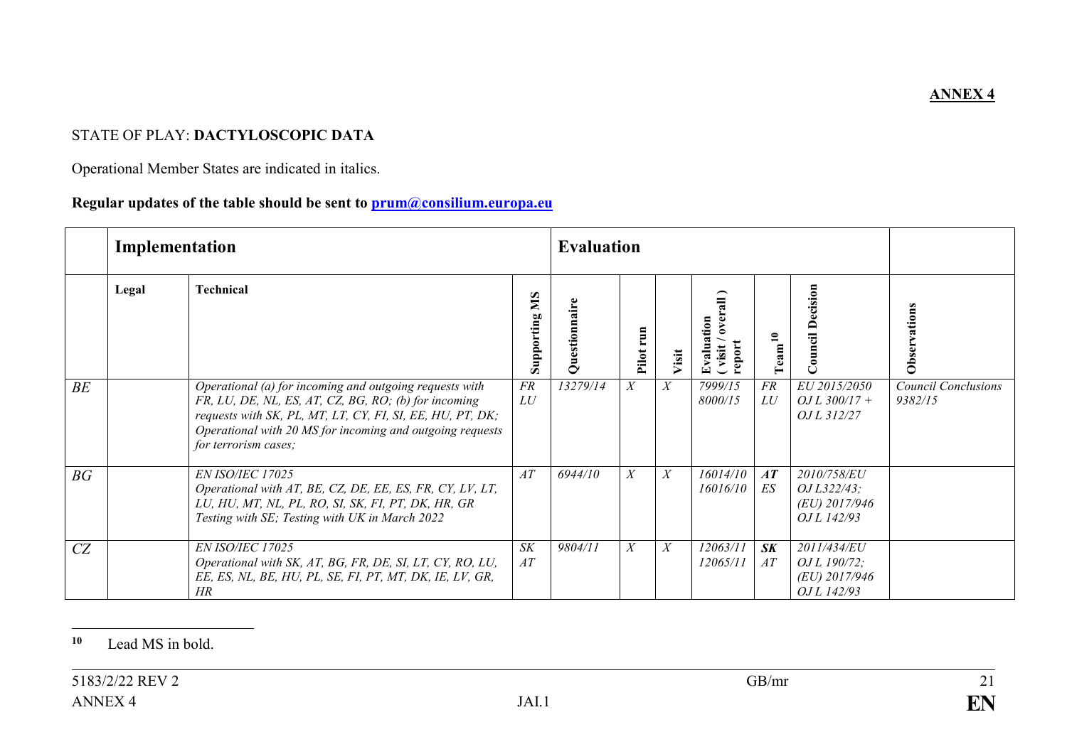**ANNEX 4**

STATE OF PLAY: **DACTYLOSCOPIC DATA**

Operational Member States are indicated in italics.

**Regular updates of the table should be sent to [prum@consilium.europa.eu](mailto:prum@consilium.europa.eu)**

| | **Implementation** | | **Evaluation** | | | | | | | |
|---|---|---|---|---|---|---|---|---|---|---|
| | **Legal** | **Technical** | **Supporting MS** | **Questionnaire** | **Pilot run** | **Visit** | **Evaluation ( visit / overall ) report** | **Team**[10] | **Council Decision** | **Observations** |
| *BE* | | *Operational (a) for incoming and outgoing requests with FR, LU, DE, NL, ES, AT, CZ, BG, RO; (b) for incoming requests with SK, PL, MT, LT, CY, FI, SI, EE, HU, PT, DK; Operational with 20 MS for incoming and outgoing requests for terrorism cases;* | *FR LU* | *13279/14* | *X* | *X* | *7999/15 8000/15* | *FR LU* | *EU 2015/2050 OJ L 300/17 + OJ L 312/27* | *Council Conclusions 9382/15* |
| *BG* | | *EN ISO/IEC 17025* <br> *Operational with AT, BE, CZ, DE, EE, ES, FR, CY, LV, LT, LU, HU, MT, NL, PL, RO, SI, SK, FI, PT, DK, HR, GR* <br> *Testing with SE; Testing with UK in March 2022* | *AT* | *6944/10* | *X* | *X* | *16014/10 16016/10* | ***AT*** *ES* | *2010/758/EU OJ L322/43; (EU) 2017/946 OJ L 142/93* | |
| *CZ* | | *EN ISO/IEC 17025* <br> *Operational with SK, AT, BG, FR, DE, SI, LT, CY, RO, LU, EE, ES, NL, BE, HU, PL, SE, FI, PT, MT, DK, IE, LV, GR, HR* | *SK AT* | *9804/11* | *X* | *X* | *12063/11 12065/11* | ***SK*** *AT* | *2011/434/EU OJ L 190/72; (EU) 2017/946 OJ L 142/93* | |

[10] Lead MS in bold.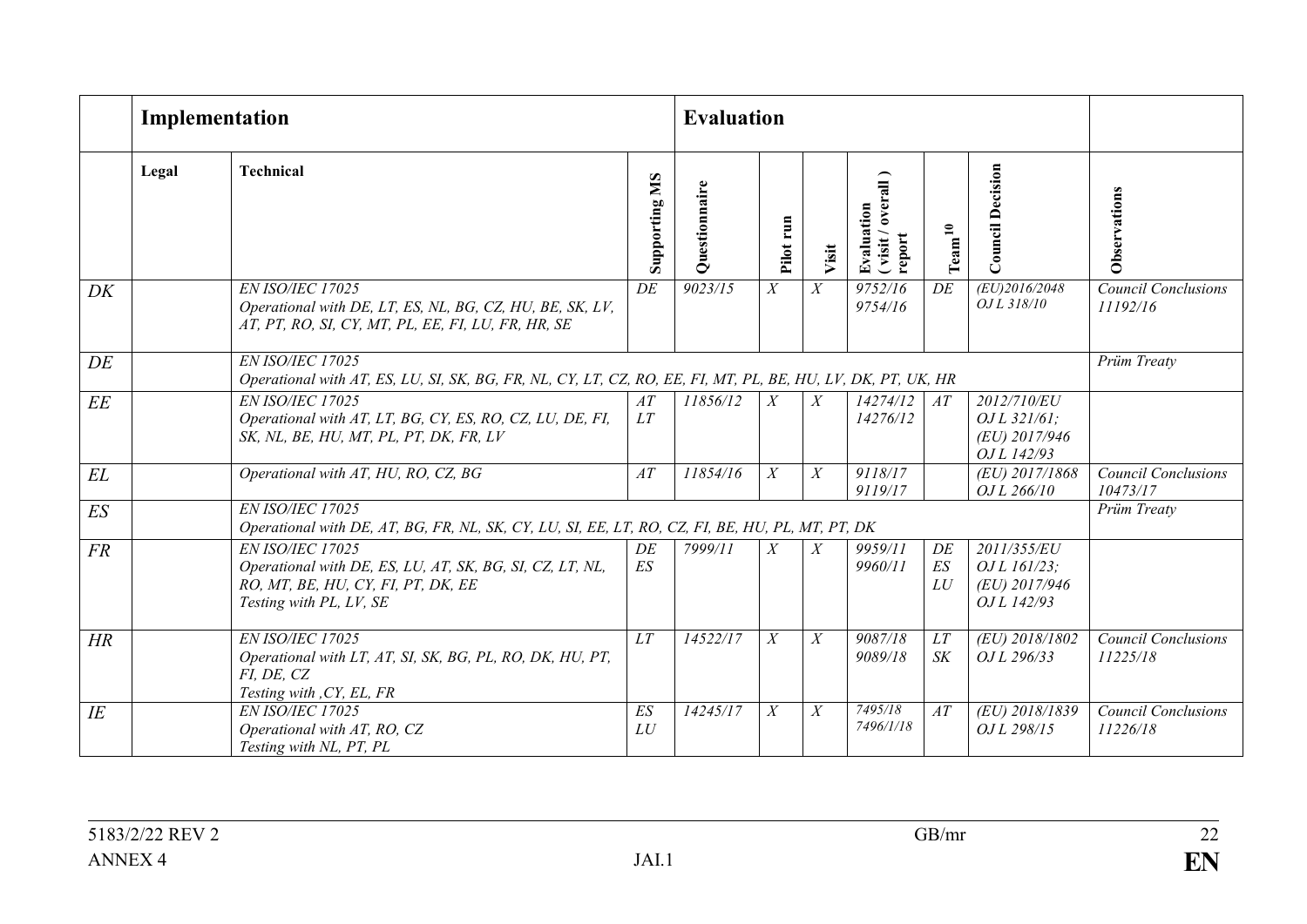| | Implementation | | Evaluation | | | | | | | |
|---|---|---|---|---|---|---|---|---|---|---|
| | **Legal** | **Technical** | **Supporting MS** | **Questionnaire** | **Pilot run** | **Visit** | **Evaluation ( visit / overall ) report** | **Team**[10] | **Council Decision** | **Observations** |
| *DK* | | *EN ISO/IEC 17025*<br>*Operational with DE, LT, ES, NL, BG, CZ, HU, BE, SK, LV, AT, PT, RO, SI, CY, MT, PL, EE, FI, LU, FR, HR, SE* | *DE* | *9023/15* | *X* | *X* | *9752/16*<br>*9754/16* | *DE* | *(EU)2016/2048*<br>*OJ L 318/10* | *Council Conclusions 11192/16* |
| *DE* | | *EN ISO/IEC 17025*<br>*Operational with AT, ES, LU, SI, SK, BG, FR, NL, CY, LT, CZ, RO, EE, FI, MT, PL, BE, HU, LV, DK, PT, UK, HR* | | | | | | | | *Prüm Treaty* |
| *EE* | | *EN ISO/IEC 17025*<br>*Operational with AT, LT, BG, CY, ES, RO, CZ, LU, DE, FI, SK, NL, BE, HU, MT, PL, PT, DK, FR, LV* | *AT*<br>*LT* | *11856/12* | *X* | *X* | *14274/12*<br>*14276/12* | *AT* | *2012/710/EU*<br>*OJ L 321/61;*<br>*(EU) 2017/946*<br>*OJ L 142/93* | |
| *EL* | | *Operational with AT, HU, RO, CZ, BG* | *AT* | *11854/16* | *X* | *X* | *9118/17*<br>*9119/17* | | *(EU) 2017/1868*<br>*OJ L 266/10* | *Council Conclusions 10473/17* |
| *ES* | | *EN ISO/IEC 17025*<br>*Operational with DE, AT, BG, FR, NL, SK, CY, LU, SI, EE, LT, RO, CZ, FI, BE, HU, PL, MT, PT, DK* | | | | | | | | *Prüm Treaty* |
| *FR* | | *EN ISO/IEC 17025*<br>*Operational with DE, ES, LU, AT, SK, BG, SI, CZ, LT, NL, RO, MT, BE, HU, CY, FI, PT, DK, EE*<br>*Testing with PL, LV, SE* | *DE*<br>*ES* | *7999/11* | *X* | *X* | *9959/11*<br>*9960/11* | *DE*<br>*ES*<br>*LU* | *2011/355/EU*<br>*OJ L 161/23;*<br>*(EU) 2017/946*<br>*OJ L 142/93* | |
| *HR* | | *EN ISO/IEC 17025*<br>*Operational with LT, AT, SI, SK, BG, PL, RO, DK, HU, PT, FI, DE, CZ*<br>*Testing with ,CY, EL, FR* | *LT* | *14522/17* | *X* | *X* | *9087/18*<br>*9089/18* | *LT*<br>*SK* | *(EU) 2018/1802*<br>*OJ L 296/33* | *Council Conclusions 11225/18* |
| *IE* | | *EN ISO/IEC 17025*<br>*Operational with AT, RO, CZ*<br>*Testing with NL, PT, PL* | *ES*<br>*LU* | *14245/17* | *X* | *X* | *7495/18*<br>*7496/1/18* | *AT* | *(EU) 2018/1839*<br>*OJ L 298/15* | *Council Conclusions 11226/18* |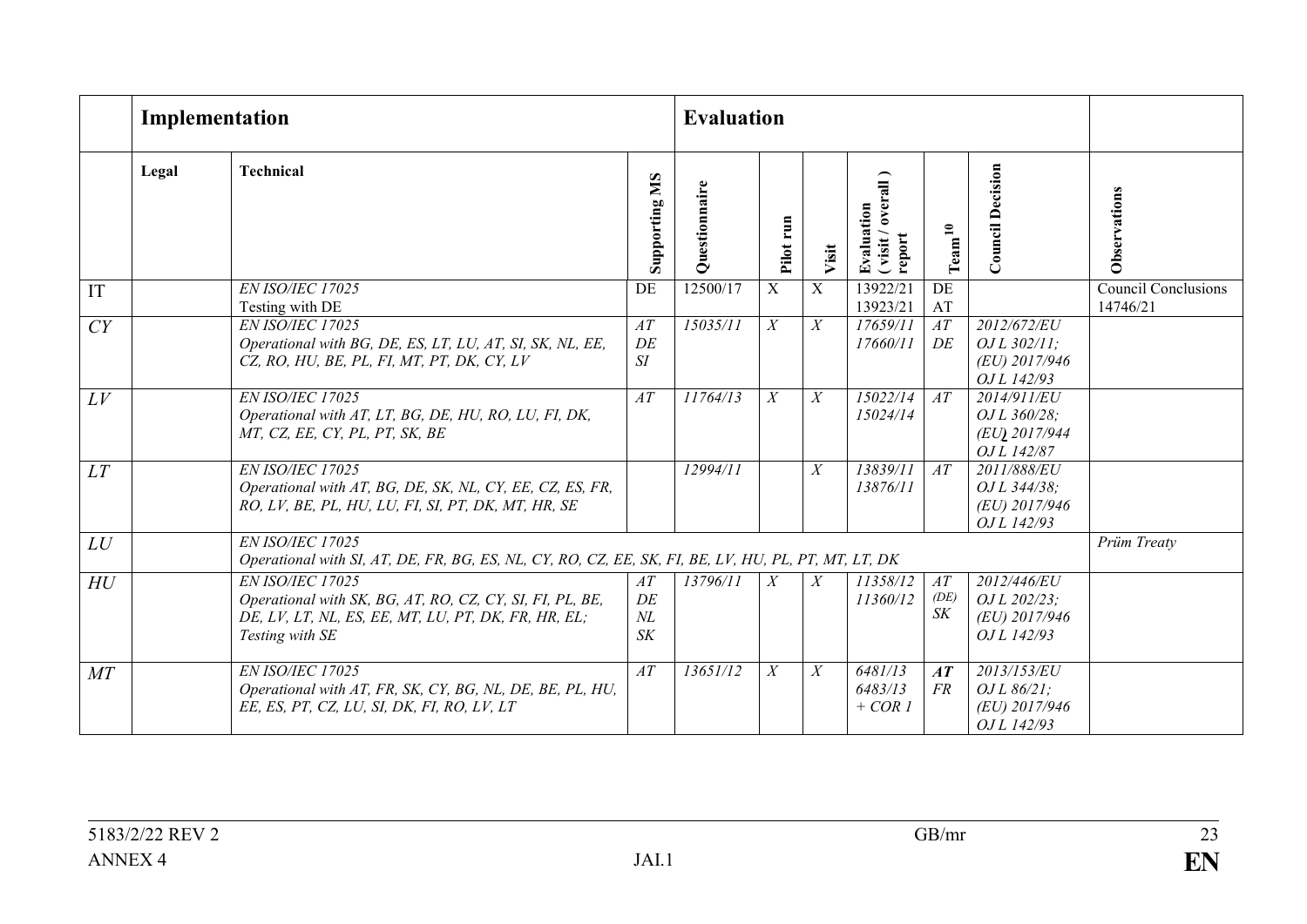| | Implementation | | Evaluation | | | | | | | |
|---|---|---|---|---|---|---|---|---|---|---|
| | **Legal** | **Technical** | **Supporting MS** | **Questionnaire** | **Pilot run** | **Visit** | **Evaluation ( visit / overall ) report** | **Team**[10] | **Council Decision** | **Observations** |
| IT | | *EN ISO/IEC 17025* <br> Testing with DE | DE | 12500/17 | X | X | 13922/21 <br> 13923/21 | DE <br> AT | | Council Conclusions 14746/21 |
| *CY* | | *EN ISO/IEC 17025* <br> *Operational with BG, DE, ES, LT, LU, AT, SI, SK, NL, EE, CZ, RO, HU, BE, PL, FI, MT, PT, DK, CY, LV* | *AT* <br> *DE* <br> *SI* | *15035/11* | *X* | *X* | *17659/11* <br> *17660/11* | *AT* <br> *DE* | *2012/672/EU* <br> *OJ L 302/11;* <br> *(EU) 2017/946* <br> *OJ L 142/93* | |
| *LV* | | *EN ISO/IEC 17025* <br> *Operational with AT, LT, BG, DE, HU, RO, LU, FI, DK, MT, CZ, EE, CY, PL, PT, SK, BE* | *AT* | *11764/13* | *X* | *X* | *15022/14* <br> *15024/14* | *AT* | *2014/911/EU* <br> *OJ L 360/28;* <br> *(EU) 2017/944* <br> *OJ L 142/87* | |
| *LT* | | *EN ISO/IEC 17025* <br> *Operational with AT, BG, DE, SK, NL, CY, EE, CZ, ES, FR, RO, LV, BE, PL, HU, LU, FI, SI, PT, DK, MT, HR, SE* | | *12994/11* | | *X* | *13839/11* <br> *13876/11* | *AT* | *2011/888/EU* <br> *OJ L 344/38;* <br> *(EU) 2017/946* <br> *OJ L 142/93* | |
| *LU* | | *EN ISO/IEC 17025* <br> *Operational with SI, AT, DE, FR, BG, ES, NL, CY, RO, CZ, EE, SK, FI, BE, LV, HU, PL, PT, MT, LT, DK* | | | | | | | | *Prüm Treaty* |
| *HU* | | *EN ISO/IEC 17025* <br> *Operational with SK, BG, AT, RO, CZ, CY, SI, FI, PL, BE, DE, LV, LT, NL, ES, EE, MT, LU, PT, DK, FR, HR, EL;* <br> *Testing with SE* | *AT* <br> *DE* <br> *NL* <br> *SK* | *13796/11* | *X* | *X* | *11358/12* <br> *11360/12* | *AT* <br> *(DE)* <br> *SK* | *2012/446/EU* <br> *OJ L 202/23;* <br> *(EU) 2017/946* <br> *OJ L 142/93* | |
| *MT* | | *EN ISO/IEC 17025* <br> *Operational with AT, FR, SK, CY, BG, NL, DE, BE, PL, HU, EE, ES, PT, CZ, LU, SI, DK, FI, RO, LV, LT* | *AT* | *13651/12* | *X* | *X* | *6481/13* <br> *6483/13* <br> *+ COR 1* | ***AT*** <br> *FR* | *2013/153/EU* <br> *OJ L 86/21;* <br> *(EU) 2017/946* <br> *OJ L 142/93* | |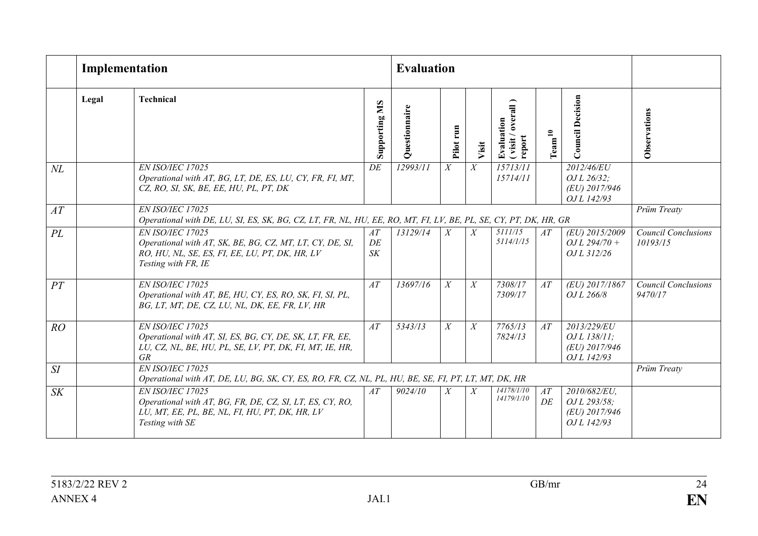| | Implementation | | Evaluation | | | | | | | |
|---|---|---|---|---|---|---|---|---|---|---|
| | **Legal** | **Technical** | **Supporting MS** | **Questionnaire** | **Pilot run** | **Visit** | **Evaluation ( visit / overall ) report** | **Team**[10] | **Council Decision** | **Observations** |
| *NL* | | *EN ISO/IEC 17025*<br>*Operational with AT, BG, LT, DE, ES, LU, CY, FR, FI, MT, CZ, RO, SI, SK, BE, EE, HU, PL, PT, DK* | *DE* | *12993/11* | *X* | *X* | *15713/11*<br>*15714/11* | | *2012/46/EU*<br>*OJ L 26/32;*<br>*(EU) 2017/946*<br>*OJ L 142/93* | |
| *AT* | | *EN ISO/IEC 17025*<br>*Operational with DE, LU, SI, ES, SK, BG, CZ, LT, FR, NL, HU, EE, RO, MT, FI, LV, BE, PL, SE, CY, PT, DK, HR, GR* | | | | | | | | *Prüm Treaty* |
| *PL* | | *EN ISO/IEC 17025*<br>*Operational with AT, SK, BE, BG, CZ, MT, LT, CY, DE, SI, RO, HU, NL, SE, ES, FI, EE, LU, PT, DK, HR, LV*<br>*Testing with FR, IE* | *AT*<br>*DE*<br>*SK* | *13129/14* | *X* | *X* | *5111/15*<br>*5114/1/15* | *AT* | *(EU) 2015/2009*<br>*OJ L 294/70 +*<br>*OJ L 312/26* | *Council Conclusions 10193/15* |
| *PT* | | *EN ISO/IEC 17025*<br>*Operational with AT, BE, HU, CY, ES, RO, SK, FI, SI, PL, BG, LT, MT, DE, CZ, LU, NL, DK, EE, FR, LV, HR* | *AT* | *13697/16* | *X* | *X* | *7308/17*<br>*7309/17* | *AT* | *(EU) 2017/1867*<br>*OJ L 266/8* | *Council Conclusions 9470/17* |
| *RO* | | *EN ISO/IEC 17025*<br>*Operational with AT, SI, ES, BG, CY, DE, SK, LT, FR, EE, LU, CZ, NL, BE, HU, PL, SE, LV, PT, DK, FI, MT, IE, HR, GR* | *AT* | *5343/13* | *X* | *X* | *7765/13*<br>*7824/13* | *AT* | *2013/229/EU*<br>*OJ L 138/11;*<br>*(EU) 2017/946*<br>*OJ L 142/93* | |
| *SI* | | *EN ISO/IEC 17025*<br>*Operational with AT, DE, LU, BG, SK, CY, ES, RO, FR, CZ, NL, PL, HU, BE, SE, FI, PT, LT, MT, DK, HR* | | | | | | | | *Prüm Treaty* |
| *SK* | | *EN ISO/IEC 17025*<br>*Operational with AT, BG, FR, DE, CZ, SI, LT, ES, CY, RO, LU, MT, EE, PL, BE, NL, FI, HU, PT, DK, HR, LV*<br>*Testing with SE* | *AT* | *9024/10* | *X* | *X* | *14178/1/10*<br>*14179/1/10* | *AT*<br>*DE* | *2010/682/EU,*<br>*OJ L 293/58;*<br>*(EU) 2017/946*<br>*OJ L 142/93* | |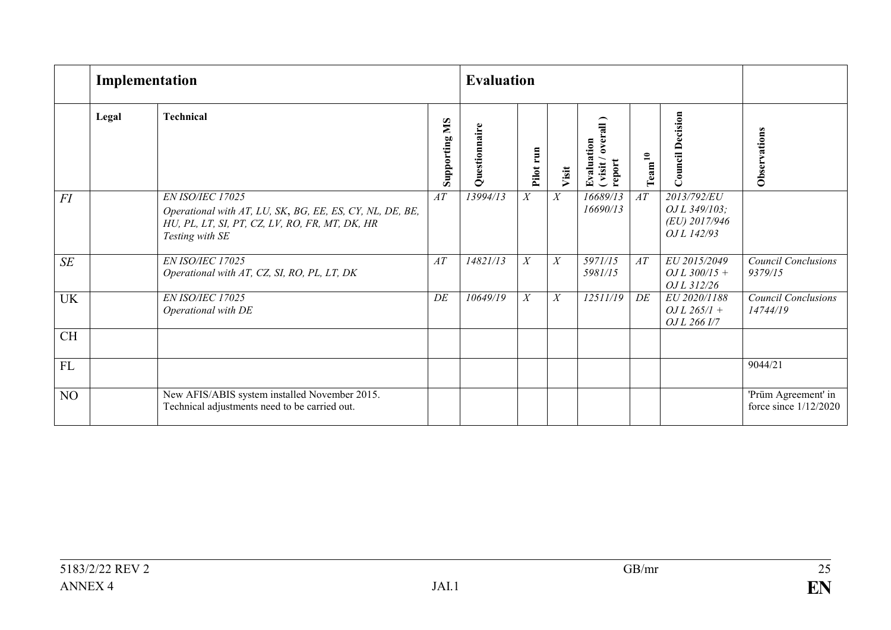| | Implementation | | Evaluation | | | | | | | |
|---|---|---|---|---|---|---|---|---|---|---|
| | Legal | Technical | Supporting MS | Questionnaire | Pilot run | Visit | Evaluation ( visit / overall ) report | Team[10] | Council Decision | Observations |
| *FI* | | *EN ISO/IEC 17025*<br>*Operational with AT, LU, SK, BG, EE, ES, CY, NL, DE, BE, HU, PL, LT, SI, PT, CZ, LV, RO, FR, MT, DK, HR*<br>*Testing with SE* | *AT* | *13994/13* | *X* | *X* | *16689/13*<br>*16690/13* | *AT* | *2013/792/EU*<br>*OJ L 349/103;*<br>*(EU) 2017/946*<br>*OJ L 142/93* | |
| *SE* | | *EN ISO/IEC 17025*<br>*Operational with AT, CZ, SI, RO, PL, LT, DK* | *AT* | *14821/13* | *X* | *X* | *5971/15*<br>*5981/15* | *AT* | *EU 2015/2049*<br>*OJ L 300/15 +*<br>*OJ L 312/26* | *Council Conclusions 9379/15* |
| UK | | *EN ISO/IEC 17025*<br>*Operational with DE* | *DE* | *10649/19* | *X* | *X* | *12511/19* | *DE* | *EU 2020/1188*<br>*OJ L 265/1 +*<br>*OJ L 266 I/7* | *Council Conclusions 14744/19* |
| CH | | | | | | | | | | |
| FL | | | | | | | | | | 9044/21 |
| NO | | New AFIS/ABIS system installed November 2015.<br>Technical adjustments need to be carried out. | | | | | | | | 'Prüm Agreement' in force since 1/12/2020 |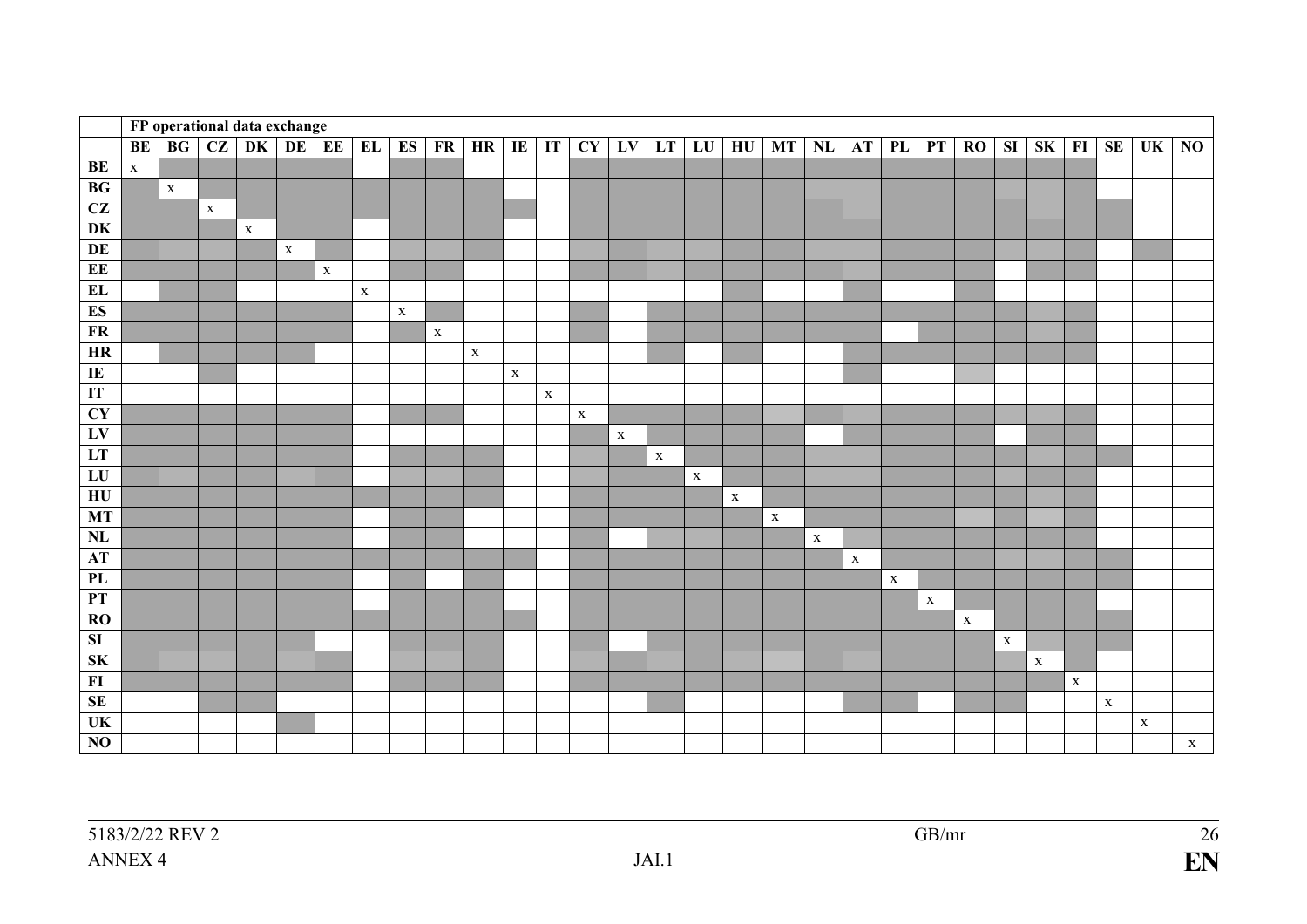|  | FP operational data exchange | | | | | | | | | | | | | | | | | | | | | | | | | | | | |
|---|---|---|---|---|---|---|---|---|---|---|---|---|---|---|---|---|---|---|---|---|---|---|---|---|---|---|---|---|---|
|  | **BE** | **BG** | **CZ** | **DK** | **DE** | **EE** | **EL** | **ES** | **FR** | **HR** | **IE** | **IT** | **CY** | **LV** | **LT** | **LU** | **HU** | **MT** | **NL** | **AT** | **PL** | **PT** | **RO** | **SI** | **SK** | **FI** | **SE** | **UK** | **NO** |
| **BE** | x | | | | | | | | | | | | | | | | | | | | | | | | | | | | |
| **BG** | | x | | | | | | | | | | | | | | | | | | | | | | | | | | | |
| **CZ** | | | x | | | | | | | | | | | | | | | | | | | | | | | | | | |
| **DK** | | | | x | | | | | | | | | | | | | | | | | | | | | | | | | |
| **DE** | | | | | x | | | | | | | | | | | | | | | | | | | | | | | | |
| **EE** | | | | | | x | | | | | | | | | | | | | | | | | | | | | | | |
| **EL** | | | | | | | x | | | | | | | | | | | | | | | | | | | | | | |
| **ES** | | | | | | | | x | | | | | | | | | | | | | | | | | | | | | |
| **FR** | | | | | | | | | x | | | | | | | | | | | | | | | | | | | | |
| **HR** | | | | | | | | | | x | | | | | | | | | | | | | | | | | | | |
| **IE** | | | | | | | | | | | x | | | | | | | | | | | | | | | | | | |
| **IT** | | | | | | | | | | | | x | | | | | | | | | | | | | | | | | |
| **CY** | | | | | | | | | | | | | x | | | | | | | | | | | | | | | | |
| **LV** | | | | | | | | | | | | | | x | | | | | | | | | | | | | | | |
| **LT** | | | | | | | | | | | | | | | x | | | | | | | | | | | | | | |
| **LU** | | | | | | | | | | | | | | | | x | | | | | | | | | | | | | |
| **HU** | | | | | | | | | | | | | | | | | x | | | | | | | | | | | | |
| **MT** | | | | | | | | | | | | | | | | | | x | | | | | | | | | | | |
| **NL** | | | | | | | | | | | | | | | | | | | x | | | | | | | | | | |
| **AT** | | | | | | | | | | | | | | | | | | | | x | | | | | | | | | |
| **PL** | | | | | | | | | | | | | | | | | | | | | x | | | | | | | | |
| **PT** | | | | | | | | | | | | | | | | | | | | | | x | | | | | | | |
| **RO** | | | | | | | | | | | | | | | | | | | | | | | x | | | | | | |
| **SI** | | | | | | | | | | | | | | | | | | | | | | | | x | | | | | |
| **SK** | | | | | | | | | | | | | | | | | | | | | | | | | x | | | | |
| **FI** | | | | | | | | | | | | | | | | | | | | | | | | | | x | | | |
| **SE** | | | | | | | | | | | | | | | | | | | | | | | | | | | x | | |
| **UK** | | | | | | | | | | | | | | | | | | | | | | | | | | | | x | |
| **NO** | | | | | | | | | | | | | | | | | | | | | | | | | | | | | x |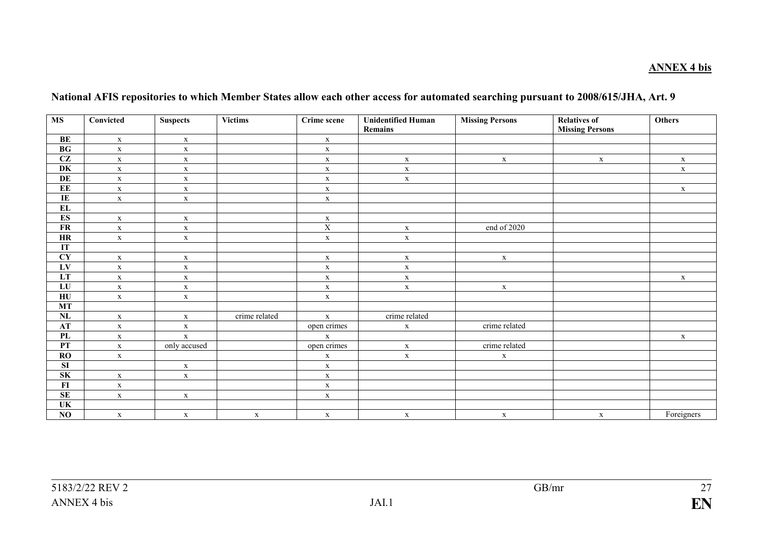**ANNEX 4 bis**

**National AFIS repositories to which Member States allow each other access for automated searching pursuant to 2008/615/JHA, Art. 9**

| MS | Convicted | Suspects | Victims | Crime scene | Unidentified Human Remains | Missing Persons | Relatives of Missing Persons | Others |
|---|---|---|---|---|---|---|---|---|
| **BE** | x | x | | x | | | | |
| **BG** | x | x | | x | | | | |
| **CZ** | x | x | | x | x | x | x | x |
| **DK** | x | x | | x | x | | | x |
| **DE** | x | x | | x | x | | | |
| **EE** | x | x | | x | | | | x |
| **IE** | x | x | | x | | | | |
| **EL** | | | | | | | | |
| **ES** | x | x | | x | | | | |
| **FR** | x | x | | X | x | end of 2020 | | |
| **HR** | x | x | | x | x | | | |
| **IT** | | | | | | | | |
| **CY** | x | x | | x | x | x | | |
| **LV** | x | x | | x | x | | | |
| **LT** | x | x | | x | x | | | x |
| **LU** | x | x | | x | x | x | | |
| **HU** | x | x | | x | | | | |
| **MT** | | | | | | | | |
| **NL** | x | x | crime related | x | crime related | | | |
| **AT** | x | x | | open crimes | x | crime related | | |
| **PL** | x | x | | x | | | | x |
| **PT** | x | only accused | | open crimes | x | crime related | | |
| **RO** | x | | | x | x | x | | |
| **SI** | | x | | x | | | | |
| **SK** | x | x | | x | | | | |
| **FI** | x | | | x | | | | |
| **SE** | x | x | | x | | | | |
| **UK** | | | | | | | | |
| **NO** | x | x | x | x | x | x | x | Foreigners |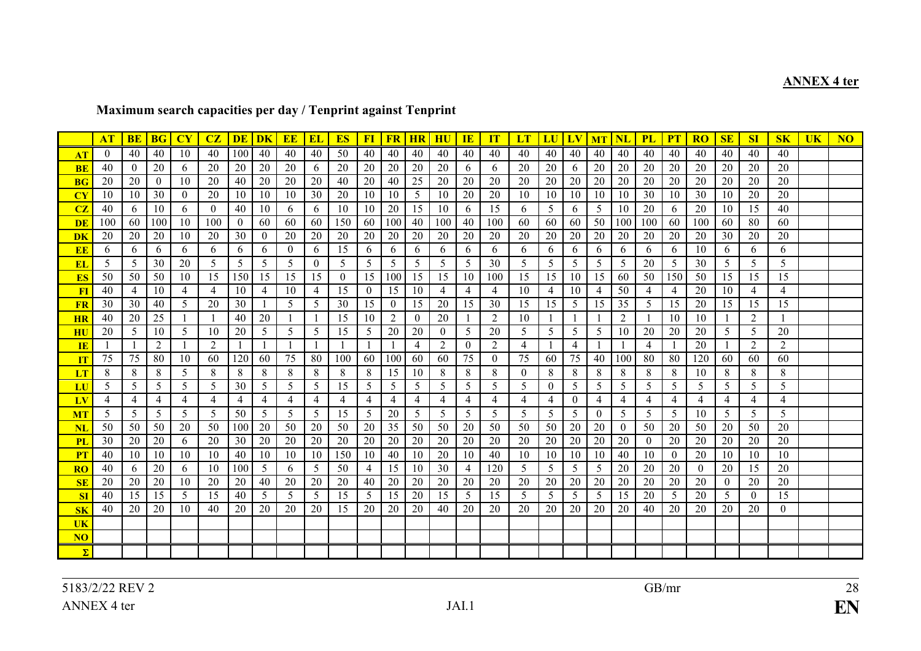**ANNEX 4 ter**

**Maximum search capacities per day / Tenprint against Tenprint**

| | AT | BE | BG | CY | CZ | DE | DK | EE | EL | ES | FI | FR | HR | HU | IE | IT | LT | LU | LV | MT | NL | PL | PT | RO | SE | SI | SK | UK | NO |
|---|---|---|---|---|---|---|---|---|---|---|---|---|---|---|---|---|---|---|---|---|---|---|---|---|---|---|---|---|---|
| AT | 0 | 40 | 40 | 10 | 40 | 100 | 40 | 40 | 40 | 50 | 40 | 40 | 40 | 40 | 40 | 40 | 40 | 40 | 40 | 40 | 40 | 40 | 40 | 40 | 40 | 40 | 40 | | |
| BE | 40 | 0 | 20 | 6 | 20 | 20 | 20 | 20 | 6 | 20 | 20 | 20 | 20 | 20 | 6 | 6 | 20 | 20 | 6 | 20 | 20 | 20 | 20 | 20 | 20 | 20 | 20 | | |
| BG | 20 | 20 | 0 | 10 | 20 | 40 | 20 | 20 | 20 | 40 | 20 | 40 | 25 | 20 | 20 | 20 | 20 | 20 | 20 | 20 | 20 | 20 | 20 | 20 | 20 | 20 | 20 | | |
| CY | 10 | 10 | 30 | 0 | 20 | 10 | 10 | 10 | 30 | 20 | 10 | 10 | 5 | 10 | 20 | 20 | 10 | 10 | 10 | 10 | 10 | 30 | 10 | 30 | 10 | 20 | 20 | | |
| CZ | 40 | 6 | 10 | 6 | 0 | 40 | 10 | 6 | 6 | 10 | 10 | 20 | 15 | 10 | 6 | 15 | 6 | 5 | 6 | 5 | 10 | 20 | 6 | 20 | 10 | 15 | 40 | | |
| DE | 100 | 60 | 100 | 10 | 100 | 0 | 60 | 60 | 60 | 150 | 60 | 100 | 40 | 100 | 40 | 100 | 60 | 60 | 60 | 50 | 100 | 100 | 60 | 100 | 60 | 80 | 60 | | |
| DK | 20 | 20 | 20 | 10 | 20 | 30 | 0 | 20 | 20 | 20 | 20 | 20 | 20 | 20 | 20 | 20 | 20 | 20 | 20 | 20 | 20 | 20 | 20 | 20 | 30 | 20 | 20 | | |
| EE | 6 | 6 | 6 | 6 | 6 | 6 | 6 | 0 | 6 | 15 | 6 | 6 | 6 | 6 | 6 | 6 | 6 | 6 | 6 | 6 | 6 | 6 | 6 | 10 | 6 | 6 | 6 | | |
| EL | 5 | 5 | 30 | 20 | 5 | 5 | 5 | 5 | 0 | 5 | 5 | 5 | 5 | 5 | 5 | 30 | 5 | 5 | 5 | 5 | 5 | 20 | 5 | 30 | 5 | 5 | 5 | | |
| ES | 50 | 50 | 50 | 10 | 15 | 150 | 15 | 15 | 15 | 0 | 15 | 100 | 15 | 15 | 10 | 100 | 15 | 15 | 10 | 15 | 60 | 50 | 150 | 50 | 15 | 15 | 15 | | |
| FI | 40 | 4 | 10 | 4 | 4 | 10 | 4 | 10 | 4 | 15 | 0 | 15 | 10 | 4 | 4 | 4 | 10 | 4 | 10 | 4 | 50 | 4 | 4 | 20 | 10 | 4 | 4 | | |
| FR | 30 | 30 | 40 | 5 | 20 | 30 | 1 | 5 | 5 | 30 | 15 | 0 | 15 | 20 | 15 | 30 | 15 | 15 | 5 | 15 | 35 | 5 | 15 | 20 | 15 | 15 | 15 | | |
| HR | 40 | 20 | 25 | 1 | 1 | 40 | 20 | 1 | 1 | 15 | 10 | 2 | 0 | 20 | 1 | 2 | 10 | 1 | 1 | 1 | 2 | 1 | 10 | 10 | 1 | 2 | 1 | | |
| HU | 20 | 5 | 10 | 5 | 10 | 20 | 5 | 5 | 5 | 15 | 5 | 20 | 20 | 0 | 5 | 20 | 5 | 5 | 5 | 5 | 10 | 20 | 20 | 20 | 5 | 5 | 20 | | |
| IE | 1 | 1 | 2 | 1 | 2 | 1 | 1 | 1 | 1 | 1 | 1 | 1 | 4 | 2 | 0 | 2 | 4 | 1 | 4 | 1 | 1 | 4 | 1 | 20 | 1 | 2 | 2 | | |
| IT | 75 | 75 | 80 | 10 | 60 | 120 | 60 | 75 | 80 | 100 | 60 | 100 | 60 | 60 | 75 | 0 | 75 | 60 | 75 | 40 | 100 | 80 | 80 | 120 | 60 | 60 | 60 | | |
| LT | 8 | 8 | 8 | 5 | 8 | 8 | 8 | 8 | 8 | 8 | 8 | 15 | 10 | 8 | 8 | 8 | 0 | 8 | 8 | 8 | 8 | 8 | 8 | 10 | 8 | 8 | 8 | | |
| LU | 5 | 5 | 5 | 5 | 5 | 30 | 5 | 5 | 5 | 15 | 5 | 5 | 5 | 5 | 5 | 5 | 5 | 0 | 5 | 5 | 5 | 5 | 5 | 5 | 5 | 5 | 5 | | |
| LV | 4 | 4 | 4 | 4 | 4 | 4 | 4 | 4 | 4 | 4 | 4 | 4 | 4 | 4 | 4 | 4 | 4 | 4 | 0 | 4 | 4 | 4 | 4 | 4 | 4 | 4 | 4 | | |
| MT | 5 | 5 | 5 | 5 | 5 | 50 | 5 | 5 | 5 | 15 | 5 | 20 | 5 | 5 | 5 | 5 | 5 | 5 | 5 | 0 | 5 | 5 | 5 | 10 | 5 | 5 | 5 | | |
| NL | 50 | 50 | 50 | 20 | 50 | 100 | 20 | 50 | 20 | 50 | 20 | 35 | 50 | 50 | 20 | 50 | 50 | 50 | 20 | 20 | 0 | 50 | 20 | 50 | 20 | 50 | 20 | | |
| PL | 30 | 20 | 20 | 6 | 20 | 30 | 20 | 20 | 20 | 20 | 20 | 20 | 20 | 20 | 20 | 20 | 20 | 20 | 20 | 20 | 20 | 0 | 20 | 20 | 20 | 20 | 20 | | |
| PT | 40 | 10 | 10 | 10 | 10 | 40 | 10 | 10 | 10 | 150 | 10 | 40 | 10 | 20 | 10 | 40 | 10 | 10 | 10 | 10 | 40 | 10 | 0 | 20 | 10 | 10 | 10 | | |
| RO | 40 | 6 | 20 | 6 | 10 | 100 | 5 | 6 | 5 | 50 | 4 | 15 | 10 | 30 | 4 | 120 | 5 | 5 | 5 | 5 | 20 | 20 | 20 | 0 | 20 | 15 | 20 | | |
| SE | 20 | 20 | 20 | 10 | 20 | 20 | 40 | 20 | 20 | 20 | 40 | 20 | 20 | 20 | 20 | 20 | 20 | 20 | 20 | 20 | 20 | 20 | 20 | 20 | 0 | 20 | 20 | | |
| SI | 40 | 15 | 15 | 5 | 15 | 40 | 5 | 5 | 5 | 15 | 5 | 15 | 20 | 15 | 5 | 15 | 5 | 5 | 5 | 5 | 15 | 20 | 5 | 20 | 5 | 0 | 15 | | |
| SK | 40 | 20 | 20 | 10 | 40 | 20 | 20 | 20 | 20 | 15 | 20 | 20 | 20 | 40 | 20 | 20 | 20 | 20 | 20 | 20 | 20 | 40 | 20 | 20 | 20 | 20 | 0 | | |
| UK | | | | | | | | | | | | | | | | | | | | | | | | | | | | | |
| NO | | | | | | | | | | | | | | | | | | | | | | | | | | | | | |
| Σ | | | | | | | | | | | | | | | | | | | | | | | | | | | | | |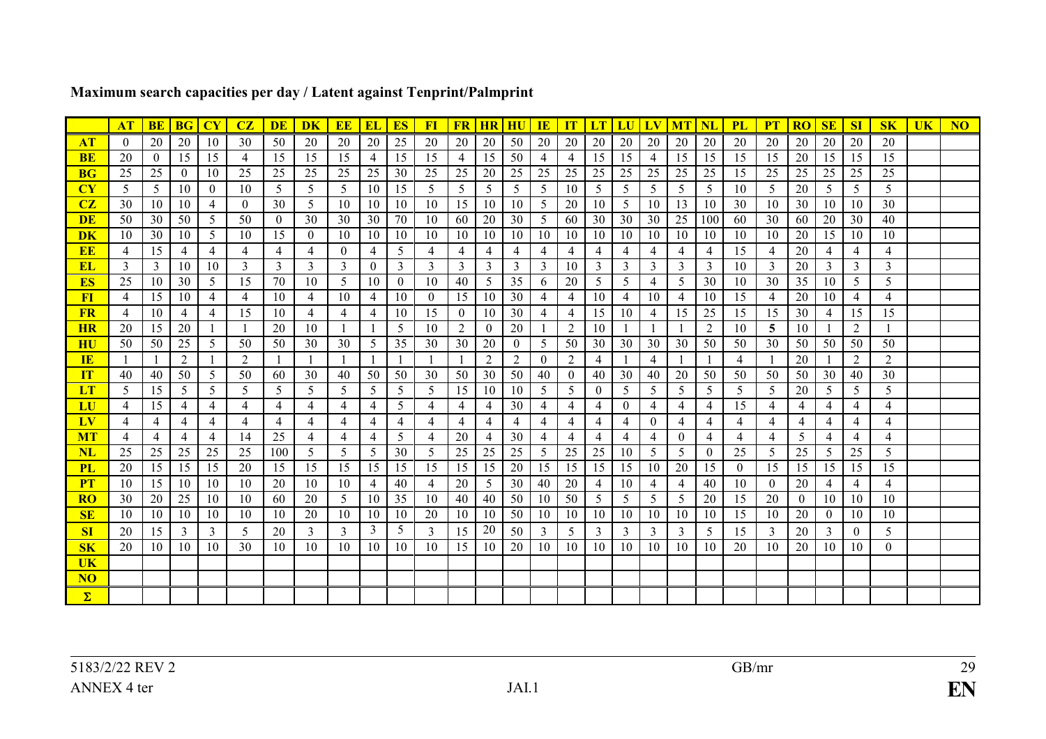**Maximum search capacities per day / Latent against Tenprint/Palmprint**

| | AT | BE | BG | CY | CZ | DE | DK | EE | EL | ES | FI | FR | HR | HU | IE | IT | LT | LU | LV | MT | NL | PL | PT | RO | SE | SI | SK | UK | NO |
|---|---|---|---|---|---|---|---|---|---|---|---|---|---|---|---|---|---|---|---|---|---|---|---|---|---|---|---|---|---|
| AT | 0 | 20 | 20 | 10 | 30 | 50 | 20 | 20 | 20 | 25 | 20 | 20 | 20 | 50 | 20 | 20 | 20 | 20 | 20 | 20 | 20 | 20 | 20 | 20 | 20 | 20 | 20 | | |
| BE | 20 | 0 | 15 | 15 | 4 | 15 | 15 | 15 | 4 | 15 | 15 | 4 | 15 | 50 | 4 | 4 | 15 | 15 | 4 | 15 | 15 | 15 | 15 | 20 | 15 | 15 | 15 | | |
| BG | 25 | 25 | 0 | 10 | 25 | 25 | 25 | 25 | 25 | 30 | 25 | 25 | 20 | 25 | 25 | 25 | 25 | 25 | 25 | 25 | 25 | 15 | 25 | 25 | 25 | 25 | 25 | | |
| CY | 5 | 5 | 10 | 0 | 10 | 5 | 5 | 5 | 10 | 15 | 5 | 5 | 5 | 5 | 5 | 10 | 5 | 5 | 5 | 5 | 5 | 10 | 5 | 20 | 5 | 5 | 5 | | |
| CZ | 30 | 10 | 10 | 4 | 0 | 30 | 5 | 10 | 10 | 10 | 10 | 15 | 10 | 10 | 5 | 20 | 10 | 5 | 10 | 13 | 10 | 30 | 10 | 30 | 10 | 10 | 30 | | |
| DE | 50 | 30 | 50 | 5 | 50 | 0 | 30 | 30 | 30 | 70 | 10 | 60 | 20 | 30 | 5 | 60 | 30 | 30 | 30 | 25 | 100 | 60 | 30 | 60 | 20 | 30 | 40 | | |
| DK | 10 | 30 | 10 | 5 | 10 | 15 | 0 | 10 | 10 | 10 | 10 | 10 | 10 | 10 | 10 | 10 | 10 | 10 | 10 | 10 | 10 | 10 | 10 | 20 | 15 | 10 | 10 | | |
| EE | 4 | 15 | 4 | 4 | 4 | 4 | 4 | 0 | 4 | 5 | 4 | 4 | 4 | 4 | 4 | 4 | 4 | 4 | 4 | 4 | 4 | 15 | 4 | 20 | 4 | 4 | 4 | | |
| EL | 3 | 3 | 10 | 10 | 3 | 3 | 3 | 3 | 0 | 3 | 3 | 3 | 3 | 3 | 3 | 10 | 3 | 3 | 3 | 3 | 3 | 10 | 3 | 20 | 3 | 3 | 3 | | |
| ES | 25 | 10 | 30 | 5 | 15 | 70 | 10 | 5 | 10 | 0 | 10 | 40 | 5 | 35 | 6 | 20 | 5 | 5 | 4 | 5 | 30 | 10 | 30 | 35 | 10 | 5 | 5 | | |
| FI | 4 | 15 | 10 | 4 | 4 | 10 | 4 | 10 | 4 | 10 | 0 | 15 | 10 | 30 | 4 | 4 | 10 | 4 | 10 | 4 | 10 | 15 | 4 | 20 | 10 | 4 | 4 | | |
| FR | 4 | 10 | 4 | 4 | 15 | 10 | 4 | 4 | 4 | 10 | 15 | 0 | 10 | 30 | 4 | 4 | 15 | 10 | 4 | 15 | 25 | 15 | 15 | 30 | 4 | 15 | 15 | | |
| HR | 20 | 15 | 20 | 1 | 1 | 20 | 10 | 1 | 1 | 5 | 10 | 2 | 0 | 20 | 1 | 2 | 10 | 1 | 1 | 1 | 2 | 10 | **5** | 10 | 1 | 2 | 1 | | |
| HU | 50 | 50 | 25 | 5 | 50 | 50 | 30 | 30 | 5 | 35 | 30 | 30 | 20 | 0 | 5 | 50 | 30 | 30 | 30 | 30 | 50 | 50 | 30 | 50 | 50 | 50 | 50 | | |
| IE | 1 | 1 | 2 | 1 | 2 | 1 | 1 | 1 | 1 | 1 | 1 | 1 | 2 | 2 | 0 | 2 | 4 | 1 | 4 | 1 | 1 | 4 | 1 | 20 | 1 | 2 | 2 | | |
| IT | 40 | 40 | 50 | 5 | 50 | 60 | 30 | 40 | 50 | 50 | 30 | 50 | 30 | 50 | 40 | 0 | 40 | 30 | 40 | 20 | 50 | 50 | 50 | 50 | 30 | 40 | 30 | | |
| LT | 5 | 15 | 5 | 5 | 5 | 5 | 5 | 5 | 5 | 5 | 5 | 15 | 10 | 10 | 5 | 5 | 0 | 5 | 5 | 5 | 5 | 5 | 5 | 20 | 5 | 5 | 5 | | |
| LU | 4 | 15 | 4 | 4 | 4 | 4 | 4 | 4 | 4 | 5 | 4 | 4 | 4 | 30 | 4 | 4 | 4 | 0 | 4 | 4 | 4 | 15 | 4 | 4 | 4 | 4 | 4 | | |
| LV | 4 | 4 | 4 | 4 | 4 | 4 | 4 | 4 | 4 | 4 | 4 | 4 | 4 | 4 | 4 | 4 | 4 | 4 | 0 | 4 | 4 | 4 | 4 | 4 | 4 | 4 | 4 | | |
| MT | 4 | 4 | 4 | 4 | 14 | 25 | 4 | 4 | 4 | 5 | 4 | 20 | 4 | 30 | 4 | 4 | 4 | 4 | 4 | 0 | 4 | 4 | 4 | 5 | 4 | 4 | 4 | | |
| NL | 25 | 25 | 25 | 25 | 25 | 100 | 5 | 5 | 5 | 30 | 5 | 25 | 25 | 25 | 5 | 25 | 25 | 10 | 5 | 5 | 0 | 25 | 5 | 25 | 5 | 25 | 5 | | |
| PL | 20 | 15 | 15 | 15 | 20 | 15 | 15 | 15 | 15 | 15 | 15 | 15 | 15 | 20 | 15 | 15 | 15 | 15 | 10 | 20 | 15 | 0 | 15 | 15 | 15 | 15 | 15 | | |
| PT | 10 | 15 | 10 | 10 | 10 | 20 | 10 | 10 | 4 | 40 | 4 | 20 | 5 | 30 | 40 | 20 | 4 | 10 | 4 | 4 | 40 | 10 | 0 | 20 | 4 | 4 | 4 | | |
| RO | 30 | 20 | 25 | 10 | 10 | 60 | 20 | 5 | 10 | 35 | 10 | 40 | 40 | 50 | 10 | 50 | 5 | 5 | 5 | 5 | 20 | 15 | 20 | 0 | 10 | 10 | 10 | | |
| SE | 10 | 10 | 10 | 10 | 10 | 10 | 20 | 10 | 10 | 10 | 20 | 10 | 10 | 50 | 10 | 10 | 10 | 10 | 10 | 10 | 10 | 15 | 10 | 20 | 0 | 10 | 10 | | |
| SI | 20 | 15 | 3 | 3 | 5 | 20 | 3 | 3 | 3 | 5 | 3 | 15 | 20 | 50 | 3 | 5 | 3 | 3 | 3 | 3 | 5 | 15 | 3 | 20 | 3 | 0 | 5 | | |
| SK | 20 | 10 | 10 | 10 | 30 | 10 | 10 | 10 | 10 | 10 | 10 | 15 | 10 | 20 | 10 | 10 | 10 | 10 | 10 | 10 | 10 | 20 | 10 | 20 | 10 | 10 | 0 | | |
| UK | | | | | | | | | | | | | | | | | | | | | | | | | | | | | |
| NO | | | | | | | | | | | | | | | | | | | | | | | | | | | | | |
| Σ | | | | | | | | | | | | | | | | | | | | | | | | | | | | | |

5183/2/22 REV 2 GB/mr
ANNEX 4 ter JAI.1 **EN**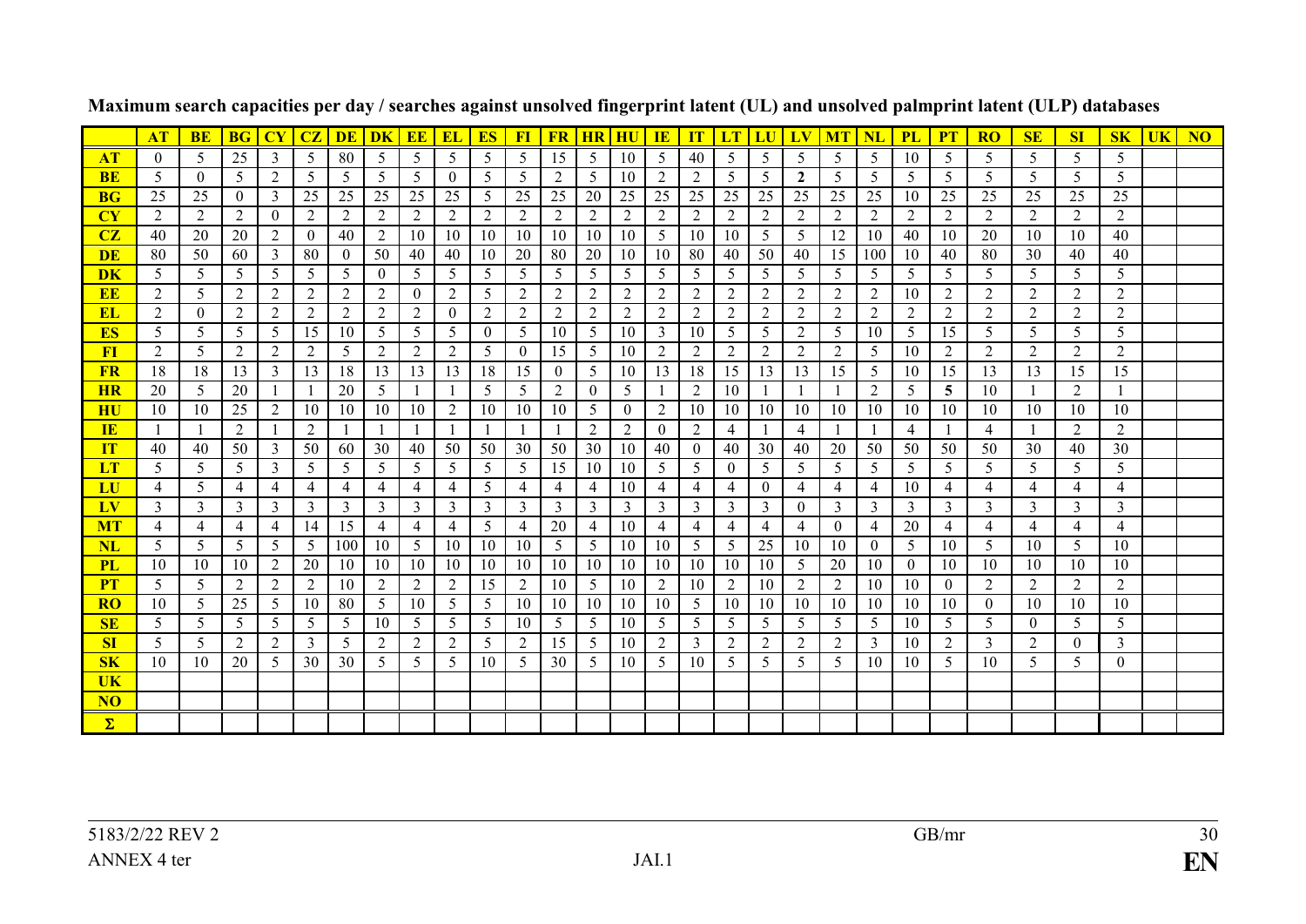**Maximum search capacities per day / searches against unsolved fingerprint latent (UL) and unsolved palmprint latent (ULP) databases**

| | **AT** | **BE** | **BG** | **CY** | **CZ** | **DE** | **DK** | **EE** | **EL** | **ES** | **FI** | **FR** | **HR** | **HU** | **IE** | **IT** | **LT** | **LU** | **LV** | **MT** | **NL** | **PL** | **PT** | **RO** | **SE** | **SI** | **SK** | **UK** | **NO** |
|---|---|---|---|---|---|---|---|---|---|---|---|---|---|---|---|---|---|---|---|---|---|---|---|---|---|---|---|---|---|
| **AT** | 0 | 5 | 25 | 3 | 5 | 80 | 5 | 5 | 5 | 5 | 5 | 15 | 5 | 10 | 5 | 40 | 5 | 5 | 5 | 5 | 5 | 10 | 5 | 5 | 5 | 5 | 5 | | |
| **BE** | 5 | 0 | 5 | 2 | 5 | 5 | 5 | 5 | 0 | 5 | 5 | 2 | 5 | 10 | 2 | 2 | 5 | 5 | **2** | 5 | 5 | 5 | 5 | 5 | 5 | 5 | 5 | | |
| **BG** | 25 | 25 | 0 | 3 | 25 | 25 | 25 | 25 | 25 | 5 | 25 | 25 | 20 | 25 | 25 | 25 | 25 | 25 | 25 | 25 | 25 | 10 | 25 | 25 | 25 | 25 | 25 | | |
| **CY** | 2 | 2 | 2 | 0 | 2 | 2 | 2 | 2 | 2 | 2 | 2 | 2 | 2 | 2 | 2 | 2 | 2 | 2 | 2 | 2 | 2 | 2 | 2 | 2 | 2 | 2 | 2 | | |
| **CZ** | 40 | 20 | 20 | 2 | 0 | 40 | 2 | 10 | 10 | 10 | 10 | 10 | 10 | 10 | 5 | 10 | 10 | 5 | 5 | 12 | 10 | 40 | 10 | 20 | 10 | 10 | 40 | | |
| **DE** | 80 | 50 | 60 | 3 | 80 | 0 | 50 | 40 | 40 | 10 | 20 | 80 | 20 | 10 | 10 | 80 | 40 | 50 | 40 | 15 | 100 | 10 | 40 | 80 | 30 | 40 | 40 | | |
| **DK** | 5 | 5 | 5 | 5 | 5 | 5 | 0 | 5 | 5 | 5 | 5 | 5 | 5 | 5 | 5 | 5 | 5 | 5 | 5 | 5 | 5 | 5 | 5 | 5 | 5 | 5 | 5 | | |
| **EE** | 2 | 5 | 2 | 2 | 2 | 2 | 2 | 0 | 2 | 5 | 2 | 2 | 2 | 2 | 2 | 2 | 2 | 2 | 2 | 2 | 2 | 10 | 2 | 2 | 2 | 2 | 2 | | |
| **EL** | 2 | 0 | 2 | 2 | 2 | 2 | 2 | 2 | 0 | 2 | 2 | 2 | 2 | 2 | 2 | 2 | 2 | 2 | 2 | 2 | 2 | 2 | 2 | 2 | 2 | 2 | 2 | | |
| **ES** | 5 | 5 | 5 | 5 | 15 | 10 | 5 | 5 | 5 | 0 | 5 | 10 | 5 | 10 | 3 | 10 | 5 | 5 | 2 | 5 | 10 | 5 | 15 | 5 | 5 | 5 | 5 | | |
| **FI** | 2 | 5 | 2 | 2 | 2 | 5 | 2 | 2 | 2 | 5 | 0 | 15 | 5 | 10 | 2 | 2 | 2 | 2 | 2 | 2 | 5 | 10 | 2 | 2 | 2 | 2 | 2 | | |
| **FR** | 18 | 18 | 13 | 3 | 13 | 18 | 13 | 13 | 13 | 18 | 15 | 0 | 5 | 10 | 13 | 18 | 15 | 13 | 13 | 15 | 5 | 10 | 15 | 13 | 13 | 15 | 15 | | |
| **HR** | 20 | 5 | 20 | 1 | 1 | 20 | 5 | 1 | 1 | 5 | 5 | 2 | 0 | 5 | 1 | 2 | 10 | 1 | 1 | 1 | 2 | 5 | **5** | 10 | 1 | 2 | 1 | | |
| **HU** | 10 | 10 | 25 | 2 | 10 | 10 | 10 | 10 | 2 | 10 | 10 | 10 | 5 | 0 | 2 | 10 | 10 | 10 | 10 | 10 | 10 | 10 | 10 | 10 | 10 | 10 | 10 | | |
| **IE** | 1 | 1 | 2 | 1 | 2 | 1 | 1 | 1 | 1 | 1 | 1 | 1 | 2 | 2 | 0 | 2 | 4 | 1 | 4 | 1 | 1 | 4 | 1 | 4 | 1 | 2 | 2 | | |
| **IT** | 40 | 40 | 50 | 3 | 50 | 60 | 30 | 40 | 50 | 50 | 30 | 50 | 30 | 10 | 40 | 0 | 40 | 30 | 40 | 20 | 50 | 50 | 50 | 50 | 30 | 40 | 30 | | |
| **LT** | 5 | 5 | 5 | 3 | 5 | 5 | 5 | 5 | 5 | 5 | 5 | 15 | 10 | 10 | 5 | 5 | 0 | 5 | 5 | 5 | 5 | 5 | 5 | 5 | 5 | 5 | 5 | | |
| **LU** | 4 | 5 | 4 | 4 | 4 | 4 | 4 | 4 | 4 | 5 | 4 | 4 | 4 | 10 | 4 | 4 | 4 | 0 | 4 | 4 | 4 | 10 | 4 | 4 | 4 | 4 | 4 | | |
| **LV** | 3 | 3 | 3 | 3 | 3 | 3 | 3 | 3 | 3 | 3 | 3 | 3 | 3 | 3 | 3 | 3 | 3 | 3 | 0 | 3 | 3 | 3 | 3 | 3 | 3 | 3 | 3 | | |
| **MT** | 4 | 4 | 4 | 4 | 14 | 15 | 4 | 4 | 4 | 5 | 4 | 20 | 4 | 10 | 4 | 4 | 4 | 4 | 4 | 0 | 4 | 20 | 4 | 4 | 4 | 4 | 4 | | |
| **NL** | 5 | 5 | 5 | 5 | 5 | 100 | 10 | 5 | 10 | 10 | 10 | 5 | 5 | 10 | 10 | 5 | 5 | 25 | 10 | 10 | 0 | 5 | 10 | 5 | 10 | 5 | 10 | | |
| **PL** | 10 | 10 | 10 | 2 | 20 | 10 | 10 | 10 | 10 | 10 | 10 | 10 | 10 | 10 | 10 | 10 | 10 | 10 | 5 | 20 | 10 | 0 | 10 | 10 | 10 | 10 | 10 | | |
| **PT** | 5 | 5 | 2 | 2 | 2 | 10 | 2 | 2 | 2 | 15 | 2 | 10 | 5 | 10 | 2 | 10 | 2 | 10 | 2 | 2 | 10 | 10 | 0 | 2 | 2 | 2 | 2 | | |
| **RO** | 10 | 5 | 25 | 5 | 10 | 80 | 5 | 10 | 5 | 5 | 10 | 10 | 10 | 10 | 10 | 5 | 10 | 10 | 10 | 10 | 10 | 10 | 10 | 0 | 10 | 10 | 10 | | |
| **SE** | 5 | 5 | 5 | 5 | 5 | 5 | 10 | 5 | 5 | 5 | 10 | 5 | 5 | 10 | 5 | 5 | 5 | 5 | 5 | 5 | 5 | 10 | 5 | 5 | 0 | 5 | 5 | | |
| **SI** | 5 | 5 | 2 | 2 | 3 | 5 | 2 | 2 | 2 | 5 | 2 | 15 | 5 | 10 | 2 | 3 | 2 | 2 | 2 | 2 | 3 | 10 | 2 | 3 | 2 | 0 | 3 | | |
| **SK** | 10 | 10 | 20 | 5 | 30 | 30 | 5 | 5 | 5 | 10 | 5 | 30 | 5 | 10 | 5 | 10 | 5 | 5 | 5 | 5 | 10 | 10 | 5 | 10 | 5 | 5 | 0 | | |
| **UK** | | | | | | | | | | | | | | | | | | | | | | | | | | | | | |
| **NO** | | | | | | | | | | | | | | | | | | | | | | | | | | | | | |
| **Σ** | | | | | | | | | | | | | | | | | | | | | | | | | | | | | |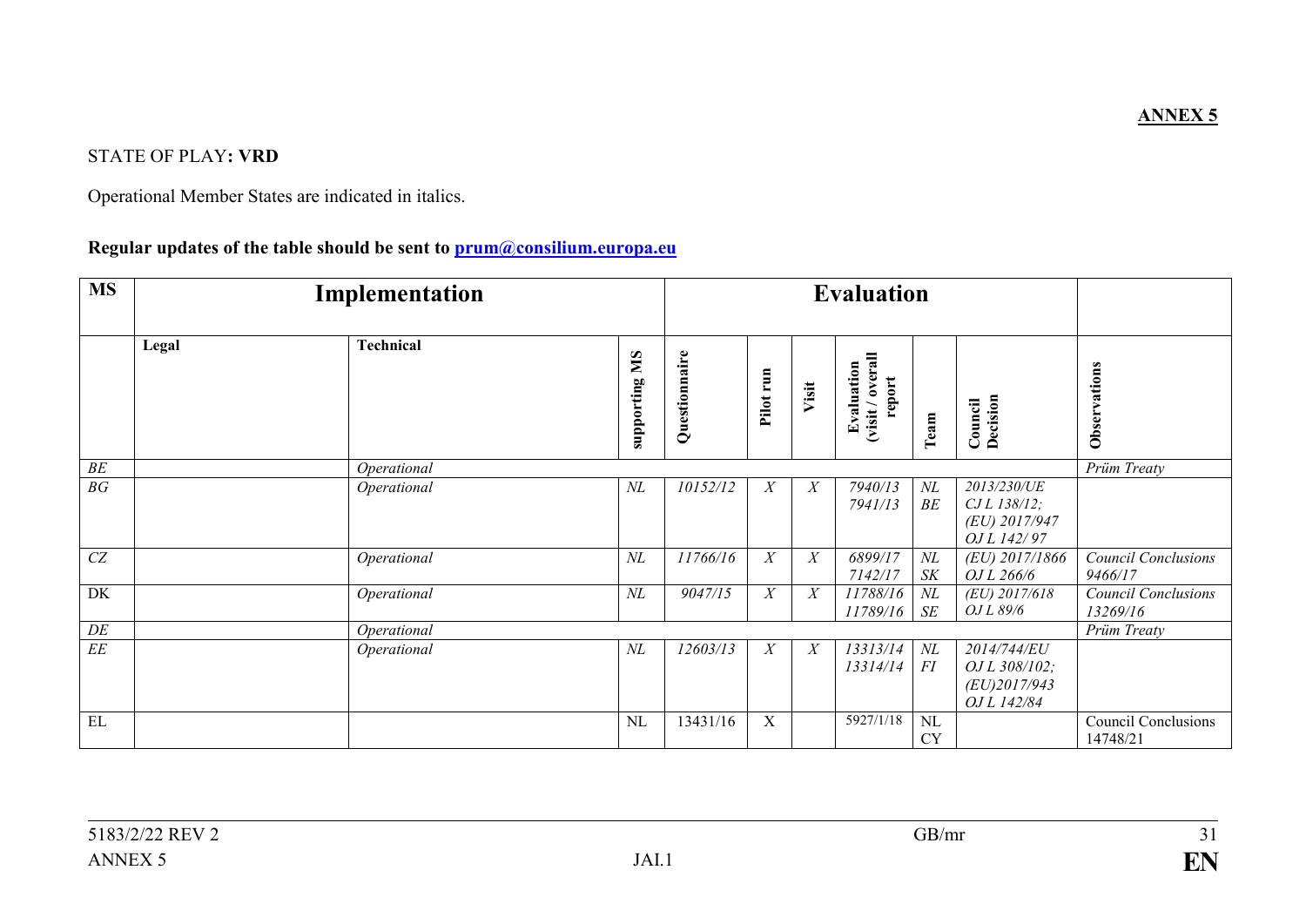**ANNEX 5**

STATE OF PLAY**: VRD**

Operational Member States are indicated in italics.

**Regular updates of the table should be sent to [prum@consilium.europa.eu](mailto:prum@consilium.europa.eu)**

| **MS** | **Implementation** | | | **Evaluation** | | | | | | |
|---|---|---|---|---|---|---|---|---|---|---|
| | **Legal** | **Technical** | **supporting MS** | **Questionnaire** | **Pilot run** | **Visit** | **Evaluation (visit / overall report** | **Team** | **Council Decision** | **Observations** |
| *BE* | | *Operational* | | | | | | | | *Prüm Treaty* |
| *BG* | | *Operational* | *NL* | *10152/12* | *X* | *X* | *7940/13 7941/13* | *NL BE* | *2013/230/UE CJ L 138/12; (EU) 2017/947 OJ L 142/ 97* | |
| *CZ* | | *Operational* | *NL* | *11766/16* | *X* | *X* | *6899/17 7142/17* | *NL SK* | *(EU) 2017/1866 OJ L 266/6* | *Council Conclusions 9466/17* |
| DK | | *Operational* | *NL* | *9047/15* | *X* | *X* | *11788/16 11789/16* | *NL SE* | *(EU) 2017/618 OJ L 89/6* | *Council Conclusions 13269/16* |
| *DE* | | *Operational* | | | | | | | | *Prüm Treaty* |
| *EE* | | *Operational* | *NL* | *12603/13* | *X* | *X* | *13313/14 13314/14* | *NL FI* | *2014/744/EU OJ L 308/102; (EU)2017/943 OJ L 142/84* | |
| EL | | | NL | 13431/16 | X | | 5927/1/18 | NL CY | | Council Conclusions 14748/21 |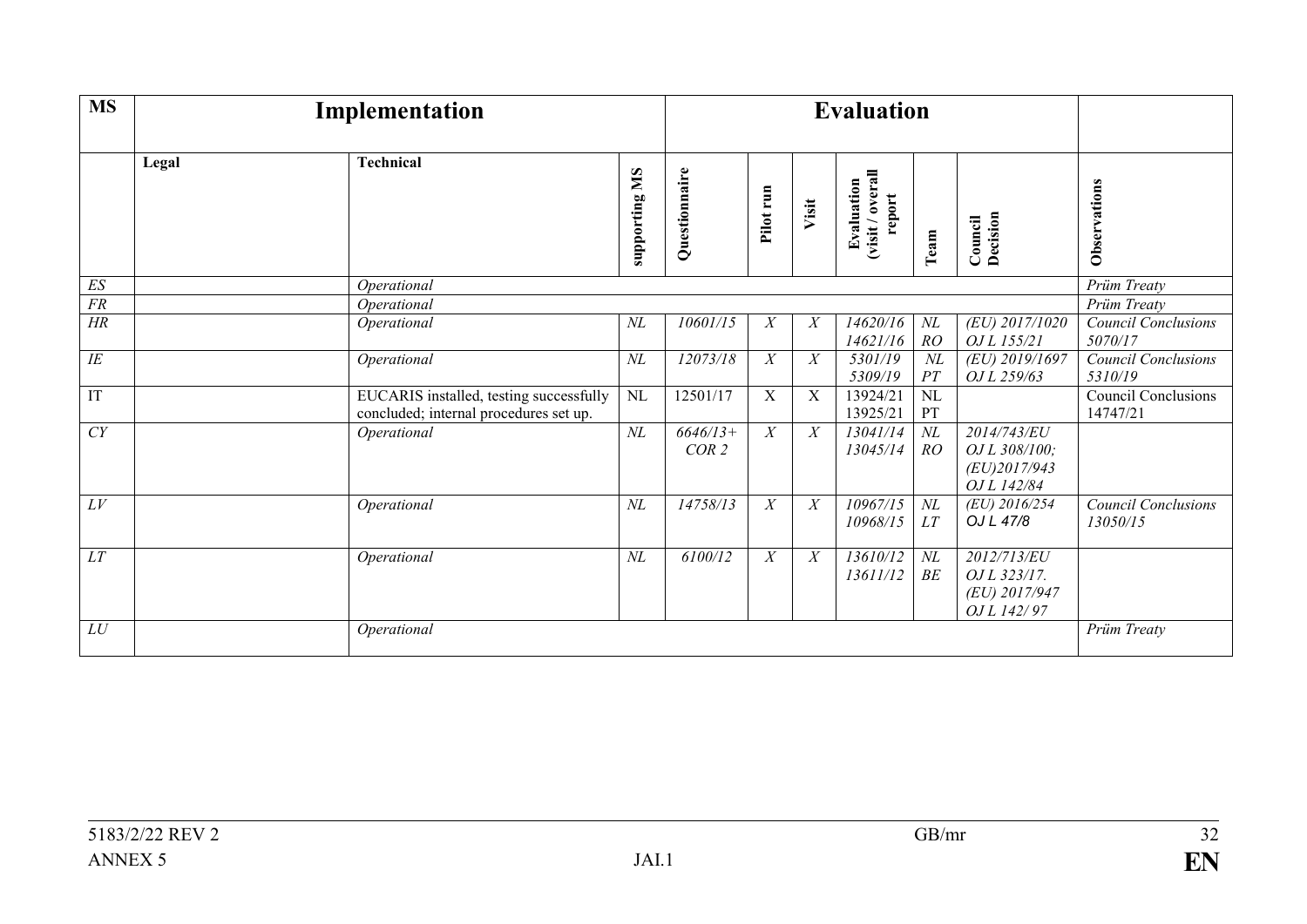| MS | Implementation | | | Evaluation | | | | | | |
|---|---|---|---|---|---|---|---|---|---|---|
| | **Legal** | **Technical** | **supporting MS** | **Questionnaire** | **Pilot run** | **Visit** | **Evaluation (visit / overall report** | **Team** | **Council Decision** | **Observations** |
| *ES* | | *Operational* | | | | | | | | *Prüm Treaty* |
| *FR* | | *Operational* | | | | | | | | *Prüm Treaty* |
| *HR* | | *Operational* | *NL* | *10601/15* | *X* | *X* | *14620/16 14621/16* | *NL RO* | *(EU) 2017/1020 OJ L 155/21* | *Council Conclusions 5070/17* |
| *IE* | | *Operational* | *NL* | *12073/18* | *X* | *X* | *5301/19 5309/19* | *NL PT* | *(EU) 2019/1697 OJ L 259/63* | *Council Conclusions 5310/19* |
| IT | | EUCARIS installed, testing successfully concluded; internal procedures set up. | NL | 12501/17 | X | X | 13924/21 13925/21 | NL PT | | Council Conclusions 14747/21 |
| *CY* | | *Operational* | *NL* | *6646/13+ COR 2* | *X* | *X* | *13041/14 13045/14* | *NL RO* | *2014/743/EU OJ L 308/100; (EU)2017/943 OJ L 142/84* | |
| *LV* | | *Operational* | *NL* | *14758/13* | *X* | *X* | *10967/15 10968/15* | *NL LT* | *(EU) 2016/254 OJ L 47/8* | *Council Conclusions 13050/15* |
| *LT* | | *Operational* | *NL* | *6100/12* | *X* | *X* | *13610/12 13611/12* | *NL BE* | *2012/713/EU OJ L 323/17. (EU) 2017/947 OJ L 142/ 97* | |
| *LU* | | *Operational* | | | | | | | | *Prüm Treaty* |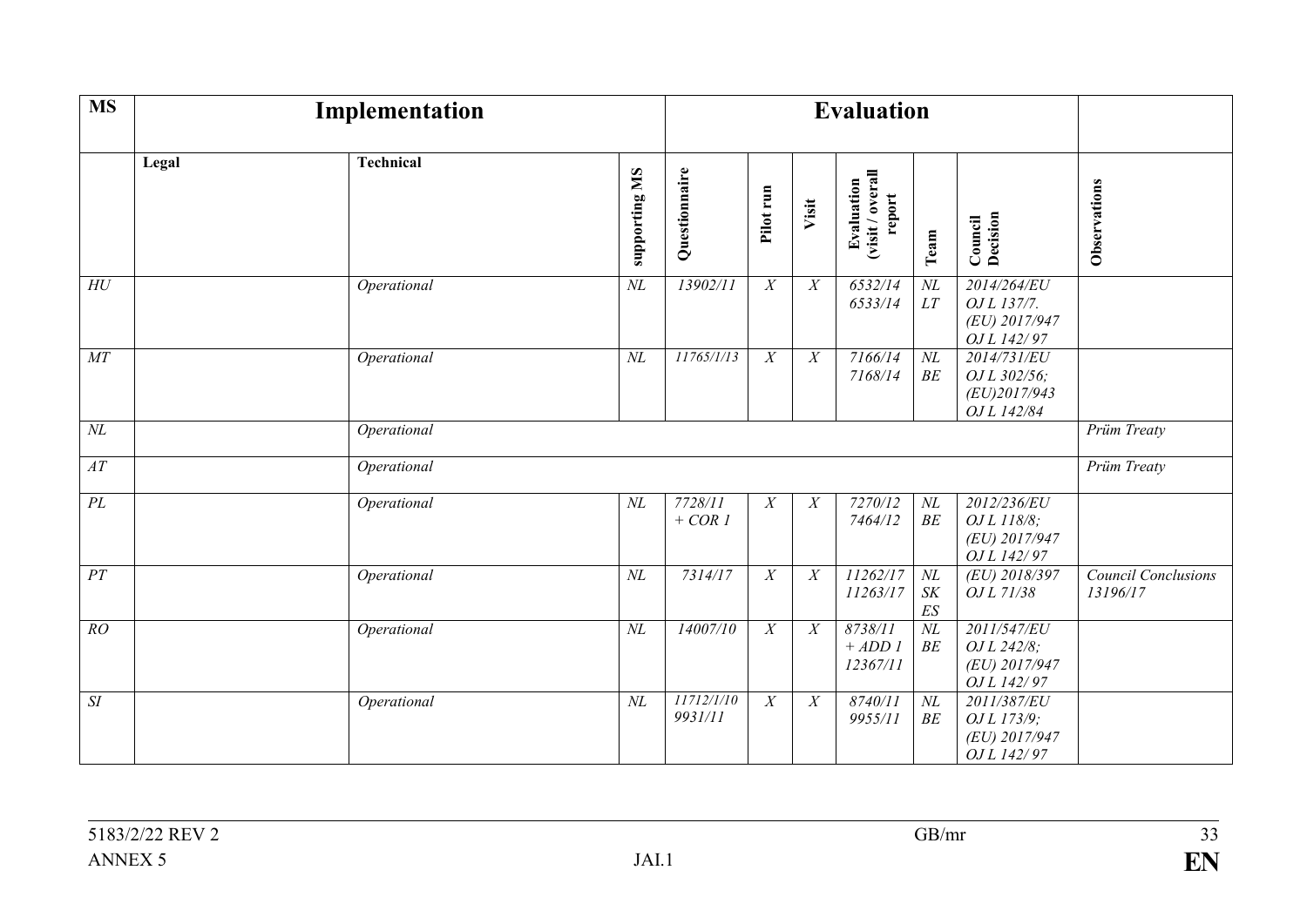| MS | Implementation | | | Evaluation | | | | | | |
|---|---|---|---|---|---|---|---|---|---|---|
| | **Legal** | **Technical** | **supporting MS** | **Questionnaire** | **Pilot run** | **Visit** | **Evaluation (visit / overall report** | **Team** | **Council Decision** | **Observations** |
| *HU* | | *Operational* | *NL* | *13902/11* | *X* | *X* | *6532/14 6533/14* | *NL LT* | *2014/264/EU OJ L 137/7. (EU) 2017/947 OJ L 142/ 97* | |
| *MT* | | *Operational* | *NL* | *11765/1/13* | *X* | *X* | *7166/14 7168/14* | *NL BE* | *2014/731/EU OJ L 302/56; (EU)2017/943 OJ L 142/84* | |
| *NL* | | *Operational* | | | | | | | | *Prüm Treaty* |
| *AT* | | *Operational* | | | | | | | | *Prüm Treaty* |
| *PL* | | *Operational* | *NL* | *7728/11 + COR 1* | *X* | *X* | *7270/12 7464/12* | *NL BE* | *2012/236/EU OJ L 118/8; (EU) 2017/947 OJ L 142/ 97* | |
| *PT* | | *Operational* | *NL* | *7314/17* | *X* | *X* | *11262/17 11263/17* | *NL SK ES* | *(EU) 2018/397 OJ L 71/38* | *Council Conclusions 13196/17* |
| *RO* | | *Operational* | *NL* | *14007/10* | *X* | *X* | *8738/11 + ADD 1 12367/11* | *NL BE* | *2011/547/EU OJ L 242/8; (EU) 2017/947 OJ L 142/ 97* | |
| *SI* | | *Operational* | *NL* | *11712/1/10 9931/11* | *X* | *X* | *8740/11 9955/11* | *NL BE* | *2011/387/EU OJ L 173/9; (EU) 2017/947 OJ L 142/ 97* | |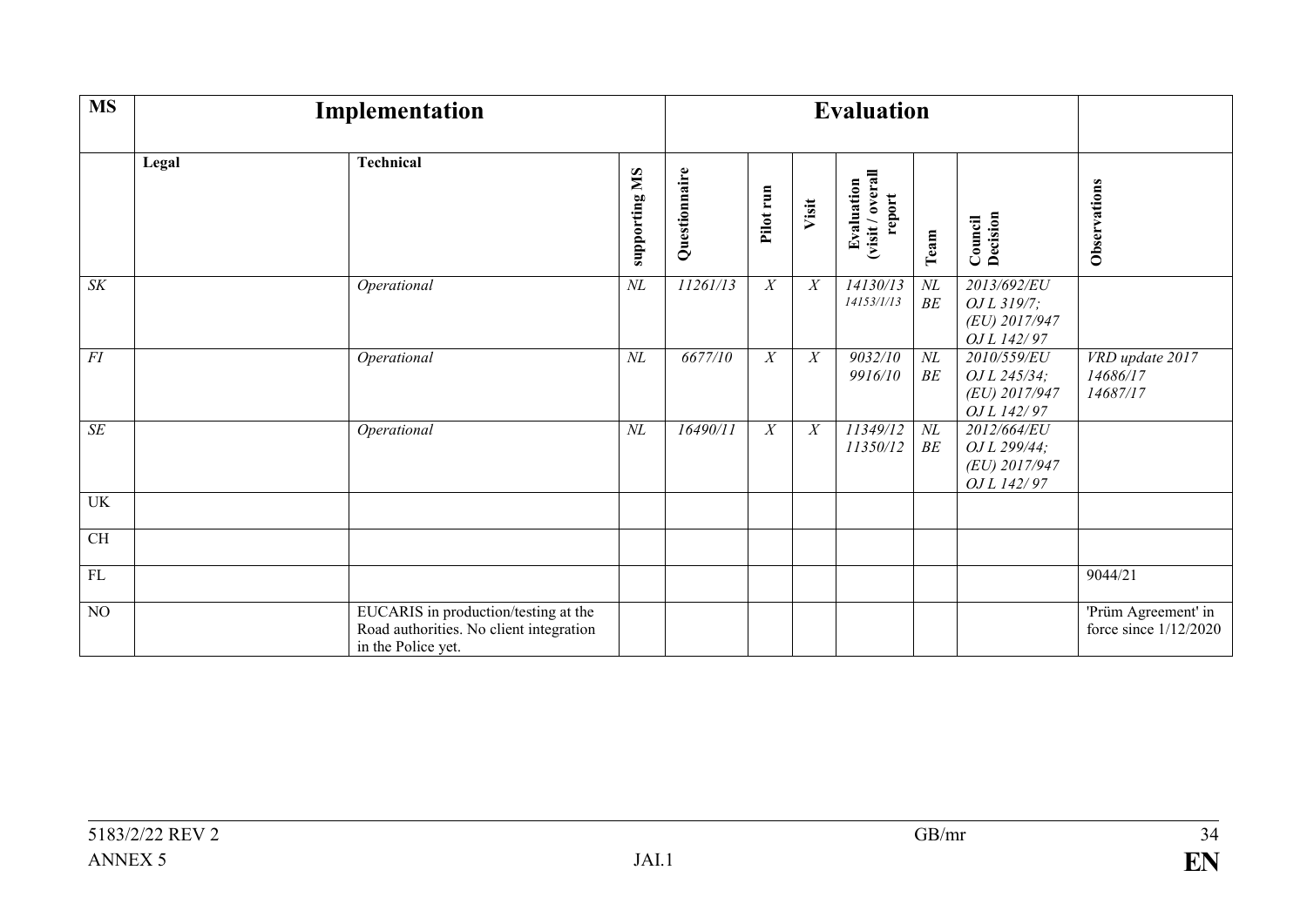| MS | Implementation | | | Evaluation | | | | | | |
|---|---|---|---|---|---|---|---|---|---|---|
| | **Legal** | **Technical** | **supporting MS** | **Questionnaire** | **Pilot run** | **Visit** | **Evaluation (visit / overall report** | **Team** | **Council Decision** | **Observations** |
| *SK* | | *Operational* | *NL* | *11261/13* | *X* | *X* | *14130/13* *14153/1/13* | *NL* *BE* | *2013/692/EU* *OJ L 319/7;* *(EU) 2017/947* *OJ L 142/ 97* | |
| *FI* | | *Operational* | *NL* | *6677/10* | *X* | *X* | *9032/10* *9916/10* | *NL* *BE* | *2010/559/EU* *OJ L 245/34;* *(EU) 2017/947* *OJ L 142/ 97* | *VRD update 2017* *14686/17* *14687/17* |
| *SE* | | *Operational* | *NL* | *16490/11* | *X* | *X* | *11349/12* *11350/12* | *NL* *BE* | *2012/664/EU* *OJ L 299/44;* *(EU) 2017/947* *OJ L 142/ 97* | |
| UK | | | | | | | | | | |
| CH | | | | | | | | | | |
| FL | | | | | | | | | | 9044/21 |
| NO | | EUCARIS in production/testing at the Road authorities. No client integration in the Police yet. | | | | | | | | 'Prüm Agreement' in force since 1/12/2020 |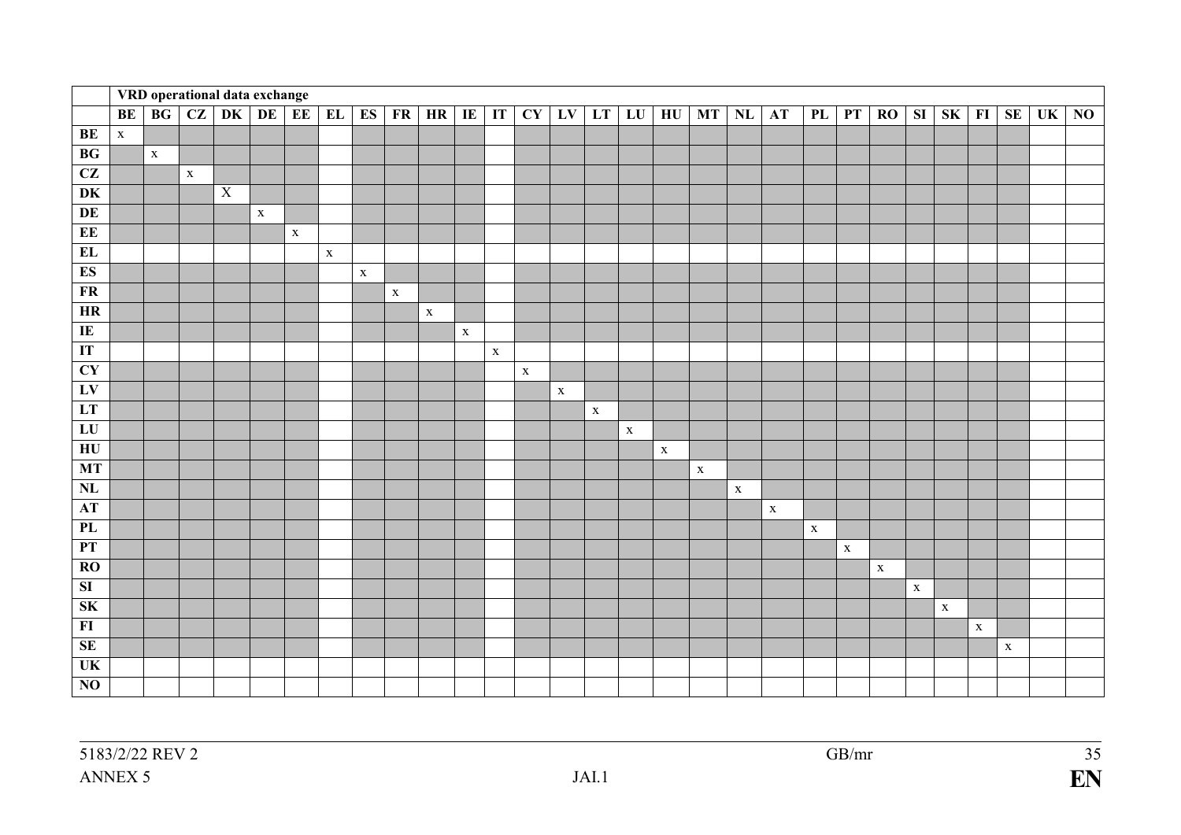| | VRD operational data exchange | | | | | | | | | | | | | | | | | | | | | | | | | | | | |
|---|---|---|---|---|---|---|---|---|---|---|---|---|---|---|---|---|---|---|---|---|---|---|---|---|---|---|---|---|---|
| | BE | BG | CZ | DK | DE | EE | EL | ES | FR | HR | IE | IT | CY | LV | LT | LU | HU | MT | NL | AT | PL | PT | RO | SI | SK | FI | SE | UK | NO |
| BE | x | | | | | | | | | | | | | | | | | | | | | | | | | | | | |
| BG | | x | | | | | | | | | | | | | | | | | | | | | | | | | | | |
| CZ | | | x | | | | | | | | | | | | | | | | | | | | | | | | | | |
| DK | | | | X | | | | | | | | | | | | | | | | | | | | | | | | | |
| DE | | | | | x | | | | | | | | | | | | | | | | | | | | | | | | |
| EE | | | | | | x | | | | | | | | | | | | | | | | | | | | | | | |
| EL | | | | | | | x | | | | | | | | | | | | | | | | | | | | | | |
| ES | | | | | | | | x | | | | | | | | | | | | | | | | | | | | | |
| FR | | | | | | | | | x | | | | | | | | | | | | | | | | | | | | |
| HR | | | | | | | | | | x | | | | | | | | | | | | | | | | | | | |
| IE | | | | | | | | | | | x | | | | | | | | | | | | | | | | | | |
| IT | | | | | | | | | | | | x | | | | | | | | | | | | | | | | | |
| CY | | | | | | | | | | | | | x | | | | | | | | | | | | | | | | |
| LV | | | | | | | | | | | | | | x | | | | | | | | | | | | | | | |
| LT | | | | | | | | | | | | | | | x | | | | | | | | | | | | | | |
| LU | | | | | | | | | | | | | | | | x | | | | | | | | | | | | | |
| HU | | | | | | | | | | | | | | | | | x | | | | | | | | | | | | |
| MT | | | | | | | | | | | | | | | | | | x | | | | | | | | | | | |
| NL | | | | | | | | | | | | | | | | | | | x | | | | | | | | | | |
| AT | | | | | | | | | | | | | | | | | | | | x | | | | | | | | | |
| PL | | | | | | | | | | | | | | | | | | | | | x | | | | | | | | |
| PT | | | | | | | | | | | | | | | | | | | | | | x | | | | | | | |
| RO | | | | | | | | | | | | | | | | | | | | | | | x | | | | | | |
| SI | | | | | | | | | | | | | | | | | | | | | | | | x | | | | | |
| SK | | | | | | | | | | | | | | | | | | | | | | | | | x | | | | |
| FI | | | | | | | | | | | | | | | | | | | | | | | | | | x | | | |
| SE | | | | | | | | | | | | | | | | | | | | | | | | | | | x | | |
| UK | | | | | | | | | | | | | | | | | | | | | | | | | | | | | |
| NO | | | | | | | | | | | | | | | | | | | | | | | | | | | | | |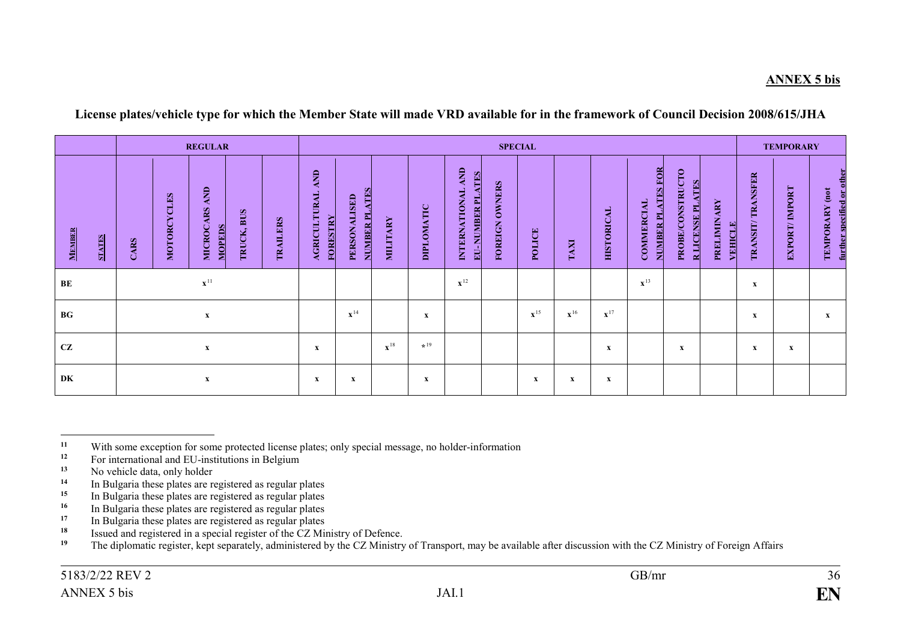**ANNEX 5 bis**

**License plates/vehicle type for which the Member State will made VRD available for in the framework of Council Decision 2008/615/JHA**

| MEMBER STATES | REGULAR | | | | | SPECIAL | | | | | | | | | | | | TEMPORARY | | |
|---|---|---|---|---|---|---|---|---|---|---|---|---|---|---|---|---|---|---|---|---|
| | CARS | MOTORCYCLES | MICROCARS AND MOPEDS | TRUCK, BUS | TRAILERS | AGRICULTURAL AND FORESTRY | PERSONALISED NUMBER PLATES | MILITARY | DIPLOMATIC | INTERNATIONAL AND EU-NUMBER PLATES | FOREIGN OWNERS | POLICE | TAXI | HISTORICAL | COMMERCIAL NUMBER PLATES FOR | PROBE/CONSTRUCTOR LICENSE PLATES | PRELIMINARY VEHICLE | TRANSIT/ TRANSFER | EXPORT/ IMPORT | TEMPORARY (not further specified or other |
| BE | x[11] | | | | | | | | | x[12] | | | | | x[13] | | | x | | |
| BG | x | | | | | | x[14] | | x | | | x[15] | x[16] | x[17] | | | | x | | x |
| CZ | x | | | | | x | | x[18] | *[19] | | | | | x | | x | | x | x | |
| DK | x | | | | | x | x | | x | | | x | x | x | | | | | | |

[11] With some exception for some protected license plates; only special message, no holder-information

[12] For international and EU-institutions in Belgium

[13] No vehicle data, only holder

[14] In Bulgaria these plates are registered as regular plates

[15] In Bulgaria these plates are registered as regular plates

[16] In Bulgaria these plates are registered as regular plates

[17] In Bulgaria these plates are registered as regular plates

[18] Issued and registered in a special register of the CZ Ministry of Defence.

[19] The diplomatic register, kept separately, administered by the CZ Ministry of Transport, may be available after discussion with the CZ Ministry of Foreign Affairs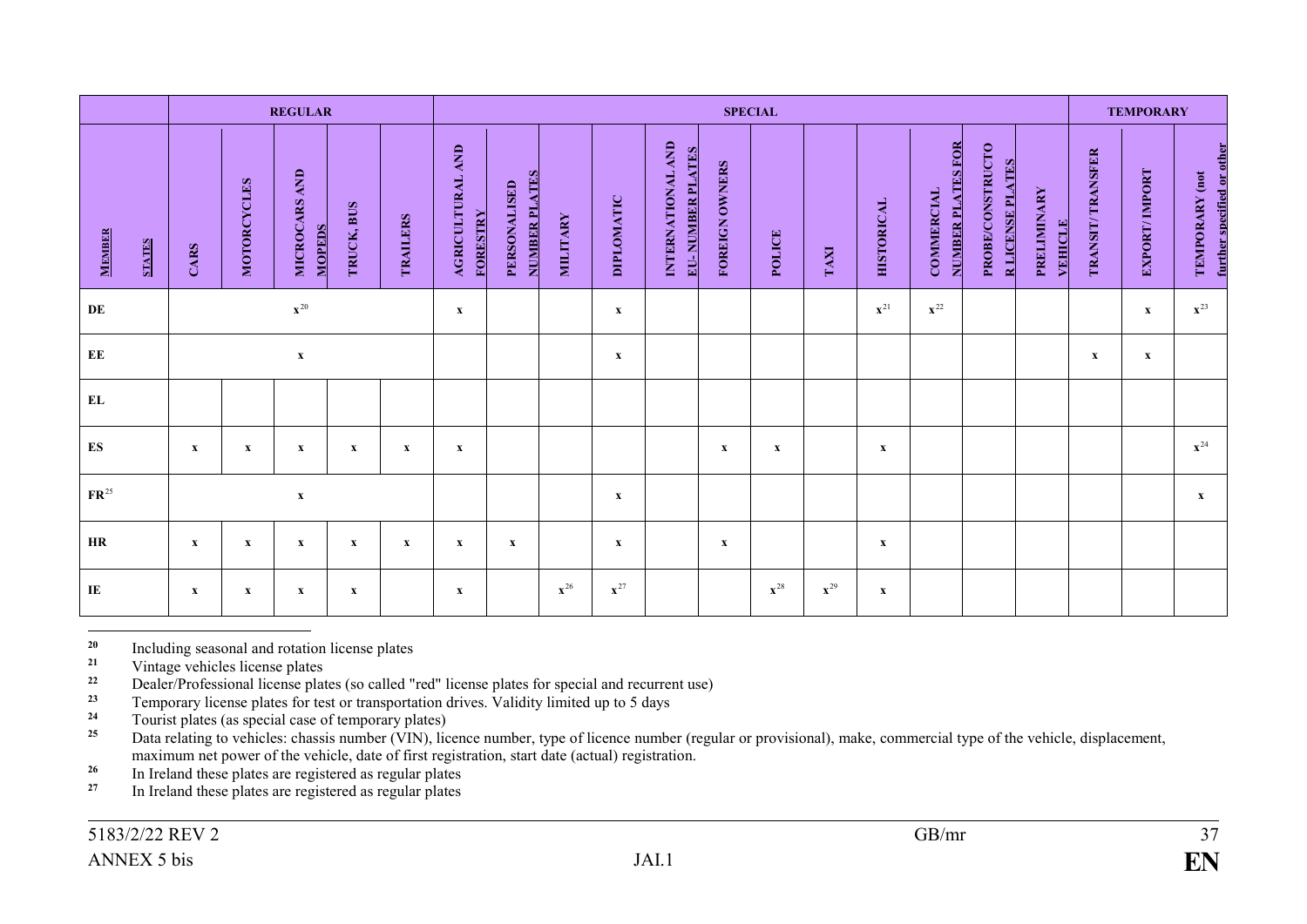| MEMBER STATES | REGULAR | | | | | SPECIAL | | | | | | | | | | | | TEMPORARY | | |
|---|---|---|---|---|---|---|---|---|---|---|---|---|---|---|---|---|---|---|---|---|
| | CARS | MOTORCYCLES | MICROCARS AND MOPEDS | TRUCK, BUS | TRAILERS | AGRICULTURAL AND FORESTRY | PERSONALISED NUMBER PLATES | MILITARY | DIPLOMATIC | INTERNATIONAL AND EU-NUMBER PLATES | FOREIGN OWNERS | POLICE | TAXI | HISTORICAL | COMMERCIAL NUMBER PLATES FOR | PROBE/CONSTRUCTOR LICENSE PLATES | PRELIMINARY VEHICLE | TRANSIT/TRANSFER | EXPORT/IMPORT | TEMPORARY (not further specified or other |
| DE | | | x[20] | | | x | | | x | | | | | x[21] | x[22] | | | | x | x[23] |
| EE | | | x | | | | | | x | | | | | | | | | x | x | |
| EL | | | | | | | | | | | | | | | | | | | | |
| ES | x | x | x | x | x | x | | | | | x | x | | x | | | | | | x[24] |
| FR[25] | | | x | | | | | | x | | | | | | | | | | | x |
| HR | x | x | x | x | x | x | x | | x | | x | | | x | | | | | | |
| IE | x | x | x | x | | x | | x[26] | x[27] | | | x[28] | x[29] | x | | | | | | |

[20] Including seasonal and rotation license plates

[21] Vintage vehicles license plates

[22] Dealer/Professional license plates (so called "red" license plates for special and recurrent use)

[23] Temporary license plates for test or transportation drives. Validity limited up to 5 days

[24] Tourist plates (as special case of temporary plates)

[25] Data relating to vehicles: chassis number (VIN), licence number, type of licence number (regular or provisional), make, commercial type of the vehicle, displacement, maximum net power of the vehicle, date of first registration, start date (actual) registration.

[26] In Ireland these plates are registered as regular plates

[27] In Ireland these plates are registered as regular plates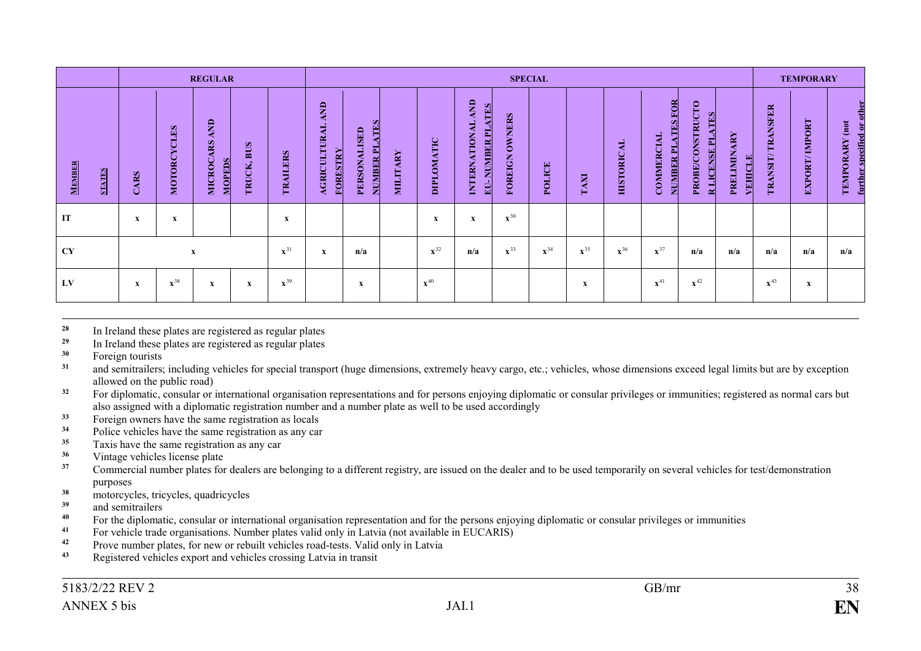| | REGULAR | | | | | SPECIAL | | | | | | | | | | | | TEMPORARY | | |
|---|---|---|---|---|---|---|---|---|---|---|---|---|---|---|---|---|---|---|---|---|
| MEMBER STATES | CARS | MOTORCYCLES | MICROCARS AND MOPEDS | TRUCK, BUS | TRAILERS | AGRICULTURAL AND FORESTRY | PERSONALISED NUMBER PLATES | MILITARY | DIPLOMATIC | INTERNATIONAL AND EU-NUMBER PLATES | FOREIGN OWNERS | POLICE | TAXI | HISTORICAL | COMMERCIAL NUMBER PLATES FOR | PROBE/CONSTRUCTOR LICENSE PLATES | PRELIMINARY VEHICLE | TRANSIT/TRANSFER | EXPORT/IMPORT | TEMPORARY (not further specified or other |
| IT | x | x | | | x | | | | x | x | x[30] | | | | | | | | | |
| CY | x | | | | x[31] | x | n/a | | x[32] | n/a | x[33] | x[34] | x[35] | x[36] | x[37] | n/a | n/a | n/a | n/a | n/a |
| LV | x | x[38] | x | x | x[39] | | x | | x[40] | | | | x | | x[41] | x[42] | | x[43] | x | |

28 In Ireland these plates are registered as regular plates
29 In Ireland these plates are registered as regular plates
30 Foreign tourists
31 and semitrailers; including vehicles for special transport (huge dimensions, extremely heavy cargo, etc.; vehicles, whose dimensions exceed legal limits but are by exception allowed on the public road)
32 For diplomatic, consular or international organisation representations and for persons enjoying diplomatic or consular privileges or immunities; registered as normal cars but also assigned with a diplomatic registration number and a number plate as well to be used accordingly
33 Foreign owners have the same registration as locals
34 Police vehicles have the same registration as any car
35 Taxis have the same registration as any car
36 Vintage vehicles license plate
37 Commercial number plates for dealers are belonging to a different registry, are issued on the dealer and to be used temporarily on several vehicles for test/demonstration purposes
38 motorcycles, tricycles, quadricycles
39 and semitrailers
40 For the diplomatic, consular or international organisation representation and for the persons enjoying diplomatic or consular privileges or immunities
41 For vehicle trade organisations. Number plates valid only in Latvia (not available in EUCARIS)
42 Prove number plates, for new or rebuilt vehicles road-tests. Valid only in Latvia
43 Registered vehicles export and vehicles crossing Latvia in transit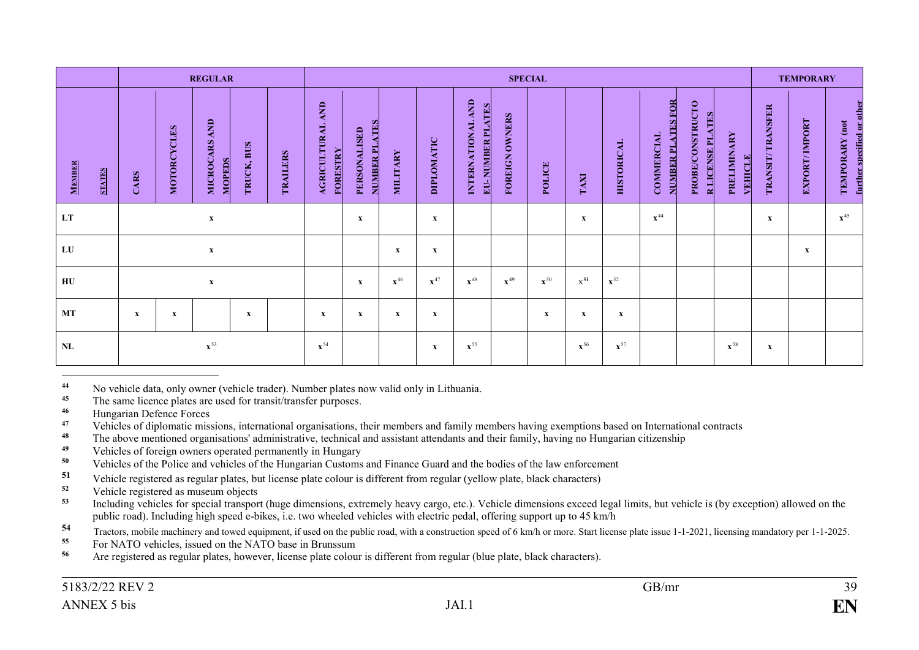| MEMBER STATES | REGULAR | | | | | SPECIAL | | | | | | | | | | | | TEMPORARY | | |
|---|---|---|---|---|---|---|---|---|---|---|---|---|---|---|---|---|---|---|---|---|
| | CARS | MOTORCYCLES | MICROCARS AND MOPEDS | TRUCK, BUS | TRAILERS | AGRICULTURAL AND FORESTRY | PERSONALISED NUMBER PLATES | MILITARY | DIPLOMATIC | INTERNATIONAL AND EU-NUMBER PLATES | FOREIGN OWNERS | POLICE | TAXI | HISTORICAL | COMMERCIAL NUMBER PLATES FOR | PROBE/CONSTRUCTOR LICENSE PLATES | PRELIMINARY VEHICLE | TRANSIT/TRANSFER | EXPORT/IMPORT | TEMPORARY (not further specified or other |
| LT | | | x | | | | x | | x | | | | x | | x[44] | | | x | | x[45] |
| LU | | | x | | | | | x | x | | | | | | | | | | x | |
| HU | | | x | | | | x | x[46] | x[47] | x[48] | x[49] | x[50] | x[51] | x[52] | | | | | | |
| MT | x | x | | x | | x | x | x | x | | | x | x | x | | | | | | |
| NL | | | x[53] | | | x[54] | | | x | x[55] | | | x[56] | x[57] | | | x[58] | x | | |

[44] No vehicle data, only owner (vehicle trader). Number plates now valid only in Lithuania.

[45] The same licence plates are used for transit/transfer purposes.

[46] Hungarian Defence Forces

[47] Vehicles of diplomatic missions, international organisations, their members and family members having exemptions based on International contracts

[48] The above mentioned organisations' administrative, technical and assistant attendants and their family, having no Hungarian citizenship

[49] Vehicles of foreign owners operated permanently in Hungary

[50] Vehicles of the Police and vehicles of the Hungarian Customs and Finance Guard and the bodies of the law enforcement

[51] Vehicle registered as regular plates, but license plate colour is different from regular (yellow plate, black characters)

[52] Vehicle registered as museum objects

[53] Including vehicles for special transport (huge dimensions, extremely heavy cargo, etc.). Vehicle dimensions exceed legal limits, but vehicle is (by exception) allowed on the public road). Including high speed e-bikes, i.e. two wheeled vehicles with electric pedal, offering support up to 45 km/h

[54] Tractors, mobile machinery and towed equipment, if used on the public road, with a construction speed of 6 km/h or more. Start license plate issue 1-1-2021, licensing mandatory per 1-1-2025.

[55] For NATO vehicles, issued on the NATO base in Brunssum

[56] Are registered as regular plates, however, license plate colour is different from regular (blue plate, black characters).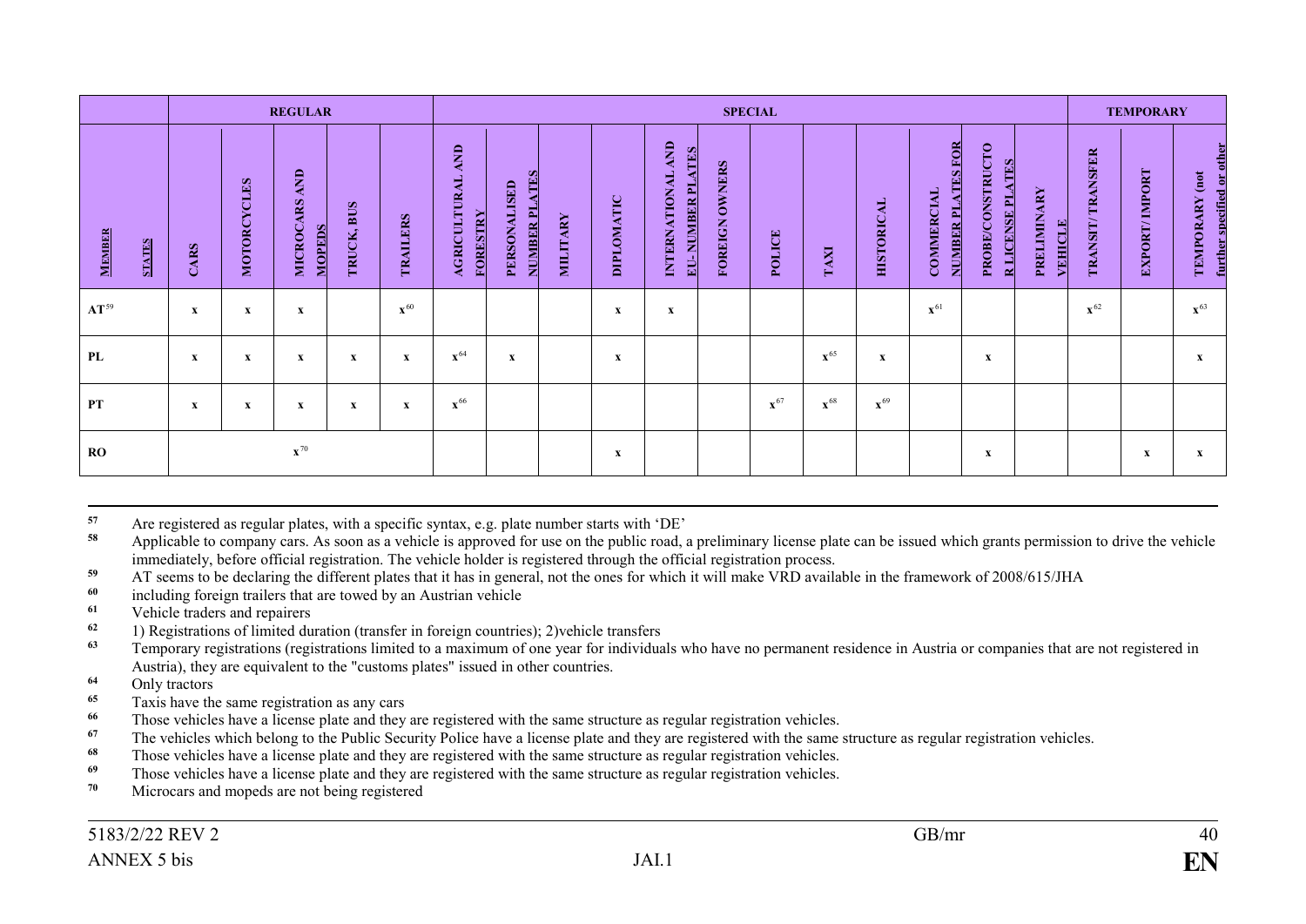| MEMBER STATES | REGULAR | | | | | SPECIAL | | | | | | | | | | | | | TEMPORARY | | |
|---|---|---|---|---|---|---|---|---|---|---|---|---|---|---|---|---|---|---|---|---|---|
| | CARS | MOTORCYCLES | MICROCARS AND MOPEDS | TRUCK, BUS | TRAILERS | AGRICULTURAL AND FORESTRY | PERSONALISED NUMBER PLATES | MILITARY | DIPLOMATIC | INTERNATIONAL AND EU-NUMBER PLATES | FOREIGN OWNERS | POLICE | TAXI | HISTORICAL | COMMERCIAL NUMBER PLATES FOR | PROBE/CONSTRUCTOR LICENSE PLATES | PRELIMINARY VEHICLE | TRANSIT/TRANSFER | EXPORT/IMPORT | TEMPORARY (not further specified or other |
| AT[59] | x | x | x | | x[60] | | | | x | x | | | | | x[61] | | | x[62] | | x[63] |
| PL | x | x | x | x | x | x[64] | x | | x | | | | x[65] | x | | x | | | | x |
| PT | x | x | x | x | x | x[66] | | | | | | x[67] | x[68] | x[69] | | | | | | |
| RO | x[70] | | | | | | | | x | | | | | | | x | | | x | x |

[57] Are registered as regular plates, with a specific syntax, e.g. plate number starts with 'DE'

[58] Applicable to company cars. As soon as a vehicle is approved for use on the public road, a preliminary license plate can be issued which grants permission to drive the vehicle immediately, before official registration. The vehicle holder is registered through the official registration process.

[59] AT seems to be declaring the different plates that it has in general, not the ones for which it will make VRD available in the framework of 2008/615/JHA

[60] including foreign trailers that are towed by an Austrian vehicle

[61] Vehicle traders and repairers

[62] 1) Registrations of limited duration (transfer in foreign countries); 2)vehicle transfers

[63] Temporary registrations (registrations limited to a maximum of one year for individuals who have no permanent residence in Austria or companies that are not registered in Austria), they are equivalent to the "customs plates" issued in other countries.

[64] Only tractors

[65] Taxis have the same registration as any cars

[66] Those vehicles have a license plate and they are registered with the same structure as regular registration vehicles.

[67] The vehicles which belong to the Public Security Police have a license plate and they are registered with the same structure as regular registration vehicles.

[68] Those vehicles have a license plate and they are registered with the same structure as regular registration vehicles.

[69] Those vehicles have a license plate and they are registered with the same structure as regular registration vehicles.

[70] Microcars and mopeds are not being registered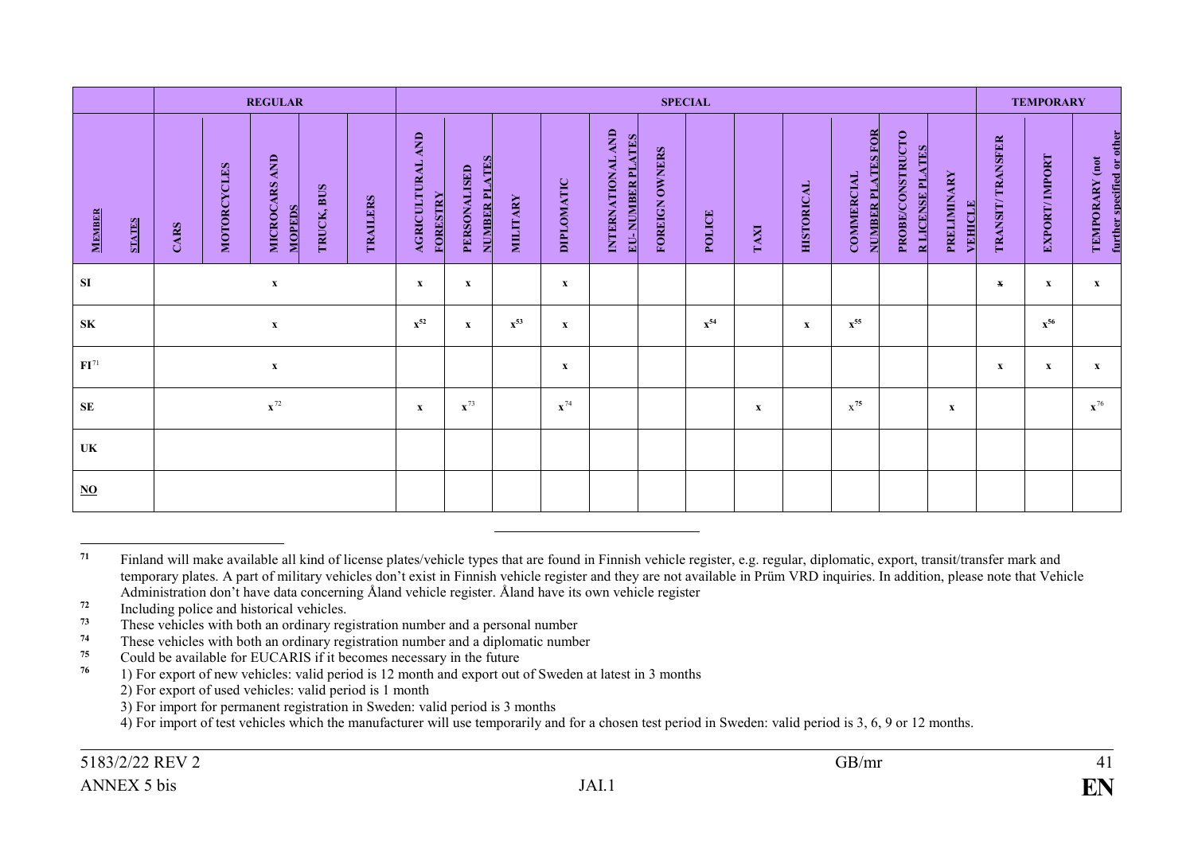| | | REGULAR | | | | | SPECIAL | | | | | | | | | | | | | TEMPORARY | | |
|---|---|---|---|---|---|---|---|---|---|---|---|---|---|---|---|---|---|---|---|---|---|---|
| MEMBER STATES | CARS | MOTORCYCLES | MICROCARS AND MOPEDS | TRUCK, BUS | TRAILERS | AGRICULTURAL AND FORESTRY | PERSONALISED NUMBER PLATES | MILITARY | DIPLOMATIC | INTERNATIONAL AND EU-NUMBER PLATES | FOREIGN OWNERS | POLICE | TAXI | HISTORICAL | COMMERCIAL NUMBER PLATES FOR | PROBE/CONSTRUCTOR LICENSE PLATES | PRELIMINARY VEHICLE | TRANSIT/TRANSFER | EXPORT/IMPORT | TEMPORARY (not further specified or other |
| SI | | | x | | | x | x | | x | | | | | | | | | ~~x~~ | x | x |
| SK | | | x | | | x[52] | x | x[53] | x | | | x[54] | | x | x[55] | | | | x[56] | |
| FI[71] | | | x | | | | | | x | | | | | | | | | x | x | x |
| SE | | | x[72] | | | x | x[73] | | x[74] | | | | x | | x[75] | | x | | | x[76] |
| UK | | | | | | | | | | | | | | | | | | | | |
| NO | | | | | | | | | | | | | | | | | | | | |

[71] Finland will make available all kind of license plates/vehicle types that are found in Finnish vehicle register, e.g. regular, diplomatic, export, transit/transfer mark and temporary plates. A part of military vehicles don't exist in Finnish vehicle register and they are not available in Prüm VRD inquiries. In addition, please note that Vehicle Administration don't have data concerning Åland vehicle register. Åland have its own vehicle register

[72] Including police and historical vehicles.

[73] These vehicles with both an ordinary registration number and a personal number

[74] These vehicles with both an ordinary registration number and a diplomatic number

[75] Could be available for EUCARIS if it becomes necessary in the future

[76] 1) For export of new vehicles: valid period is 12 month and export out of Sweden at latest in 3 months
2) For export of used vehicles: valid period is 1 month
3) For import for permanent registration in Sweden: valid period is 3 months
4) For import of test vehicles which the manufacturer will use temporarily and for a chosen test period in Sweden: valid period is 3, 6, 9 or 12 months.